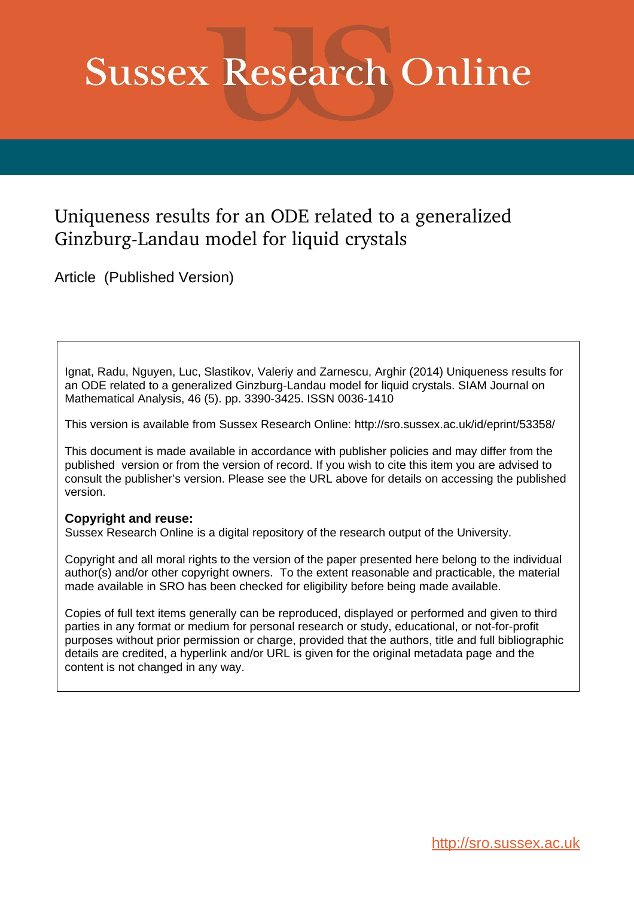# Sussex Research Online

## Uniqueness results for an ODE related to a generalized Ginzburg-Landau model for liquid crystals

Article (Published Version)

Ignat, Radu, Nguyen, Luc, Slastikov, Valeriy and Zarnescu, Arghir (2014) Uniqueness results for an ODE related to a generalized Ginzburg-Landau model for liquid crystals. SIAM Journal on Mathematical Analysis, 46 (5). pp. 3390-3425. ISSN 0036-1410

This version is available from Sussex Research Online: http://sro.sussex.ac.uk/id/eprint/53358/

This document is made available in accordance with publisher policies and may differ from the published version or from the version of record. If you wish to cite this item you are advised to consult the publisher's version. Please see the URL above for details on accessing the published version.

**Copyright and reuse:**
Sussex Research Online is a digital repository of the research output of the University.

Copyright and all moral rights to the version of the paper presented here belong to the individual author(s) and/or other copyright owners. To the extent reasonable and practicable, the material made available in SRO has been checked for eligibility before being made available.

Copies of full text items generally can be reproduced, displayed or performed and given to third parties in any format or medium for personal research or study, educational, or not-for-profit purposes without prior permission or charge, provided that the authors, title and full bibliographic details are credited, a hyperlink and/or URL is given for the original metadata page and the content is not changed in any way.

http://sro.sussex.ac.uk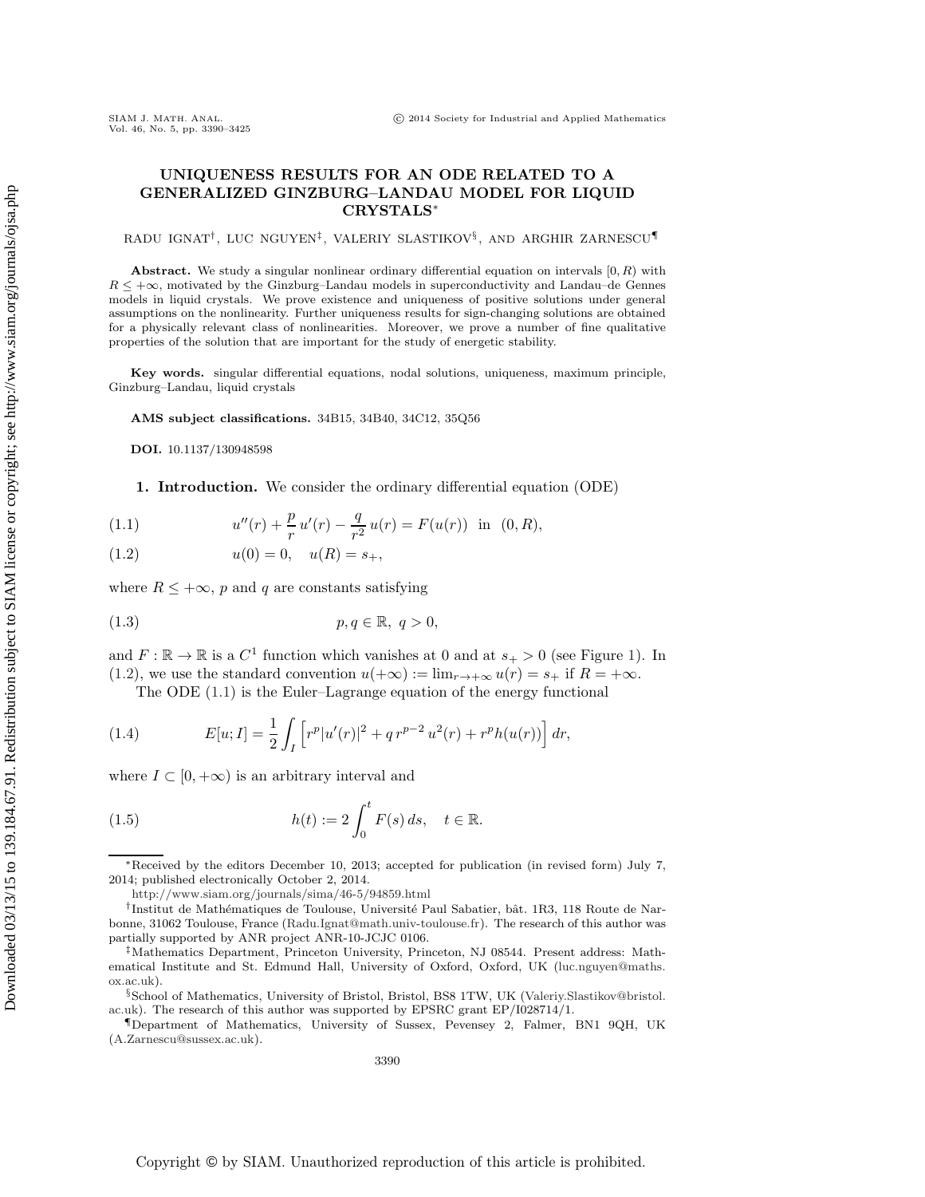# UNIQUENESS RESULTS FOR AN ODE RELATED TO A GENERALIZED GINZBURG–LANDAU MODEL FOR LIQUID CRYSTALS*

RADU IGNAT†, LUC NGUYEN‡, VALERIY SLASTIKOV§, AND ARGHIR ZARNESCU¶

**Abstract.** We study a singular nonlinear ordinary differential equation on intervals $[0, R)$ with $R \le +\infty$, motivated by the Ginzburg–Landau models in superconductivity and Landau–de Gennes models in liquid crystals. We prove existence and uniqueness of positive solutions under general assumptions on the nonlinearity. Further uniqueness results for sign-changing solutions are obtained for a physically relevant class of nonlinearities. Moreover, we prove a number of fine qualitative properties of the solution that are important for the study of energetic stability.

**Key words.** singular differential equations, nodal solutions, uniqueness, maximum principle, Ginzburg–Landau, liquid crystals

**AMS subject classifications.** 34B15, 34B40, 34C12, 35Q56

**DOI.** 10.1137/130948598

## 1. Introduction.

We consider the ordinary differential equation (ODE)

$$u''(r) + \frac{p}{r}\,u'(r) - \frac{q}{r^2}\,u(r) = F(u(r)) \quad \text{in} \quad (0, R), \tag{1.1}$$

$$u(0) = 0, \quad u(R) = s_+, \tag{1.2}$$

where $R \le +\infty$, $p$ and $q$ are constants satisfying

$$p, q \in \mathbb{R}, \ q > 0, \tag{1.3}$$

and $F : \mathbb{R} \to \mathbb{R}$ is a $C^1$ function which vanishes at 0 and at $s_+ > 0$ (see Figure 1). In (1.2), we use the standard convention $u(+\infty) := \lim_{r\to+\infty} u(r) = s_+$ if $R = +\infty$.

The ODE (1.1) is the Euler–Lagrange equation of the energy functional

$$E[u; I] = \frac{1}{2}\int_I \left[r^p |u'(r)|^2 + q\, r^{p-2}\, u^2(r) + r^p h(u(r))\right] dr, \tag{1.4}$$

where $I \subset [0, +\infty)$ is an arbitrary interval and

$$h(t) := 2\int_0^t F(s)\, ds, \quad t \in \mathbb{R}. \tag{1.5}$$

---

*Received by the editors December 10, 2013; accepted for publication (in revised form) July 7, 2014; published electronically October 2, 2014.
http://www.siam.org/journals/sima/46-5/94859.html

†Institut de Mathématiques de Toulouse, Université Paul Sabatier, bât. 1R3, 118 Route de Narbonne, 31062 Toulouse, France (Radu.Ignat@math.univ-toulouse.fr). The research of this author was partially supported by ANR project ANR-10-JCJC 0106.

‡Mathematics Department, Princeton University, Princeton, NJ 08544. Present address: Mathematical Institute and St. Edmund Hall, University of Oxford, Oxford, UK (luc.nguyen@maths.ox.ac.uk).

§School of Mathematics, University of Bristol, Bristol, BS8 1TW, UK (Valeriy.Slastikov@bristol.ac.uk). The research of this author was supported by EPSRC grant EP/I028714/1.

¶Department of Mathematics, University of Sussex, Pevensey 2, Falmer, BN1 9QH, UK (A.Zarnescu@sussex.ac.uk).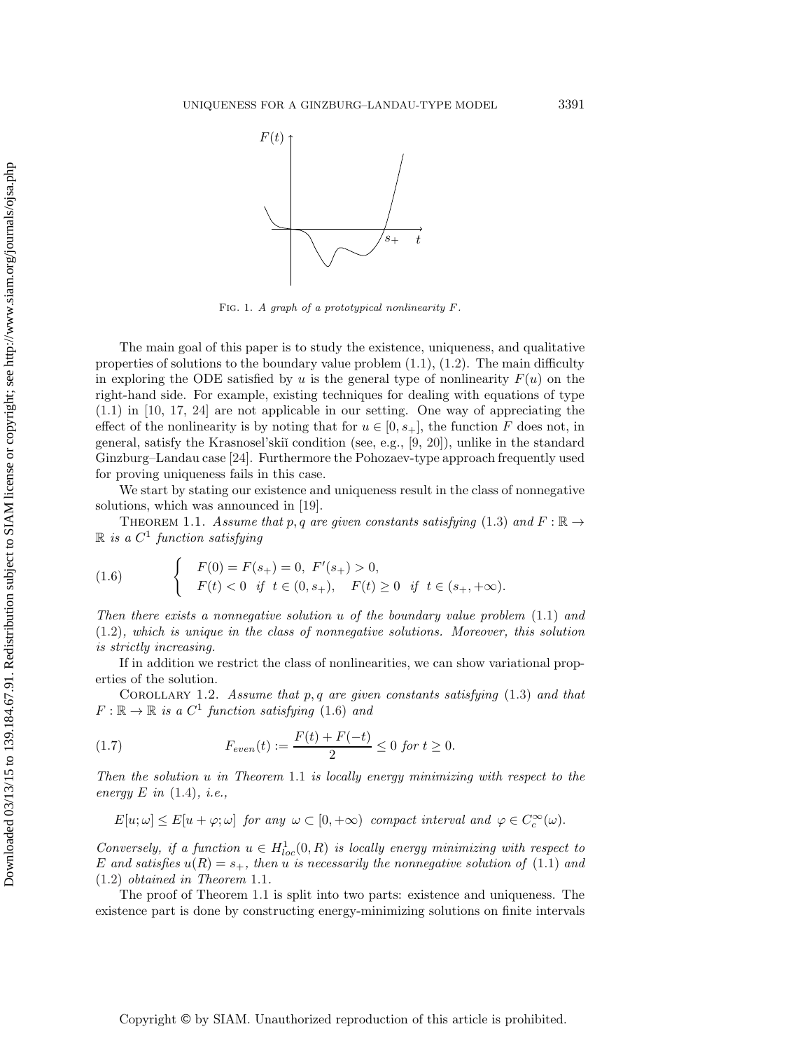$F(t)$

$s_+$ $t$

FIG. 1. *A graph of a prototypical nonlinearity $F$.*

The main goal of this paper is to study the existence, uniqueness, and qualitative properties of solutions to the boundary value problem (1.1), (1.2). The main difficulty in exploring the ODE satisfied by $u$ is the general type of nonlinearity $F(u)$ on the right-hand side. For example, existing techniques for dealing with equations of type (1.1) in [10, 17, 24] are not applicable in our setting. One way of appreciating the effect of the nonlinearity is by noting that for $u \in [0, s_+]$, the function $F$ does not, in general, satisfy the Krasnosel'skiĭ condition (see, e.g., [9, 20]), unlike in the standard Ginzburg–Landau case [24]. Furthermore the Pohozaev-type approach frequently used for proving uniqueness fails in this case.

We start by stating our existence and uniqueness result in the class of nonnegative solutions, which was announced in [19].

THEOREM 1.1. *Assume that $p, q$ are given constants satisfying* (1.3) *and $F : \mathbb{R} \to \mathbb{R}$ is a $C^1$ function satisfying*

$$\begin{cases} F(0) = F(s_+) = 0, \ F'(s_+) > 0, \\ F(t) < 0 \ \text{ if } \ t \in (0, s_+), \quad F(t) \geq 0 \ \text{ if } \ t \in (s_+, +\infty). \end{cases} \tag{1.6}$$

*Then there exists a nonnegative solution $u$ of the boundary value problem* (1.1) *and* (1.2)*, which is unique in the class of nonnegative solutions. Moreover, this solution is strictly increasing.*

If in addition we restrict the class of nonlinearities, we can show variational properties of the solution.

COROLLARY 1.2. *Assume that $p, q$ are given constants satisfying* (1.3) *and that $F : \mathbb{R} \to \mathbb{R}$ is a $C^1$ function satisfying* (1.6) *and*

$$F_{even}(t) := \frac{F(t) + F(-t)}{2} \leq 0 \ \text{for} \ t \geq 0. \tag{1.7}$$

*Then the solution $u$ in Theorem* 1.1 *is locally energy minimizing with respect to the energy $E$ in* (1.4)*, i.e.,*

$$E[u; \omega] \leq E[u + \varphi; \omega] \ \text{ for any } \ \omega \subset [0, +\infty) \ \text{ compact interval and } \ \varphi \in C_c^\infty(\omega).$$

*Conversely, if a function $u \in H^1_{loc}(0, R)$ is locally energy minimizing with respect to $E$ and satisfies $u(R) = s_+$, then $u$ is necessarily the nonnegative solution of* (1.1) *and* (1.2) *obtained in Theorem* 1.1.

The proof of Theorem 1.1 is split into two parts: existence and uniqueness. The existence part is done by constructing energy-minimizing solutions on finite intervals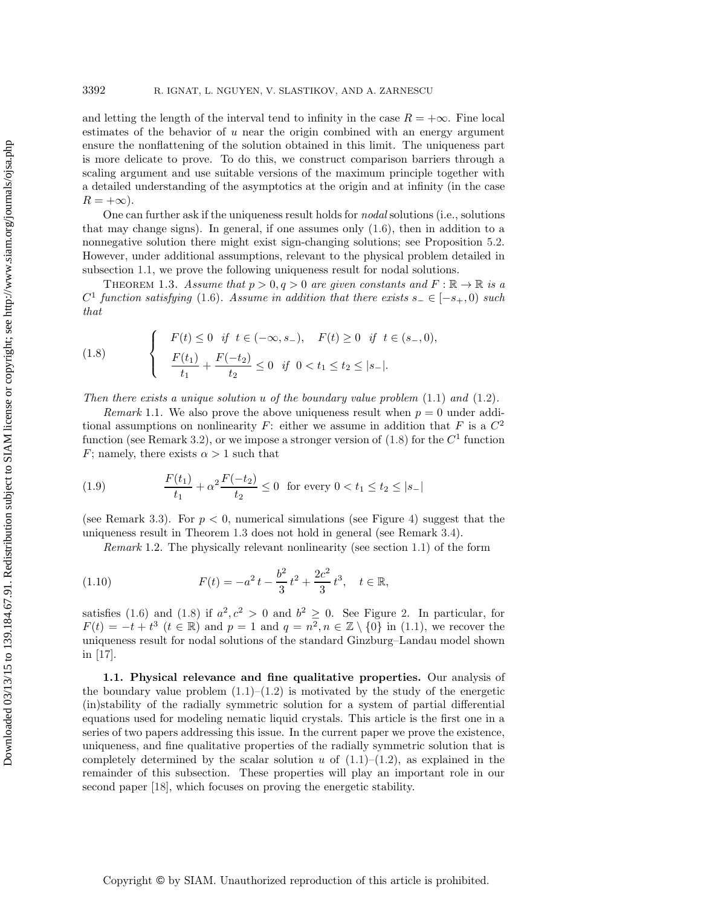and letting the length of the interval tend to infinity in the case $R = +\infty$. Fine local estimates of the behavior of $u$ near the origin combined with an energy argument ensure the nonflattening of the solution obtained in this limit. The uniqueness part is more delicate to prove. To do this, we construct comparison barriers through a scaling argument and use suitable versions of the maximum principle together with a detailed understanding of the asymptotics at the origin and at infinity (in the case $R = +\infty$).

One can further ask if the uniqueness result holds for *nodal* solutions (i.e., solutions that may change signs). In general, if one assumes only (1.6), then in addition to a nonnegative solution there might exist sign-changing solutions; see Proposition 5.2. However, under additional assumptions, relevant to the physical problem detailed in subsection 1.1, we prove the following uniqueness result for nodal solutions.

Theorem 1.3. *Assume that $p > 0, q > 0$ are given constants and $F : \mathbb{R} \to \mathbb{R}$ is a $C^1$ function satisfying* (1.6). *Assume in addition that there exists $s_- \in [-s_+, 0)$ such that*

$$
\left\{
\begin{array}{l}
F(t) \le 0 \quad \text{if} \quad t \in (-\infty, s_-), \quad F(t) \ge 0 \quad \text{if} \quad t \in (s_-, 0), \\[2mm]
\dfrac{F(t_1)}{t_1} + \dfrac{F(-t_2)}{t_2} \le 0 \quad \text{if} \quad 0 < t_1 \le t_2 \le |s_-|.
\end{array}
\right.
\tag{1.8}
$$

*Then there exists a unique solution $u$ of the boundary value problem* (1.1) *and* (1.2).

*Remark* 1.1. We also prove the above uniqueness result when $p = 0$ under additional assumptions on nonlinearity $F$: either we assume in addition that $F$ is a $C^2$ function (see Remark 3.2), or we impose a stronger version of (1.8) for the $C^1$ function $F$; namely, there exists $\alpha > 1$ such that

$$
\frac{F(t_1)}{t_1} + \alpha^2 \frac{F(-t_2)}{t_2} \le 0 \quad \text{for every } 0 < t_1 \le t_2 \le |s_-|
\tag{1.9}
$$

(see Remark 3.3). For $p < 0$, numerical simulations (see Figure 4) suggest that the uniqueness result in Theorem 1.3 does not hold in general (see Remark 3.4).

*Remark* 1.2. The physically relevant nonlinearity (see section 1.1) of the form

$$
F(t) = -a^2\, t - \frac{b^2}{3}\, t^2 + \frac{2c^2}{3}\, t^3, \quad t \in \mathbb{R},
\tag{1.10}
$$

satisfies (1.6) and (1.8) if $a^2, c^2 > 0$ and $b^2 \ge 0$. See Figure 2. In particular, for $F(t) = -t + t^3$ ($t \in \mathbb{R}$) and $p = 1$ and $q = n^2, n \in \mathbb{Z} \setminus \{0\}$ in (1.1), we recover the uniqueness result for nodal solutions of the standard Ginzburg–Landau model shown in [17].

**1.1. Physical relevance and fine qualitative properties.** Our analysis of the boundary value problem (1.1)–(1.2) is motivated by the study of the energetic (in)stability of the radially symmetric solution for a system of partial differential equations used for modeling nematic liquid crystals. This article is the first one in a series of two papers addressing this issue. In the current paper we prove the existence, uniqueness, and fine qualitative properties of the radially symmetric solution that is completely determined by the scalar solution $u$ of (1.1)–(1.2), as explained in the remainder of this subsection. These properties will play an important role in our second paper [18], which focuses on proving the energetic stability.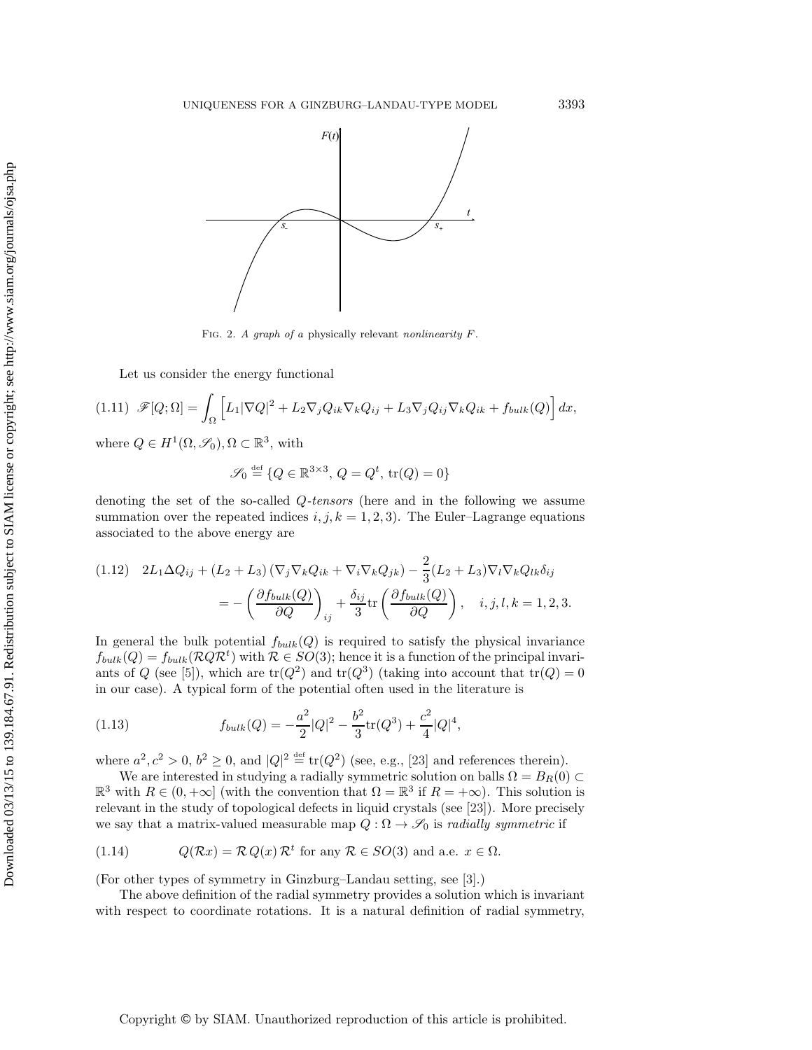F(t)

t

$s_-$

$s_+$

Fig. 2. *A graph of a* physically relevant *nonlinearity* $F$.

Let us consider the energy functional

$$\text{(1.11)}\quad \mathscr{F}[Q;\Omega] = \int_\Omega \Big[ L_1|\nabla Q|^2 + L_2\nabla_j Q_{ik}\nabla_k Q_{ij} + L_3\nabla_j Q_{ij}\nabla_k Q_{ik} + f_{bulk}(Q)\Big]\,dx,$$

where $Q \in H^1(\Omega, \mathscr{S}_0), \Omega \subset \mathbb{R}^3$, with

$$\mathscr{S}_0 \stackrel{\text{def}}{=} \{Q \in \mathbb{R}^{3\times 3},\, Q = Q^t,\, \text{tr}(Q) = 0\}$$

denoting the set of the so-called *Q-tensors* (here and in the following we assume summation over the repeated indices $i, j, k = 1, 2, 3$). The Euler–Lagrange equations associated to the above energy are

$$\text{(1.12)}\quad \begin{aligned} 2L_1\Delta Q_{ij} + (L_2 + L_3)\left(\nabla_j\nabla_k Q_{ik} + \nabla_i\nabla_k Q_{jk}\right) - \frac{2}{3}(L_2 + L_3)\nabla_l\nabla_k Q_{lk}\delta_{ij} \\ = -\left(\frac{\partial f_{bulk}(Q)}{\partial Q}\right)_{ij} + \frac{\delta_{ij}}{3}\text{tr}\left(\frac{\partial f_{bulk}(Q)}{\partial Q}\right), \quad i, j, l, k = 1, 2, 3. \end{aligned}$$

In general the bulk potential $f_{bulk}(Q)$ is required to satisfy the physical invariance $f_{bulk}(Q) = f_{bulk}(\mathcal{R}Q\mathcal{R}^t)$ with $\mathcal{R} \in SO(3)$; hence it is a function of the principal invariants of $Q$ (see [5]), which are $\text{tr}(Q^2)$ and $\text{tr}(Q^3)$ (taking into account that $\text{tr}(Q) = 0$ in our case). A typical form of the potential often used in the literature is

$$\text{(1.13)}\qquad f_{bulk}(Q) = -\frac{a^2}{2}|Q|^2 - \frac{b^2}{3}\text{tr}(Q^3) + \frac{c^2}{4}|Q|^4,$$

where $a^2, c^2 > 0$, $b^2 \geq 0$, and $|Q|^2 \stackrel{\text{def}}{=} \text{tr}(Q^2)$ (see, e.g., [23] and references therein).

We are interested in studying a radially symmetric solution on balls $\Omega = B_R(0) \subset \mathbb{R}^3$ with $R \in (0, +\infty]$ (with the convention that $\Omega = \mathbb{R}^3$ if $R = +\infty$). This solution is relevant in the study of topological defects in liquid crystals (see [23]). More precisely we say that a matrix-valued measurable map $Q : \Omega \to \mathscr{S}_0$ is *radially symmetric* if

$$\text{(1.14)}\qquad Q(\mathcal{R}x) = \mathcal{R}\,Q(x)\,\mathcal{R}^t \text{ for any } \mathcal{R} \in SO(3) \text{ and a.e. } x \in \Omega.$$

(For other types of symmetry in Ginzburg–Landau setting, see [3].)

The above definition of the radial symmetry provides a solution which is invariant with respect to coordinate rotations. It is a natural definition of radial symmetry,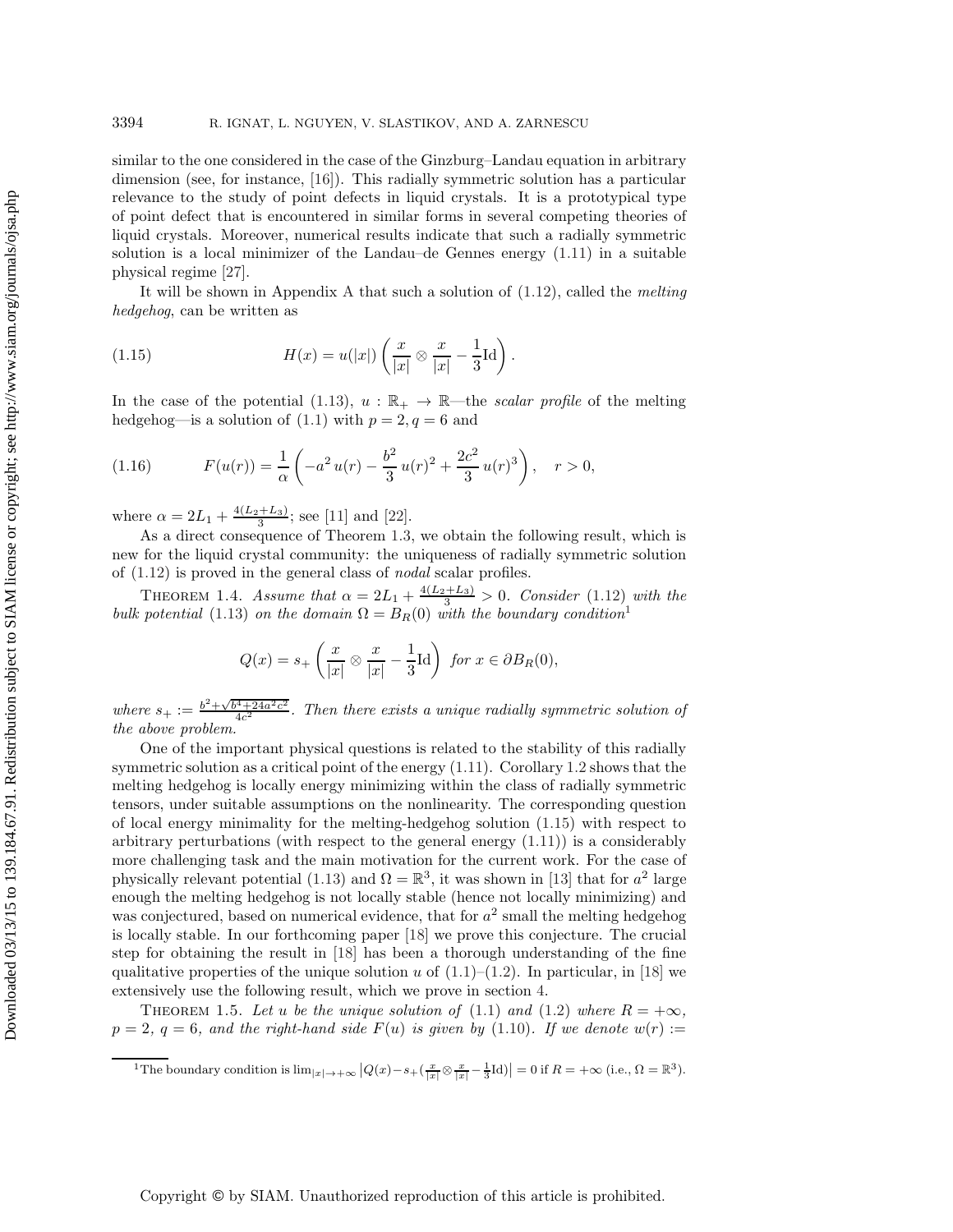similar to the one considered in the case of the Ginzburg–Landau equation in arbitrary dimension (see, for instance, [16]). This radially symmetric solution has a particular relevance to the study of point defects in liquid crystals. It is a prototypical type of point defect that is encountered in similar forms in several competing theories of liquid crystals. Moreover, numerical results indicate that such a radially symmetric solution is a local minimizer of the Landau–de Gennes energy (1.11) in a suitable physical regime [27].

It will be shown in Appendix A that such a solution of (1.12), called the *melting hedgehog*, can be written as

$$H(x) = u(|x|)\left(\frac{x}{|x|}\otimes\frac{x}{|x|} - \frac{1}{3}\mathrm{Id}\right). \tag{1.15}$$

In the case of the potential (1.13), $u : \mathbb{R}_+ \to \mathbb{R}$—the *scalar profile* of the melting hedgehog—is a solution of (1.1) with $p = 2, q = 6$ and

$$F(u(r)) = \frac{1}{\alpha}\left(-a^2\, u(r) - \frac{b^2}{3}\, u(r)^2 + \frac{2c^2}{3}\, u(r)^3\right), \quad r > 0, \tag{1.16}$$

where $\alpha = 2L_1 + \frac{4(L_2+L_3)}{3}$; see [11] and [22].

As a direct consequence of Theorem 1.3, we obtain the following result, which is new for the liquid crystal community: the uniqueness of radially symmetric solution of (1.12) is proved in the general class of *nodal* scalar profiles.

THEOREM 1.4. *Assume that* $\alpha = 2L_1 + \frac{4(L_2+L_3)}{3} > 0$*. Consider* (1.12) *with the bulk potential* (1.13) *on the domain* $\Omega = B_R(0)$ *with the boundary condition*[1]

$$Q(x) = s_+\left(\frac{x}{|x|}\otimes\frac{x}{|x|} - \frac{1}{3}\mathrm{Id}\right) \text{ for } x \in \partial B_R(0),$$

*where* $s_+ := \frac{b^2+\sqrt{b^4+24a^2c^2}}{4c^2}$*. Then there exists a unique radially symmetric solution of the above problem.*

One of the important physical questions is related to the stability of this radially symmetric solution as a critical point of the energy (1.11). Corollary 1.2 shows that the melting hedgehog is locally energy minimizing within the class of radially symmetric tensors, under suitable assumptions on the nonlinearity. The corresponding question of local energy minimality for the melting-hedgehog solution (1.15) with respect to arbitrary perturbations (with respect to the general energy (1.11)) is a considerably more challenging task and the main motivation for the current work. For the case of physically relevant potential (1.13) and $\Omega = \mathbb{R}^3$, it was shown in [13] that for $a^2$ large enough the melting hedgehog is not locally stable (hence not locally minimizing) and was conjectured, based on numerical evidence, that for $a^2$ small the melting hedgehog is locally stable. In our forthcoming paper [18] we prove this conjecture. The crucial step for obtaining the result in [18] has been a thorough understanding of the fine qualitative properties of the unique solution $u$ of (1.1)–(1.2). In particular, in [18] we extensively use the following result, which we prove in section 4.

THEOREM 1.5. *Let $u$ be the unique solution of* (1.1) *and* (1.2) *where* $R = +\infty$, $p = 2$, $q = 6$*, and the right-hand side* $F(u)$ *is given by* (1.10)*. If we denote* $w(r) :=$

[1] The boundary condition is $\lim_{|x|\to+\infty}\left|Q(x) - s_+(\frac{x}{|x|}\otimes\frac{x}{|x|} - \frac{1}{3}\mathrm{Id})\right| = 0$ if $R = +\infty$ (i.e., $\Omega = \mathbb{R}^3$).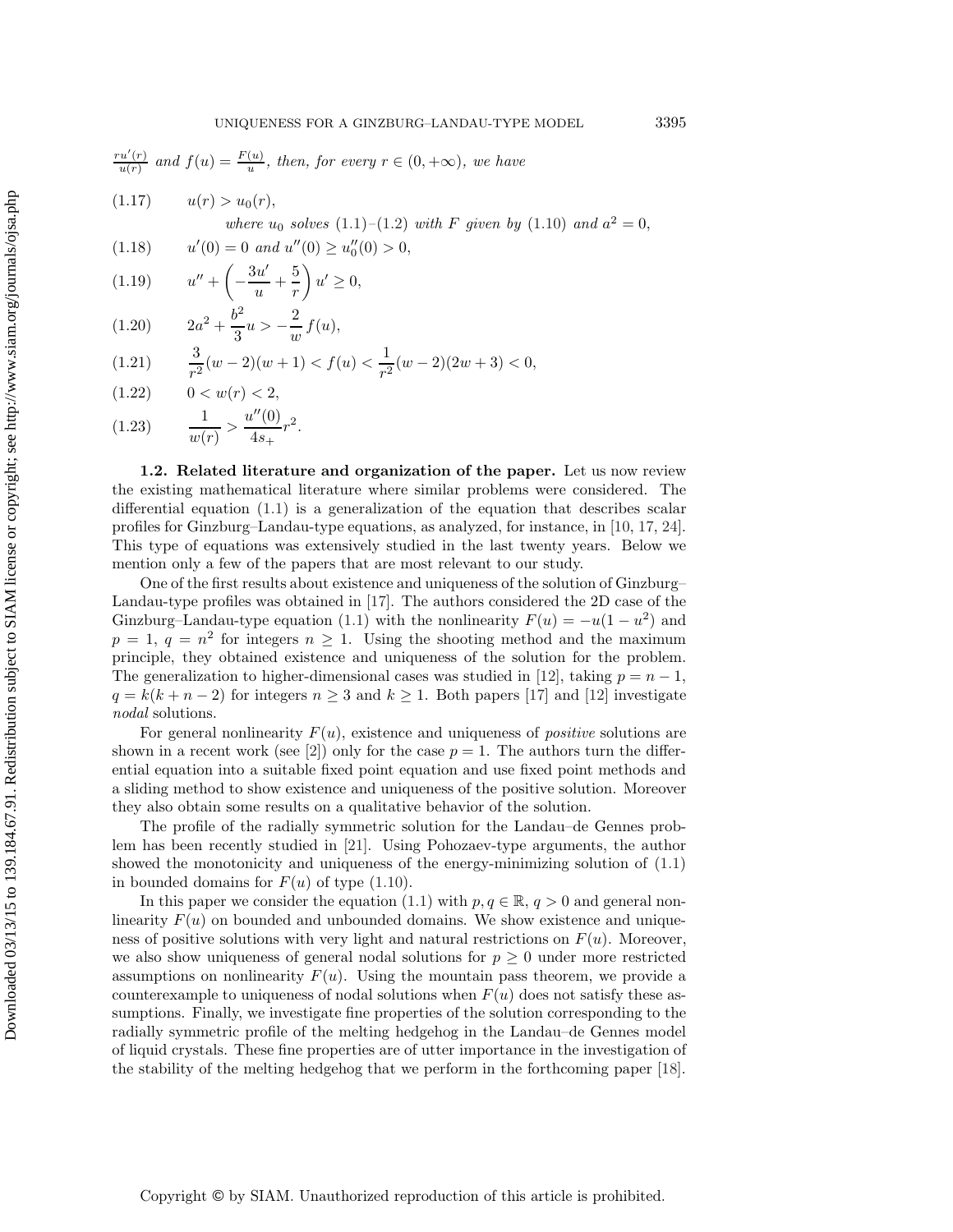$\frac{ru'(r)}{u(r)}$ *and* $f(u) = \frac{F(u)}{u}$*, then, for every* $r \in (0, +\infty)$*, we have*

$$u(r) > u_0(r), \tag{1.17}$$

*where* $u_0$ *solves* (1.1)–(1.2) *with* $F$ *given by* (1.10) *and* $a^2 = 0$,

$$u'(0) = 0 \text{ and } u''(0) \geq u_0''(0) > 0, \tag{1.18}$$

$$u'' + \left( -\frac{3u'}{u} + \frac{5}{r} \right) u' \geq 0, \tag{1.19}$$

$$2a^2 + \frac{b^2}{3} u > -\frac{2}{w} f(u), \tag{1.20}$$

$$\frac{3}{r^2}(w-2)(w+1) < f(u) < \frac{1}{r^2}(w-2)(2w+3) < 0, \tag{1.21}$$

$$0 < w(r) < 2, \tag{1.22}$$

$$\frac{1}{w(r)} > \frac{u''(0)}{4s_+} r^2. \tag{1.23}$$

**1.2. Related literature and organization of the paper.** Let us now review the existing mathematical literature where similar problems were considered. The differential equation (1.1) is a generalization of the equation that describes scalar profiles for Ginzburg–Landau-type equations, as analyzed, for instance, in [10, 17, 24]. This type of equations was extensively studied in the last twenty years. Below we mention only a few of the papers that are most relevant to our study.

One of the first results about existence and uniqueness of the solution of Ginzburg–Landau-type profiles was obtained in [17]. The authors considered the 2D case of the Ginzburg–Landau-type equation (1.1) with the nonlinearity $F(u) = -u(1-u^2)$ and $p = 1$, $q = n^2$ for integers $n \geq 1$. Using the shooting method and the maximum principle, they obtained existence and uniqueness of the solution for the problem. The generalization to higher-dimensional cases was studied in [12], taking $p = n-1$, $q = k(k+n-2)$ for integers $n \geq 3$ and $k \geq 1$. Both papers [17] and [12] investigate *nodal* solutions.

For general nonlinearity $F(u)$, existence and uniqueness of *positive* solutions are shown in a recent work (see [2]) only for the case $p = 1$. The authors turn the differential equation into a suitable fixed point equation and use fixed point methods and a sliding method to show existence and uniqueness of the positive solution. Moreover they also obtain some results on a qualitative behavior of the solution.

The profile of the radially symmetric solution for the Landau–de Gennes problem has been recently studied in [21]. Using Pohozaev-type arguments, the author showed the monotonicity and uniqueness of the energy-minimizing solution of (1.1) in bounded domains for $F(u)$ of type (1.10).

In this paper we consider the equation (1.1) with $p, q \in \mathbb{R}$, $q > 0$ and general nonlinearity $F(u)$ on bounded and unbounded domains. We show existence and uniqueness of positive solutions with very light and natural restrictions on $F(u)$. Moreover, we also show uniqueness of general nodal solutions for $p \geq 0$ under more restricted assumptions on nonlinearity $F(u)$. Using the mountain pass theorem, we provide a counterexample to uniqueness of nodal solutions when $F(u)$ does not satisfy these assumptions. Finally, we investigate fine properties of the solution corresponding to the radially symmetric profile of the melting hedgehog in the Landau–de Gennes model of liquid crystals. These fine properties are of utter importance in the investigation of the stability of the melting hedgehog that we perform in the forthcoming paper [18].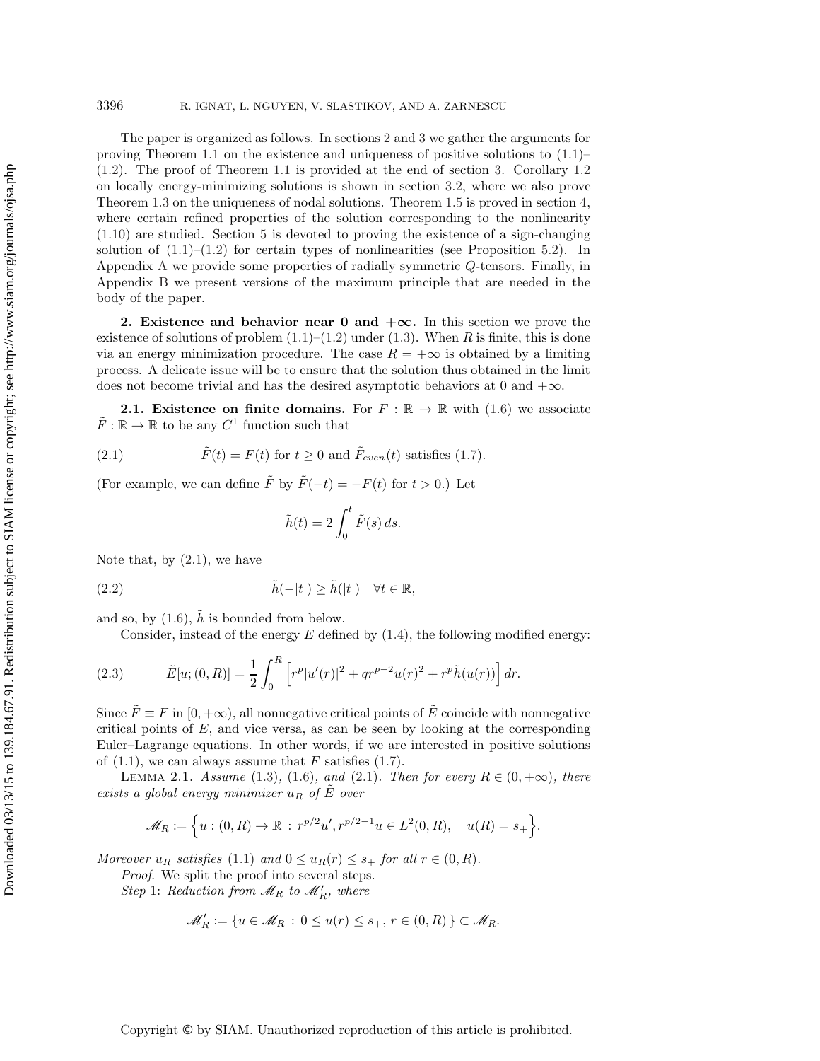The paper is organized as follows. In sections 2 and 3 we gather the arguments for proving Theorem 1.1 on the existence and uniqueness of positive solutions to (1.1)–(1.2). The proof of Theorem 1.1 is provided at the end of section 3. Corollary 1.2 on locally energy-minimizing solutions is shown in section 3.2, where we also prove Theorem 1.3 on the uniqueness of nodal solutions. Theorem 1.5 is proved in section 4, where certain refined properties of the solution corresponding to the nonlinearity (1.10) are studied. Section 5 is devoted to proving the existence of a sign-changing solution of (1.1)–(1.2) for certain types of nonlinearities (see Proposition 5.2). In Appendix A we provide some properties of radially symmetric $Q$-tensors. Finally, in Appendix B we present versions of the maximum principle that are needed in the body of the paper.

## 2. Existence and behavior near 0 and $+\infty$.

In this section we prove the existence of solutions of problem (1.1)–(1.2) under (1.3). When $R$ is finite, this is done via an energy minimization procedure. The case $R = +\infty$ is obtained by a limiting process. A delicate issue will be to ensure that the solution thus obtained in the limit does not become trivial and has the desired asymptotic behaviors at 0 and $+\infty$.

### 2.1. Existence on finite domains.

For $F : \mathbb{R} \to \mathbb{R}$ with (1.6) we associate $\tilde{F} : \mathbb{R} \to \mathbb{R}$ to be any $C^1$ function such that

$$\tilde{F}(t) = F(t) \text{ for } t \geq 0 \text{ and } \tilde{F}_{even}(t) \text{ satisfies (1.7).} \tag{2.1}$$

(For example, we can define $\tilde{F}$ by $\tilde{F}(-t) = -F(t)$ for $t > 0$.) Let

$$\tilde{h}(t) = 2\int_0^t \tilde{F}(s)\,ds.$$

Note that, by (2.1), we have

$$\tilde{h}(-|t|) \geq \tilde{h}(|t|) \quad \forall t \in \mathbb{R}, \tag{2.2}$$

and so, by (1.6), $\tilde{h}$ is bounded from below.

Consider, instead of the energy $E$ defined by (1.4), the following modified energy:

$$\tilde{E}[u;(0,R)] = \frac{1}{2}\int_0^R \Big[r^p|u'(r)|^2 + qr^{p-2}u(r)^2 + r^p\tilde{h}(u(r))\Big]\,dr. \tag{2.3}$$

Since $\tilde{F} \equiv F$ in $[0,+\infty)$, all nonnegative critical points of $\tilde{E}$ coincide with nonnegative critical points of $E$, and vice versa, as can be seen by looking at the corresponding Euler–Lagrange equations. In other words, if we are interested in positive solutions of (1.1), we can always assume that $F$ satisfies (1.7).

LEMMA 2.1. *Assume* (1.3), (1.6), *and* (2.1). *Then for every $R \in (0,+\infty)$, there exists a global energy minimizer $u_R$ of $\tilde{E}$ over*

$$\mathscr{M}_R := \Big\{u : (0,R) \to \mathbb{R} \,:\, r^{p/2}u', r^{p/2-1}u \in L^2(0,R), \quad u(R) = s_+\Big\}.$$

*Moreover $u_R$ satisfies* (1.1) *and $0 \leq u_R(r) \leq s_+$ for all $r \in (0,R)$.*

*Proof.* We split the proof into several steps.

*Step* 1: *Reduction from $\mathscr{M}_R$ to $\mathscr{M}_R'$, where*

$$\mathscr{M}_R' := \{u \in \mathscr{M}_R \,:\, 0 \leq u(r) \leq s_+,\, r \in (0,R)\} \subset \mathscr{M}_R.$$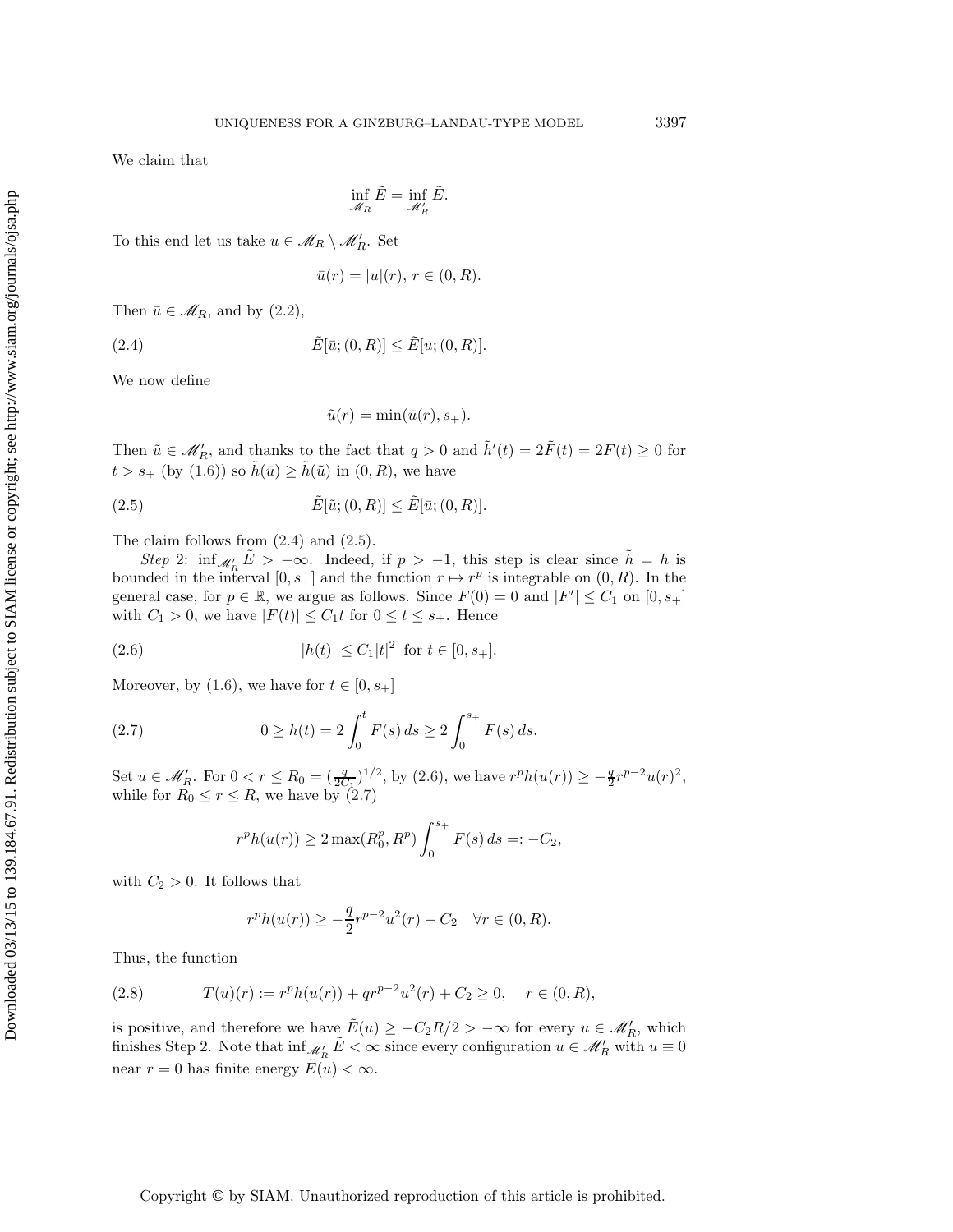We claim that

$$\inf_{\mathscr{M}_R} \tilde{E} = \inf_{\mathscr{M}'_R} \tilde{E}.$$

To this end let us take $u \in \mathscr{M}_R \setminus \mathscr{M}'_R$. Set

$$\bar{u}(r) = |u|(r),\ r \in (0, R).$$

Then $\bar{u} \in \mathscr{M}_R$, and by (2.2),

$$\tilde{E}[\bar{u}; (0, R)] \leq \tilde{E}[u; (0, R)]. \tag{2.4}$$

We now define

$$\tilde{u}(r) = \min(\bar{u}(r), s_+).$$

Then $\tilde{u} \in \mathscr{M}'_R$, and thanks to the fact that $q > 0$ and $\tilde{h}'(t) = 2\tilde{F}(t) = 2F(t) \geq 0$ for $t > s_+$ (by (1.6)) so $\tilde{h}(\bar{u}) \geq \tilde{h}(\tilde{u})$ in $(0, R)$, we have

$$\tilde{E}[\tilde{u}; (0, R)] \leq \tilde{E}[\bar{u}; (0, R)]. \tag{2.5}$$

The claim follows from (2.4) and (2.5).

*Step* 2: $\inf_{\mathscr{M}'_R} \tilde{E} > -\infty$. Indeed, if $p > -1$, this step is clear since $\tilde{h} = h$ is bounded in the interval $[0, s_+]$ and the function $r \mapsto r^p$ is integrable on $(0, R)$. In the general case, for $p \in \mathbb{R}$, we argue as follows. Since $F(0) = 0$ and $|F'| \leq C_1$ on $[0, s_+]$ with $C_1 > 0$, we have $|F(t)| \leq C_1 t$ for $0 \leq t \leq s_+$. Hence

$$|h(t)| \leq C_1 |t|^2 \ \text{ for } t \in [0, s_+]. \tag{2.6}$$

Moreover, by (1.6), we have for $t \in [0, s_+]$

$$0 \geq h(t) = 2\int_0^t F(s)\, ds \geq 2\int_0^{s_+} F(s)\, ds. \tag{2.7}$$

Set $u \in \mathscr{M}'_R$. For $0 < r \leq R_0 = (\frac{q}{2C_1})^{1/2}$, by (2.6), we have $r^p h(u(r)) \geq -\frac{q}{2} r^{p-2} u(r)^2$, while for $R_0 \leq r \leq R$, we have by (2.7)

$$r^p h(u(r)) \geq 2 \max(R_0^p, R^p) \int_0^{s_+} F(s)\, ds =: -C_2,$$

with $C_2 > 0$. It follows that

$$r^p h(u(r)) \geq -\frac{q}{2} r^{p-2} u^2(r) - C_2 \quad \forall r \in (0, R).$$

Thus, the function

$$T(u)(r) := r^p h(u(r)) + q r^{p-2} u^2(r) + C_2 \geq 0, \quad r \in (0, R), \tag{2.8}$$

is positive, and therefore we have $\tilde{E}(u) \geq -C_2 R/2 > -\infty$ for every $u \in \mathscr{M}'_R$, which finishes Step 2. Note that $\inf_{\mathscr{M}'_R} \tilde{E} < \infty$ since every configuration $u \in \mathscr{M}'_R$ with $u \equiv 0$ near $r = 0$ has finite energy $\tilde{E}(u) < \infty$.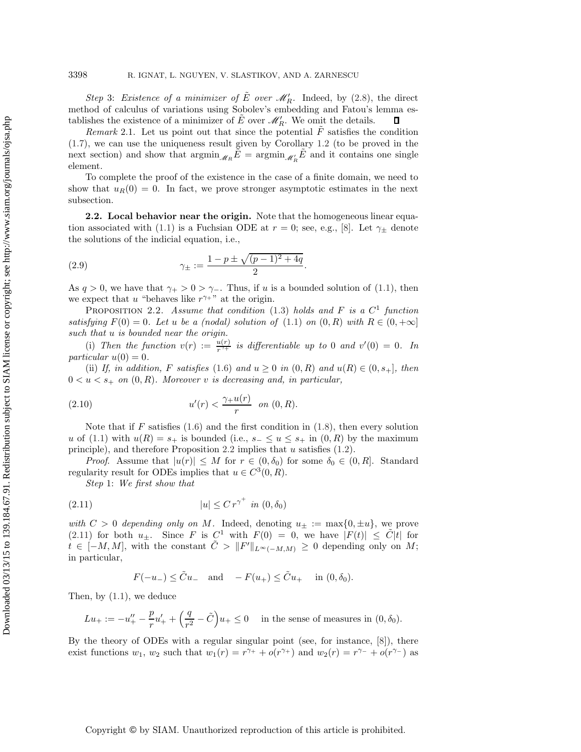*Step* 3: *Existence of a minimizer of $\tilde{E}$ over $\mathscr{M}'_R$.* Indeed, by (2.8), the direct method of calculus of variations using Sobolev's embedding and Fatou's lemma establishes the existence of a minimizer of $\tilde{E}$ over $\mathscr{M}'_R$. We omit the details. ◻

*Remark* 2.1. Let us point out that since the potential $\tilde{F}$ satisfies the condition (1.7), we can use the uniqueness result given by Corollary 1.2 (to be proved in the next section) and show that $\operatorname{argmin}_{\mathscr{M}_R} \tilde{E} = \operatorname{argmin}_{\mathscr{M}'_R} \tilde{E}$ and it contains one single element.

To complete the proof of the existence in the case of a finite domain, we need to show that $u_R(0) = 0$. In fact, we prove stronger asymptotic estimates in the next subsection.

**2.2. Local behavior near the origin.** Note that the homogeneous linear equation associated with (1.1) is a Fuchsian ODE at $r = 0$; see, e.g., [8]. Let $\gamma_\pm$ denote the solutions of the indicial equation, i.e.,

$$\gamma_\pm := \frac{1 - p \pm \sqrt{(p-1)^2 + 4q}}{2}. \tag{2.9}$$

As $q > 0$, we have that $\gamma_+ > 0 > \gamma_-$. Thus, if $u$ is a bounded solution of (1.1), then we expect that $u$ "behaves like $r^{\gamma_+}$" at the origin.

PROPOSITION 2.2. *Assume that condition* (1.3) *holds and $F$ is a $C^1$ function satisfying $F(0) = 0$. Let $u$ be a (nodal) solution of* (1.1) *on $(0, R)$ with $R \in (0, +\infty]$ such that $u$ is bounded near the origin.*

(i) *Then the function $v(r) := \frac{u(r)}{r^{\gamma_+}}$ is differentiable up to 0 and $v'(0) = 0$. In particular $u(0) = 0$.*

(ii) *If, in addition, $F$ satisfies* (1.6) *and $u \geq 0$ in $(0, R)$ and $u(R) \in (0, s_+]$, then $0 < u < s_+$ on $(0, R)$. Moreover $v$ is decreasing and, in particular,*

$$u'(r) < \frac{\gamma_+ u(r)}{r} \quad \text{on } (0, R). \tag{2.10}$$

Note that if $F$ satisfies (1.6) and the first condition in (1.8), then every solution $u$ of (1.1) with $u(R) = s_+$ is bounded (i.e., $s_- \leq u \leq s_+$ in $(0, R)$ by the maximum principle), and therefore Proposition 2.2 implies that $u$ satisfies (1.2).

*Proof.* Assume that $|u(r)| \leq M$ for $r \in (0, \delta_0)$ for some $\delta_0 \in (0, R]$. Standard regularity result for ODEs implies that $u \in C^3(0, R)$.

*Step* 1: *We first show that*

$$|u| \leq C\, r^{\gamma^+} \ \text{ in } (0, \delta_0) \tag{2.11}$$

*with $C > 0$ depending only on $M$.* Indeed, denoting $u_\pm := \max\{0, \pm u\}$, we prove (2.11) for both $u_\pm$. Since $F$ is $C^1$ with $F(0) = 0$, we have $|F(t)| \leq \tilde{C}|t|$ for $t \in [-M, M]$, with the constant $\tilde{C} > \|F'\|_{L^\infty(-M,M)} \geq 0$ depending only on $M$; in particular,

$$F(-u_-) \leq \tilde{C} u_- \quad \text{and} \quad -F(u_+) \leq \tilde{C} u_+ \quad \text{in } (0, \delta_0).$$

Then, by (1.1), we deduce

$$Lu_+ := -u_+'' - \frac{p}{r} u_+' + \Big(\frac{q}{r^2} - \tilde{C}\Big) u_+ \leq 0 \quad \text{in the sense of measures in } (0, \delta_0).$$

By the theory of ODEs with a regular singular point (see, for instance, [8]), there exist functions $w_1$, $w_2$ such that $w_1(r) = r^{\gamma_+} + o(r^{\gamma_+})$ and $w_2(r) = r^{\gamma_-} + o(r^{\gamma_-})$ as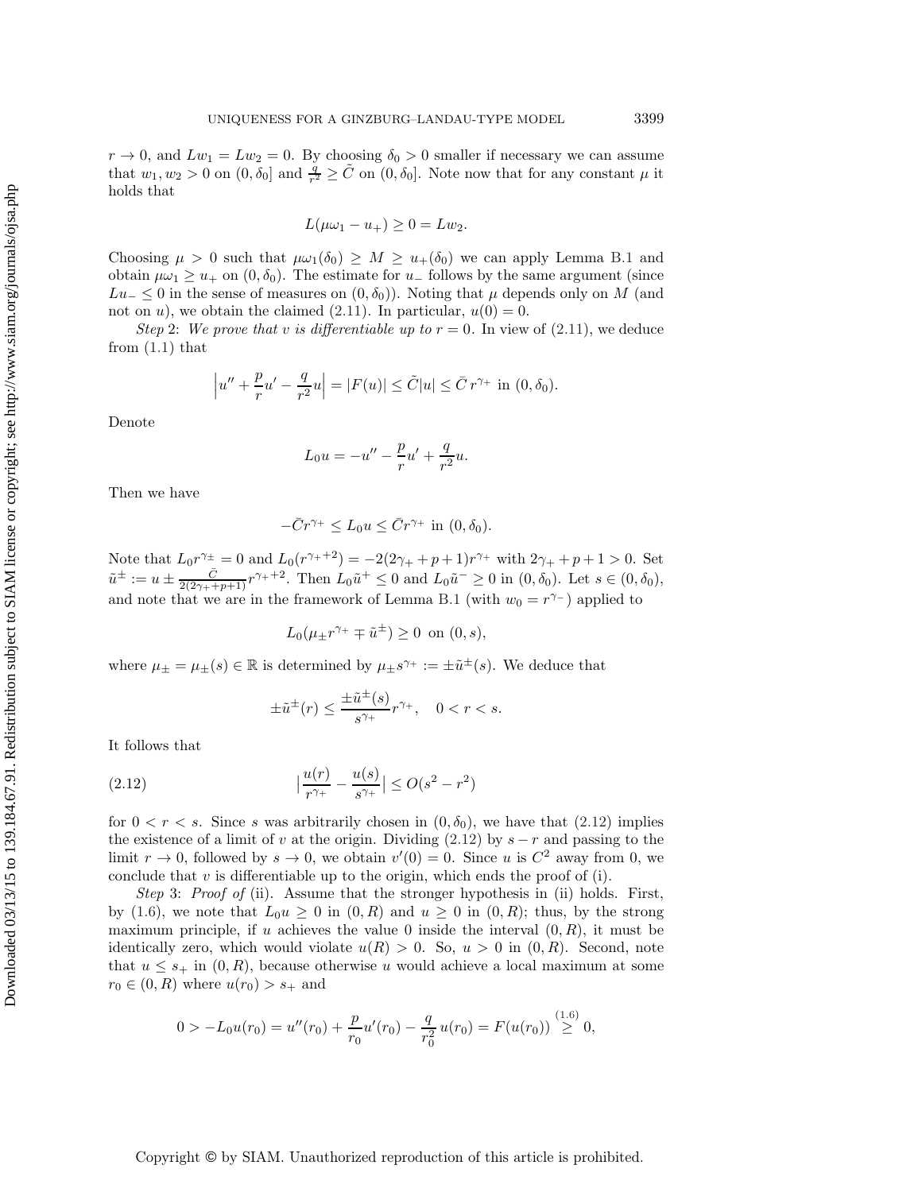$r \to 0$, and $Lw_1 = Lw_2 = 0$. By choosing $\delta_0 > 0$ smaller if necessary we can assume that $w_1, w_2 > 0$ on $(0, \delta_0]$ and $\frac{q}{r^2} \geq \tilde{C}$ on $(0, \delta_0]$. Note now that for any constant $\mu$ it holds that

$$L(\mu\omega_1 - u_+) \geq 0 = Lw_2.$$

Choosing $\mu > 0$ such that $\mu\omega_1(\delta_0) \geq M \geq u_+(\delta_0)$ we can apply Lemma B.1 and obtain $\mu\omega_1 \geq u_+$ on $(0, \delta_0)$. The estimate for $u_-$ follows by the same argument (since $Lu_- \leq 0$ in the sense of measures on $(0, \delta_0)$). Noting that $\mu$ depends only on $M$ (and not on $u$), we obtain the claimed (2.11). In particular, $u(0) = 0$.

*Step* 2: *We prove that* $v$ *is differentiable up to* $r = 0$. In view of (2.11), we deduce from (1.1) that

$$\left| u'' + \frac{p}{r}u' - \frac{q}{r^2}u \right| = |F(u)| \leq \tilde{C}|u| \leq \bar{C}\, r^{\gamma_+} \text{ in } (0, \delta_0).$$

Denote

$$L_0 u = -u'' - \frac{p}{r}u' + \frac{q}{r^2}u.$$

Then we have

$$-\bar{C}r^{\gamma_+} \leq L_0 u \leq \bar{C}r^{\gamma_+} \text{ in } (0, \delta_0).$$

Note that $L_0 r^{\gamma_\pm} = 0$ and $L_0(r^{\gamma_+ + 2}) = -2(2\gamma_+ + p + 1)r^{\gamma_+}$ with $2\gamma_+ + p + 1 > 0$. Set $\tilde{u}^\pm := u \pm \frac{\bar{C}}{2(2\gamma_+ + p + 1)} r^{\gamma_+ + 2}$. Then $L_0 \tilde{u}^+ \leq 0$ and $L_0 \tilde{u}^- \geq 0$ in $(0, \delta_0)$. Let $s \in (0, \delta_0)$, and note that we are in the framework of Lemma B.1 (with $w_0 = r^{\gamma_-}$) applied to

$$L_0(\mu_\pm r^{\gamma_+} \mp \tilde{u}^\pm) \geq 0 \text{ on } (0, s),$$

where $\mu_\pm = \mu_\pm(s) \in \mathbb{R}$ is determined by $\mu_\pm s^{\gamma_+} := \pm \tilde{u}^\pm(s)$. We deduce that

$$\pm \tilde{u}^\pm(r) \leq \frac{\pm \tilde{u}^\pm(s)}{s^{\gamma_+}} r^{\gamma_+}, \quad 0 < r < s.$$

It follows that

$$\left| \frac{u(r)}{r^{\gamma_+}} - \frac{u(s)}{s^{\gamma_+}} \right| \leq O(s^2 - r^2) \tag{2.12}$$

for $0 < r < s$. Since $s$ was arbitrarily chosen in $(0, \delta_0)$, we have that (2.12) implies the existence of a limit of $v$ at the origin. Dividing (2.12) by $s - r$ and passing to the limit $r \to 0$, followed by $s \to 0$, we obtain $v'(0) = 0$. Since $u$ is $C^2$ away from 0, we conclude that $v$ is differentiable up to the origin, which ends the proof of (i).

*Step* 3: *Proof of* (ii). Assume that the stronger hypothesis in (ii) holds. First, by (1.6), we note that $L_0 u \geq 0$ in $(0, R)$ and $u \geq 0$ in $(0, R)$; thus, by the strong maximum principle, if $u$ achieves the value 0 inside the interval $(0, R)$, it must be identically zero, which would violate $u(R) > 0$. So, $u > 0$ in $(0, R)$. Second, note that $u \leq s_+$ in $(0, R)$, because otherwise $u$ would achieve a local maximum at some $r_0 \in (0, R)$ where $u(r_0) > s_+$ and

$$0 > -L_0 u(r_0) = u''(r_0) + \frac{p}{r_0}u'(r_0) - \frac{q}{r_0^2}\, u(r_0) = F(u(r_0)) \overset{(1.6)}{\geq} 0,$$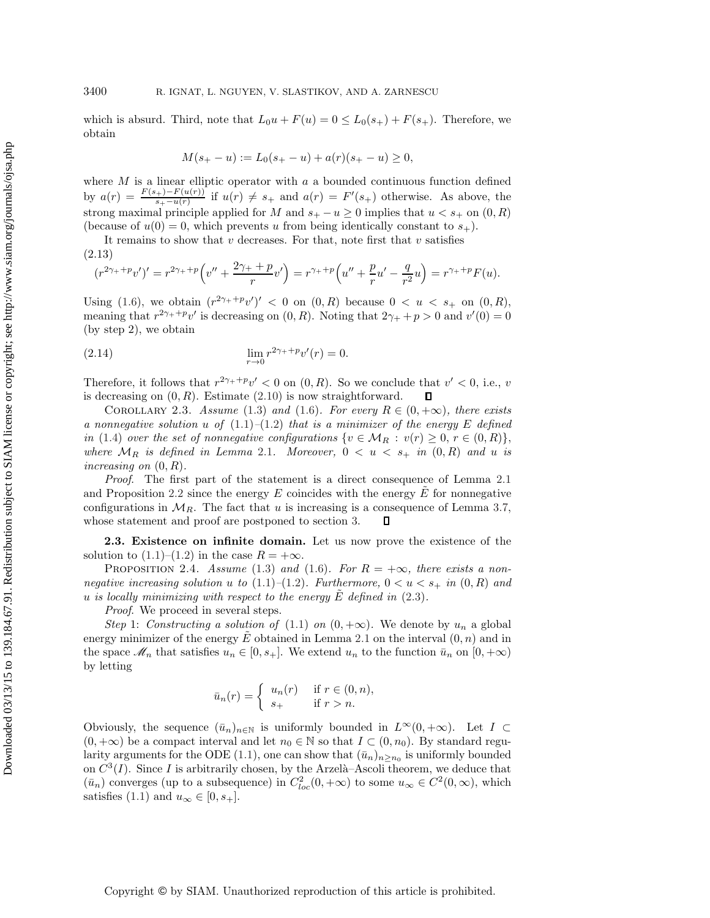which is absurd. Third, note that $L_0 u + F(u) = 0 \le L_0(s_+) + F(s_+)$. Therefore, we obtain

$$M(s_+ - u) := L_0(s_+ - u) + a(r)(s_+ - u) \ge 0,$$

where $M$ is a linear elliptic operator with $a$ a bounded continuous function defined by $a(r) = \frac{F(s_+) - F(u(r))}{s_+ - u(r)}$ if $u(r) \ne s_+$ and $a(r) = F'(s_+)$ otherwise. As above, the strong maximal principle applied for $M$ and $s_+ - u \ge 0$ implies that $u < s_+$ on $(0, R)$ (because of $u(0) = 0$, which prevents $u$ from being identically constant to $s_+$).

It remains to show that $v$ decreases. For that, note first that $v$ satisfies

$$(r^{2\gamma_+ + p} v')' = r^{2\gamma_+ + p}\Big(v'' + \frac{2\gamma_+ + p}{r} v'\Big) = r^{\gamma_+ + p}\Big(u'' + \frac{p}{r} u' - \frac{q}{r^2} u\Big) = r^{\gamma_+ + p} F(u). \tag{2.13}$$

Using (1.6), we obtain $(r^{2\gamma_+ + p} v')' < 0$ on $(0, R)$ because $0 < u < s_+$ on $(0, R)$, meaning that $r^{2\gamma_+ + p} v'$ is decreasing on $(0, R)$. Noting that $2\gamma_+ + p > 0$ and $v'(0) = 0$ (by step 2), we obtain

$$\lim_{r \to 0} r^{2\gamma_+ + p} v'(r) = 0. \tag{2.14}$$

Therefore, it follows that $r^{2\gamma_+ + p} v' < 0$ on $(0, R)$. So we conclude that $v' < 0$, i.e., $v$ is decreasing on $(0, R)$. Estimate (2.10) is now straightforward. ∎

COROLLARY 2.3. *Assume* (1.3) *and* (1.6). *For every $R \in (0, +\infty)$, there exists a nonnegative solution $u$ of* (1.1)–(1.2) *that is a minimizer of the energy $E$ defined in* (1.4) *over the set of nonnegative configurations $\{v \in \mathcal{M}_R : v(r) \ge 0, r \in (0, R)\}$, where $\mathcal{M}_R$ is defined in Lemma* 2.1. *Moreover, $0 < u < s_+$ in $(0, R)$ and $u$ is increasing on $(0, R)$.*

*Proof*. The first part of the statement is a direct consequence of Lemma 2.1 and Proposition 2.2 since the energy $E$ coincides with the energy $\tilde{E}$ for nonnegative configurations in $\mathcal{M}_R$. The fact that $u$ is increasing is a consequence of Lemma 3.7, whose statement and proof are postponed to section 3. ∎

### 2.3. Existence on infinite domain.

Let us now prove the existence of the solution to (1.1)–(1.2) in the case $R = +\infty$.

PROPOSITION 2.4. *Assume* (1.3) *and* (1.6). *For $R = +\infty$, there exists a nonnegative increasing solution $u$ to* (1.1)–(1.2). *Furthermore, $0 < u < s_+$ in $(0, R)$ and $u$ is locally minimizing with respect to the energy $\tilde{E}$ defined in* (2.3).

*Proof*. We proceed in several steps.

*Step 1: Constructing a solution of* (1.1) *on $(0, +\infty)$.* We denote by $u_n$ a global energy minimizer of the energy $\tilde{E}$ obtained in Lemma 2.1 on the interval $(0, n)$ and in the space $\mathscr{M}_n$ that satisfies $u_n \in [0, s_+]$. We extend $u_n$ to the function $\bar{u}_n$ on $[0, +\infty)$ by letting

$$\bar{u}_n(r) = \begin{cases} u_n(r) & \text{if } r \in (0, n), \\ s_+ & \text{if } r > n. \end{cases}$$

Obviously, the sequence $(\bar{u}_n)_{n \in \mathbb{N}}$ is uniformly bounded in $L^\infty(0, +\infty)$. Let $I \subset (0, +\infty)$ be a compact interval and let $n_0 \in \mathbb{N}$ so that $I \subset (0, n_0)$. By standard regularity arguments for the ODE (1.1), one can show that $(\bar{u}_n)_{n \ge n_0}$ is uniformly bounded on $C^3(I)$. Since $I$ is arbitrarily chosen, by the Arzelà–Ascoli theorem, we deduce that $(\bar{u}_n)$ converges (up to a subsequence) in $C^2_{loc}(0, +\infty)$ to some $u_\infty \in C^2(0, \infty)$, which satisfies (1.1) and $u_\infty \in [0, s_+]$.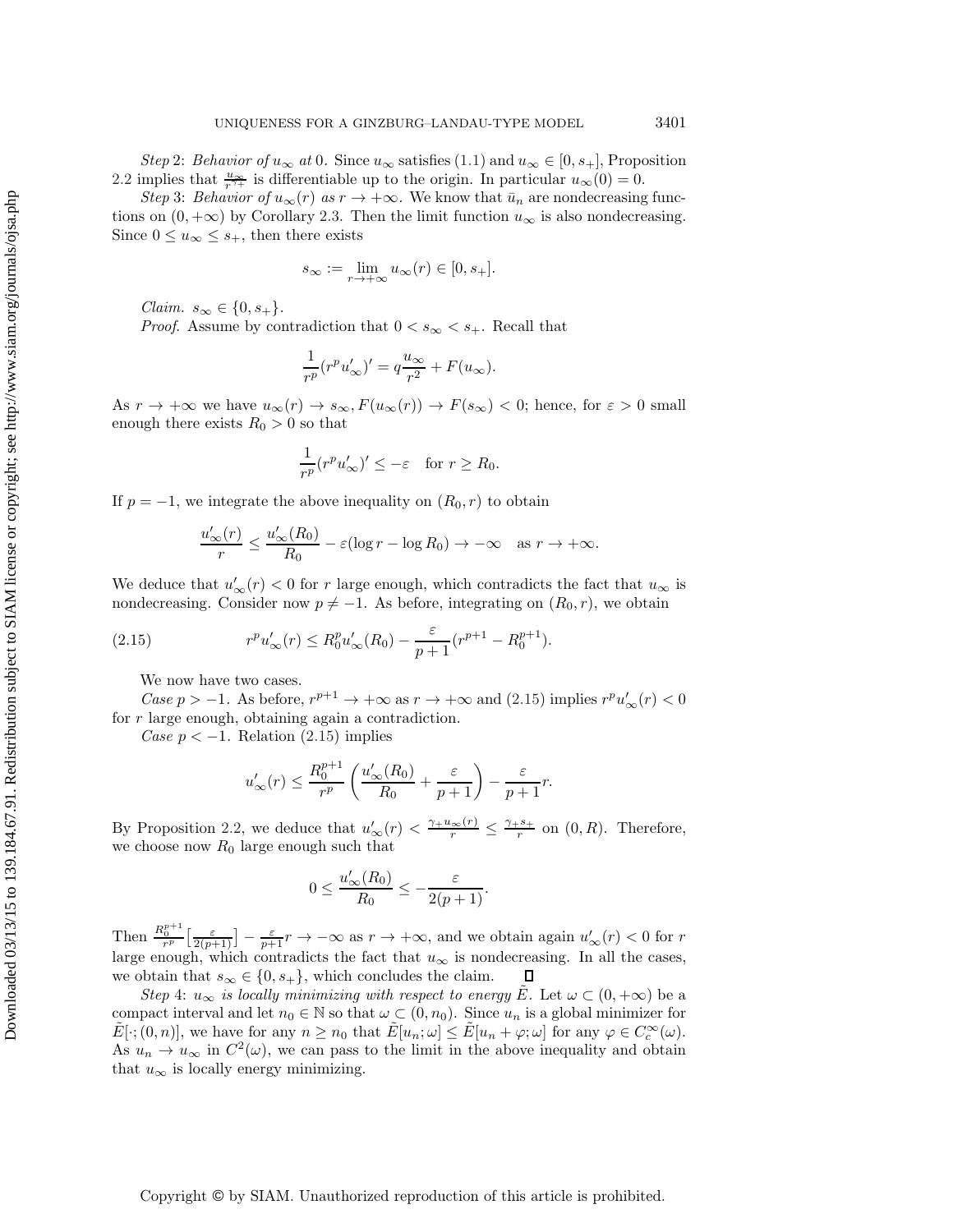*Step* 2: *Behavior of* $u_\infty$ *at* 0. Since $u_\infty$ satisfies (1.1) and $u_\infty \in [0, s_+]$, Proposition 2.2 implies that $\frac{u_\infty}{r^{\gamma_+}}$ is differentiable up to the origin. In particular $u_\infty(0) = 0$.

*Step* 3: *Behavior of* $u_\infty(r)$ *as* $r \to +\infty$. We know that $\bar{u}_n$ are nondecreasing functions on $(0, +\infty)$ by Corollary 2.3. Then the limit function $u_\infty$ is also nondecreasing. Since $0 \le u_\infty \le s_+$, then there exists

$$s_\infty := \lim_{r \to +\infty} u_\infty(r) \in [0, s_+].$$

*Claim.* $s_\infty \in \{0, s_+\}$.

*Proof.* Assume by contradiction that $0 < s_\infty < s_+$. Recall that

$$\frac{1}{r^p}(r^p u'_\infty)' = q\frac{u_\infty}{r^2} + F(u_\infty).$$

As $r \to +\infty$ we have $u_\infty(r) \to s_\infty, F(u_\infty(r)) \to F(s_\infty) < 0$; hence, for $\varepsilon > 0$ small enough there exists $R_0 > 0$ so that

$$\frac{1}{r^p}(r^p u'_\infty)' \le -\varepsilon \quad \text{for } r \ge R_0.$$

If $p = -1$, we integrate the above inequality on $(R_0, r)$ to obtain

$$\frac{u'_\infty(r)}{r} \le \frac{u'_\infty(R_0)}{R_0} - \varepsilon(\log r - \log R_0) \to -\infty \quad \text{as } r \to +\infty.$$

We deduce that $u'_\infty(r) < 0$ for $r$ large enough, which contradicts the fact that $u_\infty$ is nondecreasing. Consider now $p \neq -1$. As before, integrating on $(R_0, r)$, we obtain

$$r^p u'_\infty(r) \le R_0^p u'_\infty(R_0) - \frac{\varepsilon}{p+1}(r^{p+1} - R_0^{p+1}). \tag{2.15}$$

We now have two cases.

*Case* $p > -1$. As before, $r^{p+1} \to +\infty$ as $r \to +\infty$ and (2.15) implies $r^p u'_\infty(r) < 0$ for $r$ large enough, obtaining again a contradiction.

*Case* $p < -1$. Relation (2.15) implies

$$u'_\infty(r) \le \frac{R_0^{p+1}}{r^p}\left(\frac{u'_\infty(R_0)}{R_0} + \frac{\varepsilon}{p+1}\right) - \frac{\varepsilon}{p+1}r.$$

By Proposition 2.2, we deduce that $u'_\infty(r) < \frac{\gamma_+ u_\infty(r)}{r} \le \frac{\gamma_+ s_+}{r}$ on $(0, R)$. Therefore, we choose now $R_0$ large enough such that

$$0 \le \frac{u'_\infty(R_0)}{R_0} \le -\frac{\varepsilon}{2(p+1)}.$$

Then $\frac{R_0^{p+1}}{r^p}\left[\frac{\varepsilon}{2(p+1)}\right] - \frac{\varepsilon}{p+1}r \to -\infty$ as $r \to +\infty$, and we obtain again $u'_\infty(r) < 0$ for $r$ large enough, which contradicts the fact that $u_\infty$ is nondecreasing. In all the cases, we obtain that $s_\infty \in \{0, s_+\}$, which concludes the claim. ∎

*Step* 4: $u_\infty$ *is locally minimizing with respect to energy* $\tilde{E}$. Let $\omega \subset (0, +\infty)$ be a compact interval and let $n_0 \in \mathbb{N}$ so that $\omega \subset (0, n_0)$. Since $u_n$ is a global minimizer for $\tilde{E}[\cdot; (0, n)]$, we have for any $n \ge n_0$ that $\tilde{E}[u_n; \omega] \le \tilde{E}[u_n + \varphi; \omega]$ for any $\varphi \in C_c^\infty(\omega)$. As $u_n \to u_\infty$ in $C^2(\omega)$, we can pass to the limit in the above inequality and obtain that $u_\infty$ is locally energy minimizing.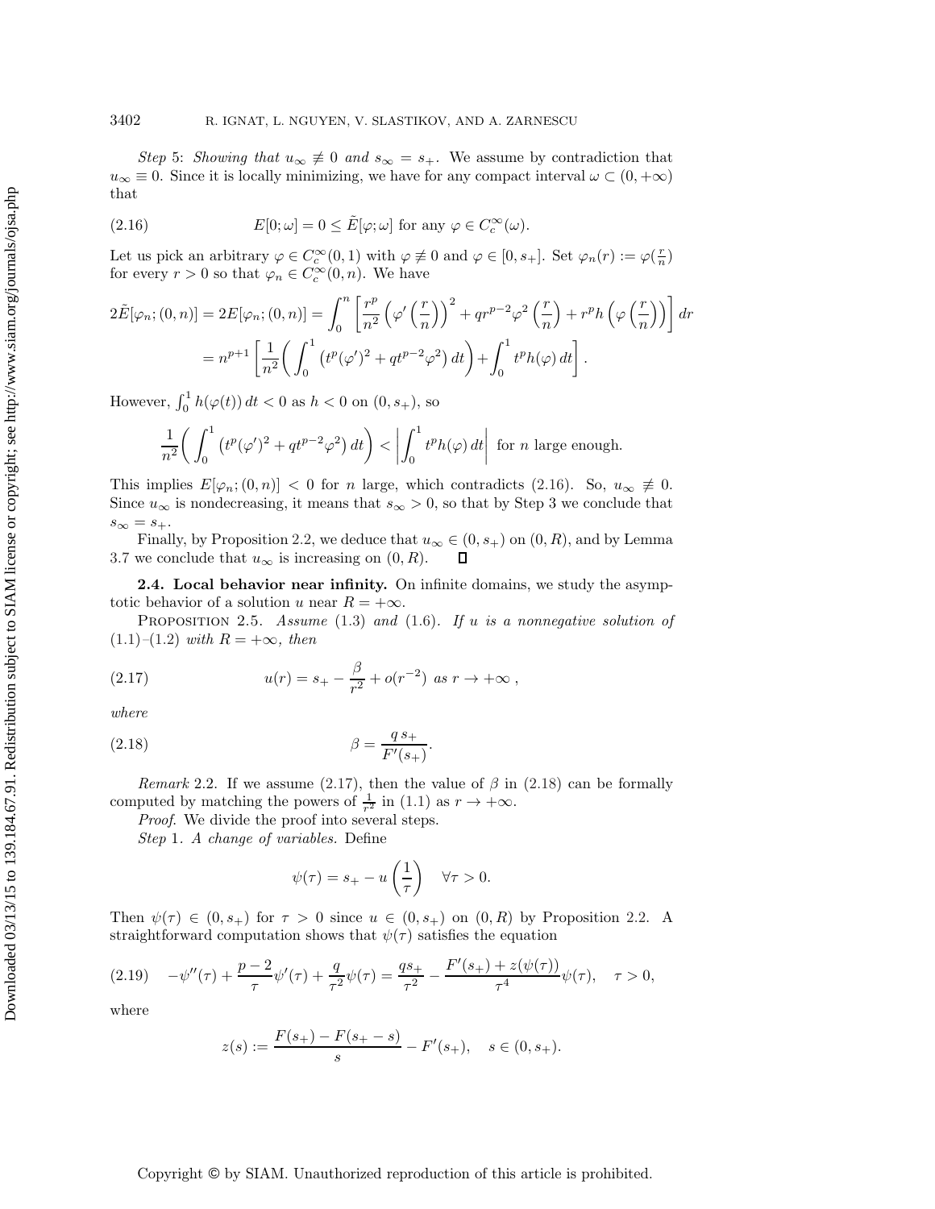*Step* 5: *Showing that $u_\infty \not\equiv 0$ and $s_\infty = s_+$.* We assume by contradiction that $u_\infty \equiv 0$. Since it is locally minimizing, we have for any compact interval $\omega \subset (0, +\infty)$ that

$$E[0; \omega] = 0 \leq \tilde{E}[\varphi; \omega] \text{ for any } \varphi \in C_c^\infty(\omega). \tag{2.16}$$

Let us pick an arbitrary $\varphi \in C_c^\infty(0,1)$ with $\varphi \not\equiv 0$ and $\varphi \in [0, s_+]$. Set $\varphi_n(r) := \varphi(\frac{r}{n})$ for every $r > 0$ so that $\varphi_n \in C_c^\infty(0, n)$. We have

$$\begin{aligned}
2\tilde{E}[\varphi_n; (0,n)] = 2E[\varphi_n; (0,n)] &= \int_0^n \left[ \frac{r^p}{n^2} \left( \varphi'\left(\frac{r}{n}\right)\right)^2 + q r^{p-2} \varphi^2\left(\frac{r}{n}\right) + r^p h\left(\varphi\left(\frac{r}{n}\right)\right)\right] dr \\
&= n^{p+1} \left[ \frac{1}{n^2} \left( \int_0^1 \left( t^p (\varphi')^2 + q t^{p-2} \varphi^2 \right) dt \right) + \int_0^1 t^p h(\varphi)\, dt \right].
\end{aligned}$$

However, $\int_0^1 h(\varphi(t))\, dt < 0$ as $h < 0$ on $(0, s_+)$, so

$$\frac{1}{n^2} \left( \int_0^1 \left( t^p (\varphi')^2 + q t^{p-2} \varphi^2 \right) dt \right) < \left| \int_0^1 t^p h(\varphi)\, dt \right| \text{ for } n \text{ large enough.}$$

This implies $E[\varphi_n; (0,n)] < 0$ for $n$ large, which contradicts (2.16). So, $u_\infty \not\equiv 0$. Since $u_\infty$ is nondecreasing, it means that $s_\infty > 0$, so that by Step 3 we conclude that $s_\infty = s_+$.

Finally, by Proposition 2.2, we deduce that $u_\infty \in (0, s_+)$ on $(0, R)$, and by Lemma 3.7 we conclude that $u_\infty$ is increasing on $(0, R)$. $\square$

**2.4. Local behavior near infinity.** On infinite domains, we study the asymptotic behavior of a solution $u$ near $R = +\infty$.

Proposition 2.5. *Assume* (1.3) *and* (1.6). *If $u$ is a nonnegative solution of* (1.1)–(1.2) *with $R = +\infty$, then*

$$u(r) = s_+ - \frac{\beta}{r^2} + o(r^{-2}) \text{ as } r \to +\infty\,, \tag{2.17}$$

*where*

$$\beta = \frac{q\, s_+}{F'(s_+)}. \tag{2.18}$$

*Remark* 2.2. If we assume (2.17), then the value of $\beta$ in (2.18) can be formally computed by matching the powers of $\frac{1}{r^2}$ in (1.1) as $r \to +\infty$.

*Proof.* We divide the proof into several steps.

*Step* 1. *A change of variables.* Define

$$\psi(\tau) = s_+ - u\left(\frac{1}{\tau}\right) \quad \forall \tau > 0.$$

Then $\psi(\tau) \in (0, s_+)$ for $\tau > 0$ since $u \in (0, s_+)$ on $(0, R)$ by Proposition 2.2. A straightforward computation shows that $\psi(\tau)$ satisfies the equation

$$-\psi''(\tau) + \frac{p-2}{\tau}\psi'(\tau) + \frac{q}{\tau^2}\psi(\tau) = \frac{q s_+}{\tau^2} - \frac{F'(s_+) + z(\psi(\tau))}{\tau^4}\psi(\tau), \quad \tau > 0, \tag{2.19}$$

where

$$z(s) := \frac{F(s_+) - F(s_+ - s)}{s} - F'(s_+), \quad s \in (0, s_+).$$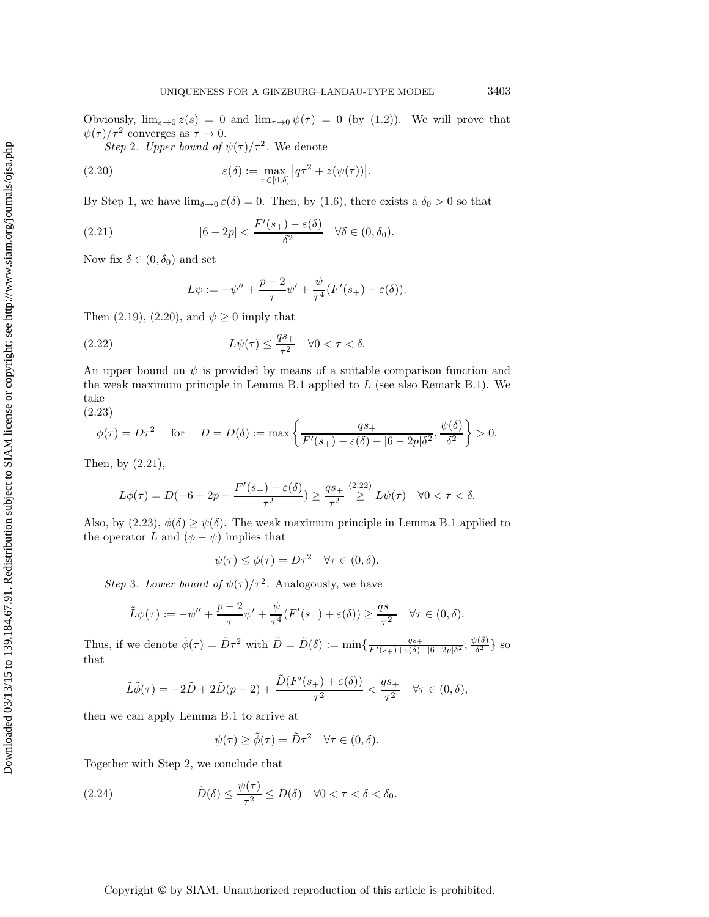Obviously, $\lim_{s\to 0} z(s) = 0$ and $\lim_{\tau\to 0}\psi(\tau) = 0$ (by (1.2)). We will prove that $\psi(\tau)/\tau^2$ converges as $\tau \to 0$.

*Step* 2. *Upper bound of* $\psi(\tau)/\tau^2$. We denote

$$\varepsilon(\delta) := \max_{\tau\in[0,\delta]} \left|q\tau^2 + z(\psi(\tau))\right|. \tag{2.20}$$

By Step 1, we have $\lim_{\delta\to 0}\varepsilon(\delta) = 0$. Then, by (1.6), there exists a $\delta_0 > 0$ so that

$$|6-2p| < \frac{F'(s_+) - \varepsilon(\delta)}{\delta^2} \quad \forall \delta \in (0,\delta_0). \tag{2.21}$$

Now fix $\delta \in (0,\delta_0)$ and set

$$L\psi := -\psi'' + \frac{p-2}{\tau}\psi' + \frac{\psi}{\tau^4}(F'(s_+) - \varepsilon(\delta)).$$

Then (2.19), (2.20), and $\psi \geq 0$ imply that

$$L\psi(\tau) \leq \frac{qs_+}{\tau^2} \quad \forall 0 < \tau < \delta. \tag{2.22}$$

An upper bound on $\psi$ is provided by means of a suitable comparison function and the weak maximum principle in Lemma B.1 applied to $L$ (see also Remark B.1). We take

$$\phi(\tau) = D\tau^2 \quad \text{for} \quad D = D(\delta) := \max\left\{\frac{qs_+}{F'(s_+) - \varepsilon(\delta) - |6-2p|\delta^2}, \frac{\psi(\delta)}{\delta^2}\right\} > 0. \tag{2.23}$$

Then, by (2.21),

$$L\phi(\tau) = D(-6 + 2p + \frac{F'(s_+) - \varepsilon(\delta)}{\tau^2}) \geq \frac{qs_+}{\tau^2} \overset{(2.22)}{\geq} L\psi(\tau) \quad \forall 0 < \tau < \delta.$$

Also, by (2.23), $\phi(\delta) \geq \psi(\delta)$. The weak maximum principle in Lemma B.1 applied to the operator $L$ and $(\phi - \psi)$ implies that

$$\psi(\tau) \leq \phi(\tau) = D\tau^2 \quad \forall \tau \in (0,\delta).$$

*Step* 3. *Lower bound of* $\psi(\tau)/\tau^2$. Analogously, we have

$$\tilde{L}\psi(\tau) := -\psi'' + \frac{p-2}{\tau}\psi' + \frac{\psi}{\tau^4}(F'(s_+) + \varepsilon(\delta)) \geq \frac{qs_+}{\tau^2} \quad \forall \tau \in (0,\delta).$$

Thus, if we denote $\tilde{\phi}(\tau) = \tilde{D}\tau^2$ with $\tilde{D} = \tilde{D}(\delta) := \min\{\frac{qs_+}{F'(s_+)+\varepsilon(\delta)+|6-2p|\delta^2}, \frac{\psi(\delta)}{\delta^2}\}$ so that

$$\tilde{L}\tilde{\phi}(\tau) = -2\tilde{D} + 2\tilde{D}(p-2) + \frac{\tilde{D}(F'(s_+) + \varepsilon(\delta))}{\tau^2} < \frac{qs_+}{\tau^2} \quad \forall \tau \in (0,\delta),$$

then we can apply Lemma B.1 to arrive at

$$\psi(\tau) \geq \tilde{\phi}(\tau) = \tilde{D}\tau^2 \quad \forall \tau \in (0,\delta).$$

Together with Step 2, we conclude that

$$\tilde{D}(\delta) \leq \frac{\psi(\tau)}{\tau^2} \leq D(\delta) \quad \forall 0 < \tau < \delta < \delta_0. \tag{2.24}$$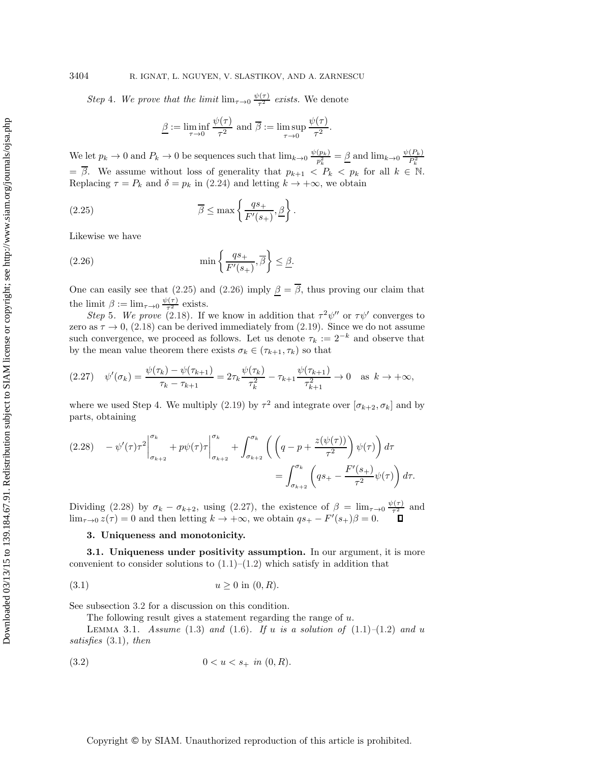*Step* 4. *We prove that the limit* $\lim_{\tau \to 0} \frac{\psi(\tau)}{\tau^2}$ *exists.* We denote

$$\underline{\beta} := \liminf_{\tau \to 0} \frac{\psi(\tau)}{\tau^2} \text{ and } \overline{\beta} := \limsup_{\tau \to 0} \frac{\psi(\tau)}{\tau^2}.$$

We let $p_k \to 0$ and $P_k \to 0$ be sequences such that $\lim_{k\to 0} \frac{\psi(p_k)}{p_k^2} = \underline{\beta}$ and $\lim_{k\to 0} \frac{\psi(P_k)}{P_k^2} = \overline{\beta}$. We assume without loss of generality that $p_{k+1} < P_k < p_k$ for all $k \in \mathbb{N}$. Replacing $\tau = P_k$ and $\delta = p_k$ in (2.24) and letting $k \to +\infty$, we obtain

$$\overline{\beta} \le \max\left\{\frac{qs_+}{F'(s_+)}, \underline{\beta}\right\}. \tag{2.25}$$

Likewise we have

$$\min\left\{\frac{qs_+}{F'(s_+)}, \overline{\beta}\right\} \le \underline{\beta}. \tag{2.26}$$

One can easily see that (2.25) and (2.26) imply $\underline{\beta} = \overline{\beta}$, thus proving our claim that the limit $\beta := \lim_{\tau\to 0} \frac{\psi(\tau)}{\tau^2}$ exists.

*Step* 5. *We prove* (2.18). If we know in addition that $\tau^2\psi''$ or $\tau\psi'$ converges to zero as $\tau \to 0$, (2.18) can be derived immediately from (2.19). Since we do not assume such convergence, we proceed as follows. Let us denote $\tau_k := 2^{-k}$ and observe that by the mean value theorem there exists $\sigma_k \in (\tau_{k+1}, \tau_k)$ so that

$$\psi'(\sigma_k) = \frac{\psi(\tau_k) - \psi(\tau_{k+1})}{\tau_k - \tau_{k+1}} = 2\tau_k \frac{\psi(\tau_k)}{\tau_k^2} - \tau_{k+1}\frac{\psi(\tau_{k+1})}{\tau_{k+1}^2} \to 0 \quad \text{as } k \to +\infty, \tag{2.27}$$

where we used Step 4. We multiply (2.19) by $\tau^2$ and integrate over $[\sigma_{k+2}, \sigma_k]$ and by parts, obtaining

$$\begin{aligned} -\psi'(\tau)\tau^2\Big|_{\sigma_{k+2}}^{\sigma_k} + p\psi(\tau)\tau\Big|_{\sigma_{k+2}}^{\sigma_k} + \int_{\sigma_{k+2}}^{\sigma_k} \left(\left(q - p + \frac{z(\psi(\tau))}{\tau^2}\right)\psi(\tau)\right) d\tau \\ = \int_{\sigma_{k+2}}^{\sigma_k} \left(qs_+ - \frac{F'(s_+)}{\tau^2}\psi(\tau)\right) d\tau. \end{aligned} \tag{2.28}$$

Dividing (2.28) by $\sigma_k - \sigma_{k+2}$, using (2.27), the existence of $\beta = \lim_{\tau\to 0} \frac{\psi(\tau)}{\tau^2}$ and $\lim_{\tau\to 0} z(\tau) = 0$ and then letting $k \to +\infty$, we obtain $qs_+ - F'(s_+)\beta = 0$. ∎

## 3. Uniqueness and monotonicity.

**3.1. Uniqueness under positivity assumption.** In our argument, it is more convenient to consider solutions to (1.1)–(1.2) which satisfy in addition that

$$u \ge 0 \text{ in } (0, R). \tag{3.1}$$

See subsection 3.2 for a discussion on this condition.

The following result gives a statement regarding the range of $u$.

Lemma 3.1. *Assume* (1.3) *and* (1.6). *If $u$ is a solution of* (1.1)–(1.2) *and $u$ satisfies* (3.1), *then*

$$0 < u < s_+ \text{ in } (0, R). \tag{3.2}$$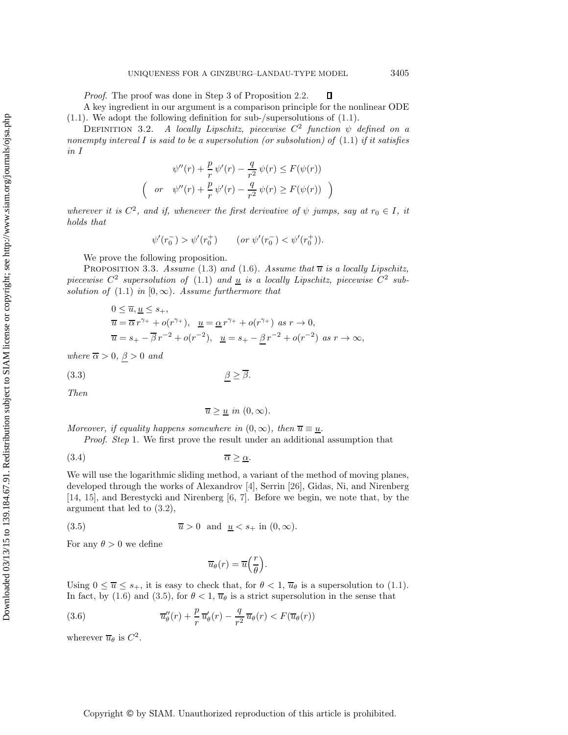*Proof*. The proof was done in Step 3 of Proposition 2.2. ∎

A key ingredient in our argument is a comparison principle for the nonlinear ODE (1.1). We adopt the following definition for sub-/supersolutions of (1.1).

Definition 3.2. *A locally Lipschitz, piecewise $C^2$ function $\psi$ defined on a nonempty interval $I$ is said to be a supersolution (or subsolution) of* (1.1) *if it satisfies in $I$*

$$\psi''(r) + \frac{p}{r}\,\psi'(r) - \frac{q}{r^2}\,\psi(r) \le F(\psi(r))$$

$$\left( \quad or \quad \psi''(r) + \frac{p}{r}\,\psi'(r) - \frac{q}{r^2}\,\psi(r) \ge F(\psi(r)) \quad \right)$$

*wherever it is $C^2$, and if, whenever the first derivative of $\psi$ jumps, say at $r_0 \in I$, it holds that*

$$\psi'(r_0^-) > \psi'(r_0^+) \qquad (or\ \psi'(r_0^-) < \psi'(r_0^+)).$$

We prove the following proposition.

Proposition 3.3. *Assume* (1.3) *and* (1.6). *Assume that $\overline{u}$ is a locally Lipschitz, piecewise $C^2$ supersolution of* (1.1) *and $\underline{u}$ is a locally Lipschitz, piecewise $C^2$ subsolution of* (1.1) *in $[0,\infty)$. Assume furthermore that*

$$\begin{aligned}
&0 \le \overline{u}, \underline{u} \le s_+,\\
&\overline{u} = \overline{\alpha}\, r^{\gamma_+} + o(r^{\gamma_+}), \quad \underline{u} = \underline{\alpha}\, r^{\gamma_+} + o(r^{\gamma_+}) \text{ as } r \to 0,\\
&\overline{u} = s_+ - \overline{\beta}\, r^{-2} + o(r^{-2}), \quad \underline{u} = s_+ - \underline{\beta}\, r^{-2} + o(r^{-2}) \text{ as } r \to \infty,
\end{aligned}$$

*where $\overline{\alpha} > 0$, $\underline{\beta} > 0$ and*

$$\underline{\beta} \ge \overline{\beta}. \tag{3.3}$$

*Then*

$$\overline{u} \ge \underline{u} \text{ in } (0,\infty).$$

*Moreover, if equality happens somewhere in $(0,\infty)$, then $\overline{u} \equiv \underline{u}$.*

*Proof*. *Step* 1. We first prove the result under an additional assumption that

$$\overline{\alpha} \ge \underline{\alpha}. \tag{3.4}$$

We will use the logarithmic sliding method, a variant of the method of moving planes, developed through the works of Alexandrov [4], Serrin [26], Gidas, Ni, and Nirenberg [14, 15], and Berestycki and Nirenberg [6, 7]. Before we begin, we note that, by the argument that led to (3.2),

$$\overline{u} > 0 \text{ and } \underline{u} < s_+ \text{ in } (0,\infty). \tag{3.5}$$

For any $\theta > 0$ we define

$$\overline{u}_\theta(r) = \overline{u}\Big(\frac{r}{\theta}\Big).$$

Using $0 \le \overline{u} \le s_+$, it is easy to check that, for $\theta < 1$, $\overline{u}_\theta$ is a supersolution to (1.1). In fact, by (1.6) and (3.5), for $\theta < 1$, $\overline{u}_\theta$ is a strict supersolution in the sense that

$$\overline{u}_\theta''(r) + \frac{p}{r}\,\overline{u}_\theta'(r) - \frac{q}{r^2}\,\overline{u}_\theta(r) < F(\overline{u}_\theta(r)) \tag{3.6}$$

wherever $\overline{u}_\theta$ is $C^2$.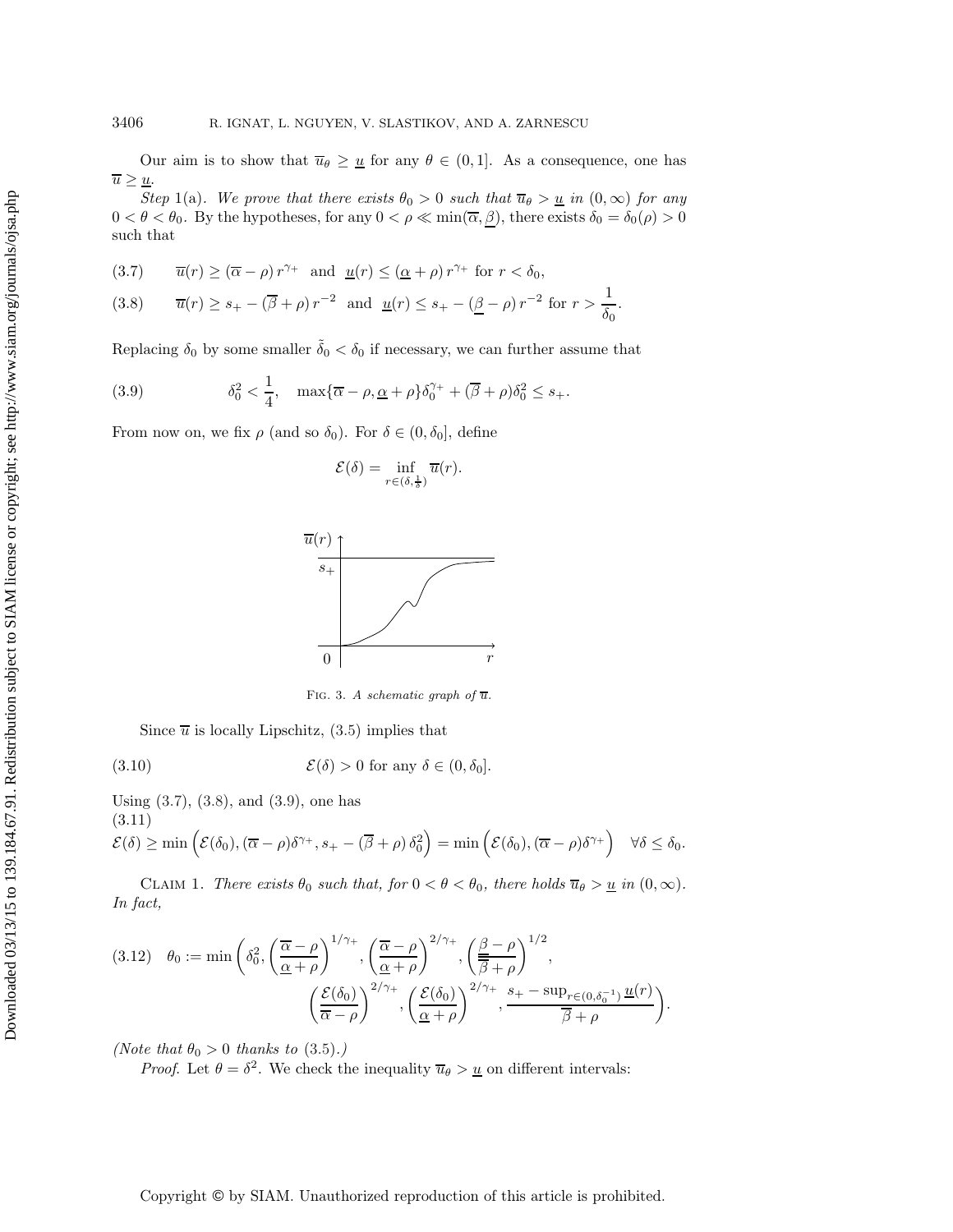Our aim is to show that $\overline{u}_\theta \geq \underline{u}$ for any $\theta \in (0,1]$. As a consequence, one has $\overline{u} \geq \underline{u}$.

*Step* 1(a). *We prove that there exists $\theta_0 > 0$ such that $\overline{u}_\theta > \underline{u}$ in $(0,\infty)$ for any $0 < \theta < \theta_0$.* By the hypotheses, for any $0 < \rho \ll \min(\overline{\alpha}, \underline{\beta})$, there exists $\delta_0 = \delta_0(\rho) > 0$ such that

$$\overline{u}(r) \geq (\overline{\alpha} - \rho)\, r^{\gamma_+} \text{ and } \underline{u}(r) \leq (\underline{\alpha} + \rho)\, r^{\gamma_+} \text{ for } r < \delta_0, \tag{3.7}$$

$$\overline{u}(r) \geq s_+ - (\overline{\beta} + \rho)\, r^{-2} \text{ and } \underline{u}(r) \leq s_+ - (\underline{\beta} - \rho)\, r^{-2} \text{ for } r > \frac{1}{\delta_0}. \tag{3.8}$$

Replacing $\delta_0$ by some smaller $\tilde{\delta}_0 < \delta_0$ if necessary, we can further assume that

$$\delta_0^2 < \frac{1}{4}, \quad \max\{\overline{\alpha} - \rho, \underline{\alpha} + \rho\}\delta_0^{\gamma_+} + (\overline{\beta} + \rho)\delta_0^2 \leq s_+. \tag{3.9}$$

From now on, we fix $\rho$ (and so $\delta_0$). For $\delta \in (0, \delta_0]$, define

$$\mathcal{E}(\delta) = \inf_{r \in (\delta, \frac{1}{\delta})} \overline{u}(r).$$

$\overline{u}(r)$

$s_+$

0

$r$

Fig. 3. *A schematic graph of $\overline{u}$.*

Since $\overline{u}$ is locally Lipschitz, (3.5) implies that

$$\mathcal{E}(\delta) > 0 \text{ for any } \delta \in (0, \delta_0]. \tag{3.10}$$

Using (3.7), (3.8), and (3.9), one has

$$\mathcal{E}(\delta) \geq \min\Big(\mathcal{E}(\delta_0), (\overline{\alpha} - \rho)\delta^{\gamma_+}, s_+ - (\overline{\beta} + \rho)\,\delta_0^2\Big) = \min\Big(\mathcal{E}(\delta_0), (\overline{\alpha} - \rho)\delta^{\gamma_+}\Big) \quad \forall \delta \leq \delta_0. \tag{3.11}$$

Claim 1. *There exists $\theta_0$ such that, for $0 < \theta < \theta_0$, there holds $\overline{u}_\theta > \underline{u}$ in $(0,\infty)$. In fact,*

$$\theta_0 := \min\Bigg(\delta_0^2, \left(\frac{\overline{\alpha} - \rho}{\underline{\alpha} + \rho}\right)^{1/\gamma_+}, \left(\frac{\overline{\alpha} - \rho}{\underline{\alpha} + \rho}\right)^{2/\gamma_+}, \left(\frac{\underline{\beta} - \rho}{\overline{\beta} + \rho}\right)^{1/2}, \left(\frac{\mathcal{E}(\delta_0)}{\overline{\alpha} - \rho}\right)^{2/\gamma_+}, \left(\frac{\mathcal{E}(\delta_0)}{\underline{\alpha} + \rho}\right)^{2/\gamma_+}, \frac{s_+ - \sup_{r \in (0, \delta_0^{-1})} \underline{u}(r)}{\overline{\beta} + \rho}\Bigg). \tag{3.12}$$

*(Note that $\theta_0 > 0$ thanks to (3.5).)*

*Proof.* Let $\theta = \delta^2$. We check the inequality $\overline{u}_\theta > \underline{u}$ on different intervals: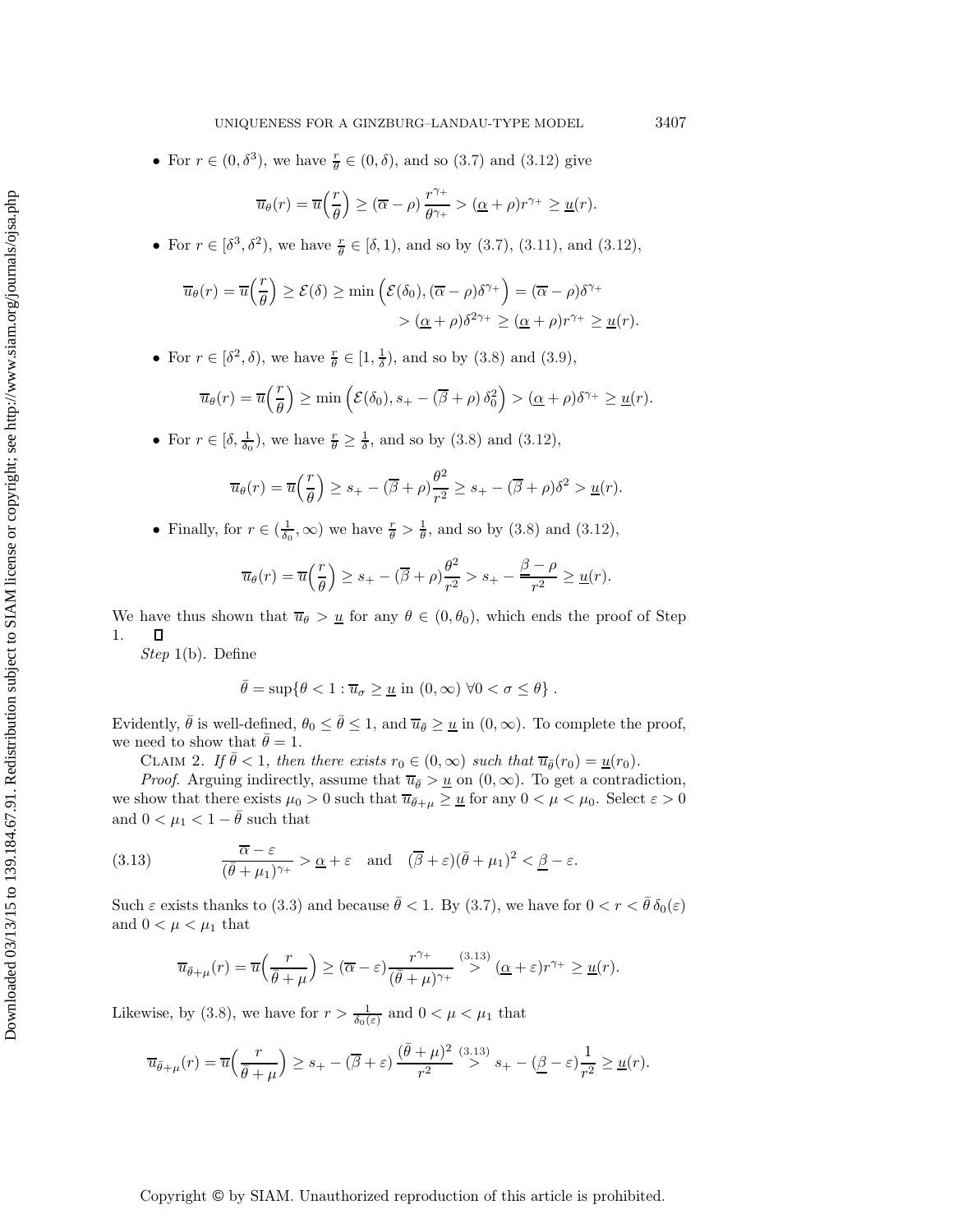- For $r \in (0, \delta^3)$, we have $\frac{r}{\theta} \in (0, \delta)$, and so (3.7) and (3.12) give

$$\overline{u}_\theta(r) = \overline{u}\Big(\frac{r}{\theta}\Big) \geq (\overline{\alpha} - \rho)\,\frac{r^{\gamma_+}}{\theta^{\gamma_+}} > (\underline{\alpha} + \rho) r^{\gamma_+} \geq \underline{u}(r).$$

- For $r \in [\delta^3, \delta^2)$, we have $\frac{r}{\theta} \in [\delta, 1)$, and so by (3.7), (3.11), and (3.12),

$$\begin{aligned}\overline{u}_\theta(r) = \overline{u}\Big(\frac{r}{\theta}\Big) \geq \mathcal{E}(\delta) \geq \min\Big(\mathcal{E}(\delta_0), (\overline{\alpha} - \rho)\delta^{\gamma_+}\Big) = (\overline{\alpha} - \rho)\delta^{\gamma_+} \\ > (\underline{\alpha} + \rho)\delta^{2\gamma_+} \geq (\underline{\alpha} + \rho) r^{\gamma_+} \geq \underline{u}(r).\end{aligned}$$

- For $r \in [\delta^2, \delta)$, we have $\frac{r}{\theta} \in [1, \frac{1}{\delta})$, and so by (3.8) and (3.9),

$$\overline{u}_\theta(r) = \overline{u}\Big(\frac{r}{\theta}\Big) \geq \min\Big(\mathcal{E}(\delta_0), s_+ - (\overline{\beta} + \rho)\,\delta_0^2\Big) > (\underline{\alpha} + \rho)\delta^{\gamma_+} \geq \underline{u}(r).$$

- For $r \in [\delta, \frac{1}{\delta_0})$, we have $\frac{r}{\theta} \geq \frac{1}{\delta}$, and so by (3.8) and (3.12),

$$\overline{u}_\theta(r) = \overline{u}\Big(\frac{r}{\theta}\Big) \geq s_+ - (\overline{\beta} + \rho)\frac{\theta^2}{r^2} \geq s_+ - (\overline{\beta} + \rho)\delta^2 > \underline{u}(r).$$

- Finally, for $r \in (\frac{1}{\delta_0}, \infty)$ we have $\frac{r}{\theta} > \frac{1}{\theta}$, and so by (3.8) and (3.12),

$$\overline{u}_\theta(r) = \overline{u}\Big(\frac{r}{\theta}\Big) \geq s_+ - (\overline{\beta} + \rho)\frac{\theta^2}{r^2} > s_+ - \frac{\underline{\beta} - \rho}{r^2} \geq \underline{u}(r).$$

We have thus shown that $\overline{u}_\theta > \underline{u}$ for any $\theta \in (0, \theta_0)$, which ends the proof of Step 1. $\square$

*Step* 1(b). Define

$$\bar{\theta} = \sup\{\theta < 1 : \overline{u}_\sigma \geq \underline{u} \text{ in } (0, \infty)\ \forall 0 < \sigma \leq \theta\}\,.$$

Evidently, $\bar{\theta}$ is well-defined, $\theta_0 \leq \bar{\theta} \leq 1$, and $\overline{u}_{\bar{\theta}} \geq \underline{u}$ in $(0, \infty)$. To complete the proof, we need to show that $\bar{\theta} = 1$.

Claim 2. *If $\bar{\theta} < 1$, then there exists $r_0 \in (0, \infty)$ such that $\overline{u}_{\bar{\theta}}(r_0) = \underline{u}(r_0)$.*

*Proof*. Arguing indirectly, assume that $\overline{u}_{\bar{\theta}} > \underline{u}$ on $(0, \infty)$. To get a contradiction, we show that there exists $\mu_0 > 0$ such that $\overline{u}_{\bar{\theta} + \mu} \geq \underline{u}$ for any $0 < \mu < \mu_0$. Select $\varepsilon > 0$ and $0 < \mu_1 < 1 - \bar{\theta}$ such that

$$\frac{\overline{\alpha} - \varepsilon}{(\bar{\theta} + \mu_1)^{\gamma_+}} > \underline{\alpha} + \varepsilon \quad \text{and} \quad (\overline{\beta} + \varepsilon)(\bar{\theta} + \mu_1)^2 < \underline{\beta} - \varepsilon. \tag{3.13}$$

Such $\varepsilon$ exists thanks to (3.3) and because $\bar{\theta} < 1$. By (3.7), we have for $0 < r < \bar{\theta}\,\delta_0(\varepsilon)$ and $0 < \mu < \mu_1$ that

$$\overline{u}_{\bar{\theta} + \mu}(r) = \overline{u}\Big(\frac{r}{\bar{\theta} + \mu}\Big) \geq (\overline{\alpha} - \varepsilon)\frac{r^{\gamma_+}}{(\bar{\theta} + \mu)^{\gamma_+}} \overset{(3.13)}{>} (\underline{\alpha} + \varepsilon) r^{\gamma_+} \geq \underline{u}(r).$$

Likewise, by (3.8), we have for $r > \frac{1}{\delta_0(\varepsilon)}$ and $0 < \mu < \mu_1$ that

$$\overline{u}_{\bar{\theta} + \mu}(r) = \overline{u}\Big(\frac{r}{\bar{\theta} + \mu}\Big) \geq s_+ - (\overline{\beta} + \varepsilon)\,\frac{(\bar{\theta} + \mu)^2}{r^2} \overset{(3.13)}{>} s_+ - (\underline{\beta} - \varepsilon)\frac{1}{r^2} \geq \underline{u}(r).$$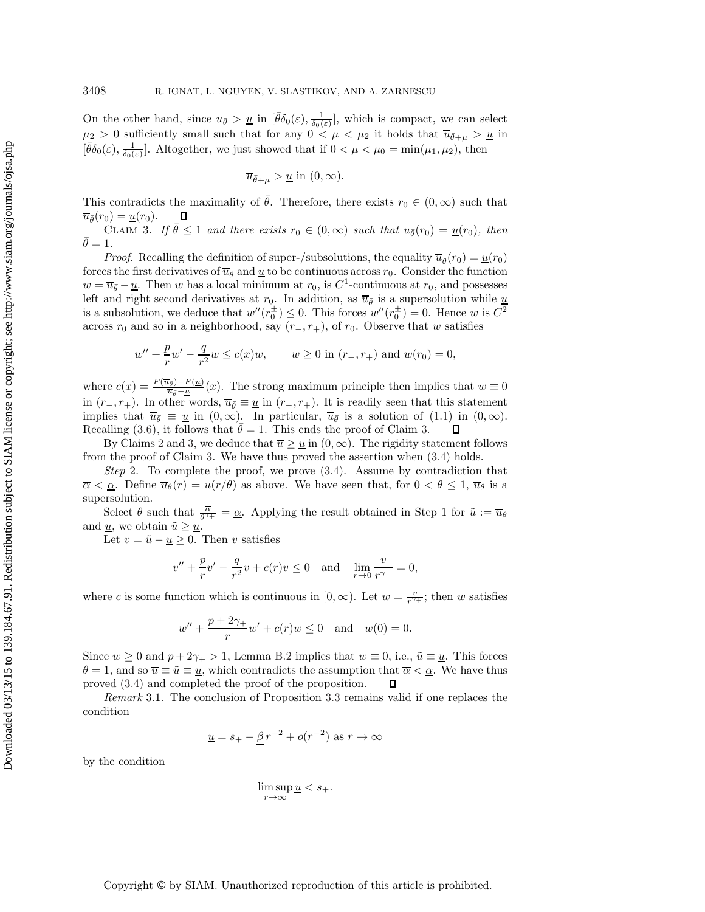On the other hand, since $\overline{u}_{\bar\theta} > \underline{u}$ in $[\bar\theta\delta_0(\varepsilon), \frac{1}{\delta_0(\varepsilon)}]$, which is compact, we can select $\mu_2 > 0$ sufficiently small such that for any $0 < \mu < \mu_2$ it holds that $\overline{u}_{\bar\theta+\mu} > \underline{u}$ in $[\bar\theta\delta_0(\varepsilon), \frac{1}{\delta_0(\varepsilon)}]$. Altogether, we just showed that if $0 < \mu < \mu_0 = \min(\mu_1, \mu_2)$, then

$$\overline{u}_{\bar\theta+\mu} > \underline{u} \text{ in } (0, \infty).$$

This contradicts the maximality of $\bar\theta$. Therefore, there exists $r_0 \in (0, \infty)$ such that $\overline{u}_{\bar\theta}(r_0) = \underline{u}(r_0)$. □

Claim 3. *If $\bar\theta \leq 1$ and there exists $r_0 \in (0, \infty)$ such that $\overline{u}_{\bar\theta}(r_0) = \underline{u}(r_0)$, then $\bar\theta = 1$.*

*Proof.* Recalling the definition of super-/subsolutions, the equality $\overline{u}_{\bar\theta}(r_0) = \underline{u}(r_0)$ forces the first derivatives of $\overline{u}_{\bar\theta}$ and $\underline{u}$ to be continuous across $r_0$. Consider the function $w = \overline{u}_{\bar\theta} - \underline{u}$. Then $w$ has a local minimum at $r_0$, is $C^1$-continuous at $r_0$, and possesses left and right second derivatives at $r_0$. In addition, as $\overline{u}_{\bar\theta}$ is a supersolution while $\underline{u}$ is a subsolution, we deduce that $w''(r_0^\pm) \leq 0$. This forces $w''(r_0^\pm) = 0$. Hence $w$ is $C^2$ across $r_0$ and so in a neighborhood, say $(r_-, r_+)$, of $r_0$. Observe that $w$ satisfies

$$w'' + \frac{p}{r}w' - \frac{q}{r^2}w \leq c(x)w, \qquad w \geq 0 \text{ in } (r_-, r_+) \text{ and } w(r_0) = 0,$$

where $c(x) = \frac{F(\overline{u}_{\bar\theta}) - F(\underline{u})}{\overline{u}_{\bar\theta} - \underline{u}}(x)$. The strong maximum principle then implies that $w \equiv 0$ in $(r_-, r_+)$. In other words, $\overline{u}_{\bar\theta} \equiv \underline{u}$ in $(r_-, r_+)$. It is readily seen that this statement implies that $\overline{u}_{\bar\theta} \equiv \underline{u}$ in $(0, \infty)$. In particular, $\overline{u}_{\bar\theta}$ is a solution of (1.1) in $(0, \infty)$. Recalling (3.6), it follows that $\bar\theta = 1$. This ends the proof of Claim 3. □

By Claims 2 and 3, we deduce that $\overline{u} \geq \underline{u}$ in $(0, \infty)$. The rigidity statement follows from the proof of Claim 3. We have thus proved the assertion when (3.4) holds.

*Step* 2. To complete the proof, we prove (3.4). Assume by contradiction that $\overline{\alpha} < \underline{\alpha}$. Define $\overline{u}_\theta(r) = u(r/\theta)$ as above. We have seen that, for $0 < \theta \leq 1$, $\overline{u}_\theta$ is a supersolution.

Select $\theta$ such that $\frac{\overline{\alpha}}{\theta^{\gamma_+}} = \underline{\alpha}$. Applying the result obtained in Step 1 for $\tilde u := \overline{u}_\theta$ and $\underline{u}$, we obtain $\tilde u \geq \underline{u}$.

Let $v = \tilde u - \underline{u} \geq 0$. Then $v$ satisfies

$$v'' + \frac{p}{r}v' - \frac{q}{r^2}v + c(r)v \leq 0 \quad \text{and} \quad \lim_{r\to 0}\frac{v}{r^{\gamma_+}} = 0,$$

where $c$ is some function which is continuous in $[0, \infty)$. Let $w = \frac{v}{r^{\gamma_+}}$; then $w$ satisfies

$$w'' + \frac{p + 2\gamma_+}{r}w' + c(r)w \leq 0 \quad \text{and} \quad w(0) = 0.$$

Since $w \geq 0$ and $p + 2\gamma_+ > 1$, Lemma B.2 implies that $w \equiv 0$, i.e., $\tilde u \equiv \underline{u}$. This forces $\theta = 1$, and so $\overline{u} \equiv \tilde u \equiv \underline{u}$, which contradicts the assumption that $\overline{\alpha} < \underline{\alpha}$. We have thus proved (3.4) and completed the proof of the proposition. □

*Remark* 3.1. The conclusion of Proposition 3.3 remains valid if one replaces the condition

$$\underline{u} = s_+ - \underline{\beta}\, r^{-2} + o(r^{-2}) \text{ as } r \to \infty$$

by the condition

$$\limsup_{r\to\infty} \underline{u} < s_+.$$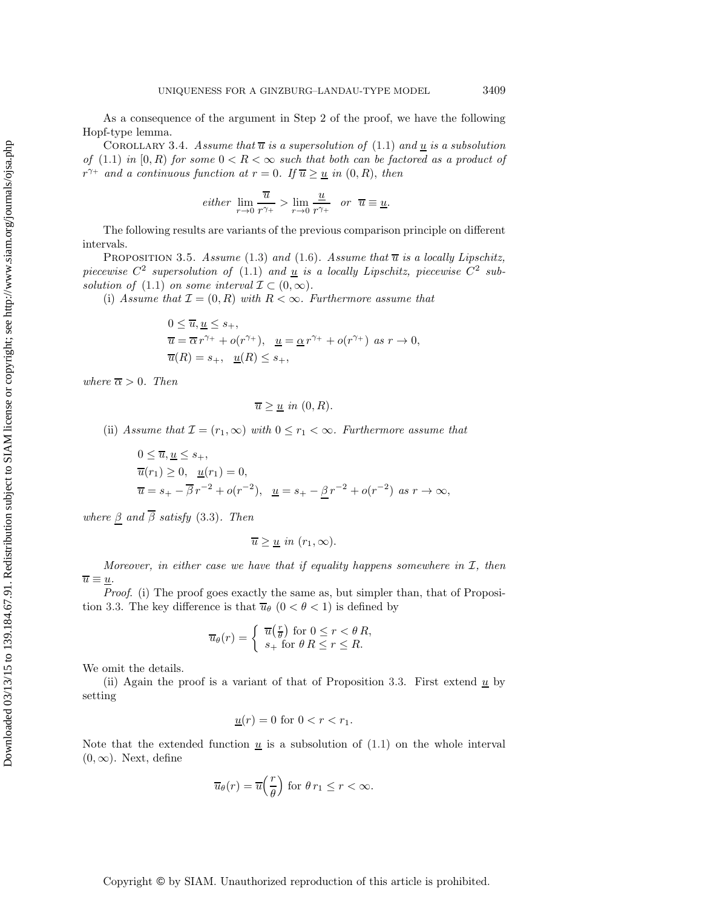As a consequence of the argument in Step 2 of the proof, we have the following Hopf-type lemma.

Corollary 3.4. *Assume that $\overline{u}$ is a supersolution of (1.1) and $\underline{u}$ is a subsolution of (1.1) in $[0,R)$ for some $0<R<\infty$ such that both can be factored as a product of $r^{\gamma_+}$ and a continuous function at $r=0$. If $\overline{u}\geq\underline{u}$ in $(0,R)$, then*

$$\textit{either } \lim_{r\to 0}\frac{\overline{u}}{r^{\gamma_+}} > \lim_{r\to 0}\frac{\underline{u}}{r^{\gamma_+}} \quad \textit{or} \quad \overline{u}\equiv\underline{u}.$$

The following results are variants of the previous comparison principle on different intervals.

Proposition 3.5. *Assume (1.3) and (1.6). Assume that $\overline{u}$ is a locally Lipschitz, piecewise $C^2$ supersolution of (1.1) and $\underline{u}$ is a locally Lipschitz, piecewise $C^2$ subsolution of (1.1) on some interval $\mathcal{I}\subset(0,\infty)$.*

(i) *Assume that $\mathcal{I}=(0,R)$ with $R<\infty$. Furthermore assume that*

$$\begin{aligned}
&0\leq\overline{u},\underline{u}\leq s_+,\\
&\overline{u}=\overline{\alpha}\,r^{\gamma_+}+o(r^{\gamma_+}),\quad \underline{u}=\underline{\alpha}\,r^{\gamma_+}+o(r^{\gamma_+}) \textit{ as } r\to 0,\\
&\overline{u}(R)=s_+,\quad \underline{u}(R)\leq s_+,
\end{aligned}$$

*where $\overline{\alpha}>0$. Then*

$$\overline{u}\geq\underline{u} \textit{ in } (0,R).$$

(ii) *Assume that $\mathcal{I}=(r_1,\infty)$ with $0\leq r_1<\infty$. Furthermore assume that*

$$\begin{aligned}
&0\leq\overline{u},\underline{u}\leq s_+,\\
&\overline{u}(r_1)\geq 0,\quad \underline{u}(r_1)=0,\\
&\overline{u}=s_+-\overline{\beta}\,r^{-2}+o(r^{-2}),\quad \underline{u}=s_+-\underline{\beta}\,r^{-2}+o(r^{-2}) \textit{ as } r\to\infty,
\end{aligned}$$

*where $\underline{\beta}$ and $\overline{\beta}$ satisfy (3.3). Then*

$$\overline{u}\geq\underline{u} \textit{ in } (r_1,\infty).$$

*Moreover, in either case we have that if equality happens somewhere in $\mathcal{I}$, then $\overline{u}\equiv\underline{u}$.*

*Proof.* (i) The proof goes exactly the same as, but simpler than, that of Proposition 3.3. The key difference is that $\overline{u}_\theta$ $(0<\theta<1)$ is defined by

$$\overline{u}_\theta(r)=\begin{cases}\overline{u}\big(\frac{r}{\theta}\big) \text{ for } 0\leq r<\theta\,R,\\ s_+ \text{ for } \theta\,R\leq r\leq R.\end{cases}$$

We omit the details.

(ii) Again the proof is a variant of that of Proposition 3.3. First extend $\underline{u}$ by setting

$$\underline{u}(r)=0 \text{ for } 0<r<r_1.$$

Note that the extended function $\underline{u}$ is a subsolution of (1.1) on the whole interval $(0,\infty)$. Next, define

$$\overline{u}_\theta(r)=\overline{u}\Big(\frac{r}{\theta}\Big) \text{ for } \theta\,r_1\leq r<\infty.$$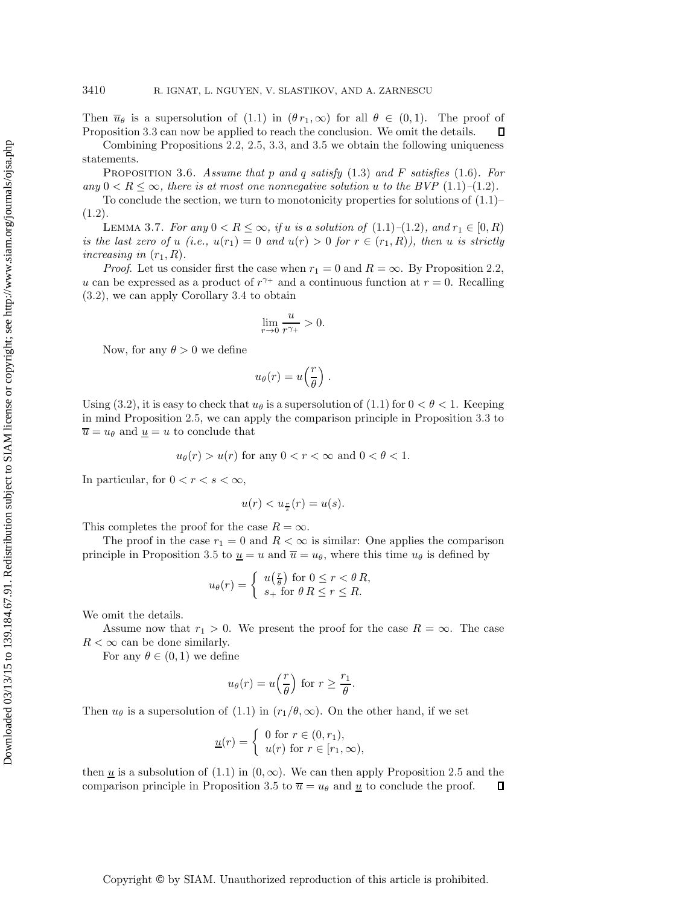Then $\overline{u}_\theta$ is a supersolution of (1.1) in $(\theta\, r_1, \infty)$ for all $\theta \in (0,1)$. The proof of Proposition 3.3 can now be applied to reach the conclusion. We omit the details. ∎

Combining Propositions 2.2, 2.5, 3.3, and 3.5 we obtain the following uniqueness statements.

PROPOSITION 3.6. *Assume that* $p$ *and* $q$ *satisfy* (1.3) *and* $F$ *satisfies* (1.6). *For any* $0 < R \le \infty$, *there is at most one nonnegative solution* $u$ *to the BVP* (1.1)–(1.2).

To conclude the section, we turn to monotonicity properties for solutions of (1.1)–(1.2).

LEMMA 3.7. *For any* $0 < R \le \infty$, *if* $u$ *is a solution of* (1.1)–(1.2), *and* $r_1 \in [0, R)$ *is the last zero of* $u$ *(i.e.,* $u(r_1) = 0$ *and* $u(r) > 0$ *for* $r \in (r_1, R)$*), then* $u$ *is strictly increasing in* $(r_1, R)$.

*Proof*. Let us consider first the case when $r_1 = 0$ and $R = \infty$. By Proposition 2.2, $u$ can be expressed as a product of $r^{\gamma_+}$ and a continuous function at $r = 0$. Recalling (3.2), we can apply Corollary 3.4 to obtain

$$\lim_{r\to 0} \frac{u}{r^{\gamma_+}} > 0.$$

Now, for any $\theta > 0$ we define

$$u_\theta(r) = u\Big(\frac{r}{\theta}\Big)\,.$$

Using (3.2), it is easy to check that $u_\theta$ is a supersolution of (1.1) for $0 < \theta < 1$. Keeping in mind Proposition 2.5, we can apply the comparison principle in Proposition 3.3 to $\overline{u} = u_\theta$ and $\underline{u} = u$ to conclude that

$$u_\theta(r) > u(r) \text{ for any } 0 < r < \infty \text{ and } 0 < \theta < 1.$$

In particular, for $0 < r < s < \infty$,

$$u(r) < u_{\frac{r}{s}}(r) = u(s).$$

This completes the proof for the case $R = \infty$.

The proof in the case $r_1 = 0$ and $R < \infty$ is similar: One applies the comparison principle in Proposition 3.5 to $\underline{u} = u$ and $\overline{u} = u_\theta$, where this time $u_\theta$ is defined by

$$u_\theta(r) = \begin{cases} u\big(\frac{r}{\theta}\big) \text{ for } 0 \le r < \theta\, R, \\ s_+ \text{ for } \theta\, R \le r \le R. \end{cases}$$

We omit the details.

Assume now that $r_1 > 0$. We present the proof for the case $R = \infty$. The case $R < \infty$ can be done similarly.

For any $\theta \in (0,1)$ we define

$$u_\theta(r) = u\Big(\frac{r}{\theta}\Big) \text{ for } r \ge \frac{r_1}{\theta}.$$

Then $u_\theta$ is a supersolution of (1.1) in $(r_1/\theta, \infty)$. On the other hand, if we set

$$\underline{u}(r) = \begin{cases} 0 \text{ for } r \in (0, r_1), \\ u(r) \text{ for } r \in [r_1, \infty), \end{cases}$$

then $\underline{u}$ is a subsolution of (1.1) in $(0, \infty)$. We can then apply Proposition 2.5 and the comparison principle in Proposition 3.5 to $\overline{u} = u_\theta$ and $\underline{u}$ to conclude the proof. ∎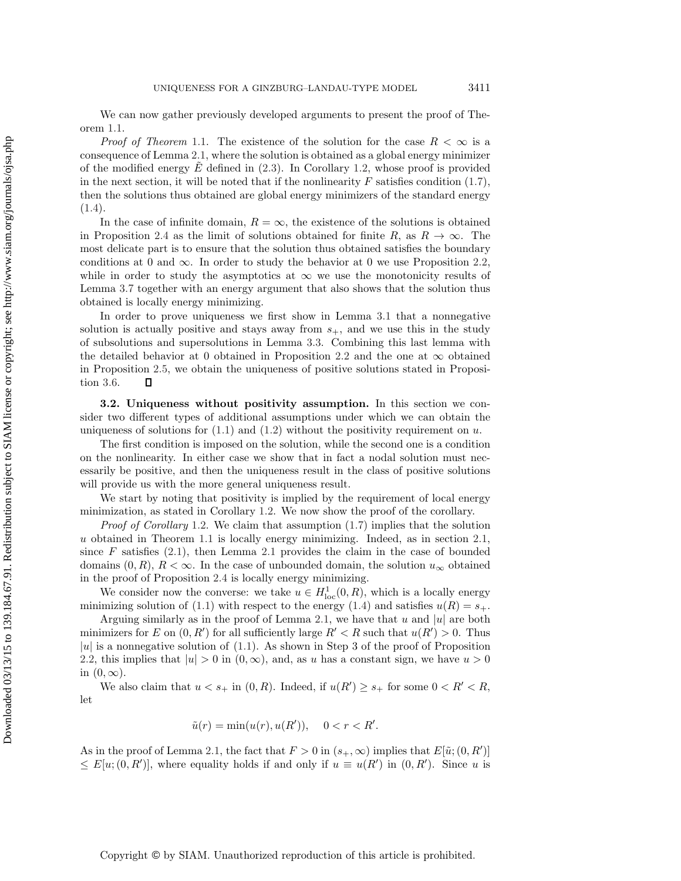We can now gather previously developed arguments to present the proof of Theorem 1.1.

*Proof of Theorem* 1.1. The existence of the solution for the case $R < \infty$ is a consequence of Lemma 2.1, where the solution is obtained as a global energy minimizer of the modified energy $\tilde{E}$ defined in (2.3). In Corollary 1.2, whose proof is provided in the next section, it will be noted that if the nonlinearity $F$ satisfies condition (1.7), then the solutions thus obtained are global energy minimizers of the standard energy (1.4).

In the case of infinite domain, $R = \infty$, the existence of the solutions is obtained in Proposition 2.4 as the limit of solutions obtained for finite $R$, as $R \to \infty$. The most delicate part is to ensure that the solution thus obtained satisfies the boundary conditions at 0 and $\infty$. In order to study the behavior at 0 we use Proposition 2.2, while in order to study the asymptotics at $\infty$ we use the monotonicity results of Lemma 3.7 together with an energy argument that also shows that the solution thus obtained is locally energy minimizing.

In order to prove uniqueness we first show in Lemma 3.1 that a nonnegative solution is actually positive and stays away from $s_+$, and we use this in the study of subsolutions and supersolutions in Lemma 3.3. Combining this last lemma with the detailed behavior at 0 obtained in Proposition 2.2 and the one at $\infty$ obtained in Proposition 2.5, we obtain the uniqueness of positive solutions stated in Proposition 3.6. ∎

**3.2. Uniqueness without positivity assumption.** In this section we consider two different types of additional assumptions under which we can obtain the uniqueness of solutions for (1.1) and (1.2) without the positivity requirement on $u$.

The first condition is imposed on the solution, while the second one is a condition on the nonlinearity. In either case we show that in fact a nodal solution must necessarily be positive, and then the uniqueness result in the class of positive solutions will provide us with the more general uniqueness result.

We start by noting that positivity is implied by the requirement of local energy minimization, as stated in Corollary 1.2. We now show the proof of the corollary.

*Proof of Corollary* 1.2. We claim that assumption (1.7) implies that the solution $u$ obtained in Theorem 1.1 is locally energy minimizing. Indeed, as in section 2.1, since $F$ satisfies (2.1), then Lemma 2.1 provides the claim in the case of bounded domains $(0, R)$, $R < \infty$. In the case of unbounded domain, the solution $u_\infty$ obtained in the proof of Proposition 2.4 is locally energy minimizing.

We consider now the converse: we take $u \in H^1_{\text{loc}}(0, R)$, which is a locally energy minimizing solution of (1.1) with respect to the energy (1.4) and satisfies $u(R) = s_+$.

Arguing similarly as in the proof of Lemma 2.1, we have that $u$ and $|u|$ are both minimizers for $E$ on $(0, R')$ for all sufficiently large $R' < R$ such that $u(R') > 0$. Thus $|u|$ is a nonnegative solution of (1.1). As shown in Step 3 of the proof of Proposition 2.2, this implies that $|u| > 0$ in $(0, \infty)$, and, as $u$ has a constant sign, we have $u > 0$ in $(0, \infty)$.

We also claim that $u < s_+$ in $(0, R)$. Indeed, if $u(R') \geq s_+$ for some $0 < R' < R$, let

$$\tilde{u}(r) = \min(u(r), u(R')), \quad 0 < r < R'.$$

As in the proof of Lemma 2.1, the fact that $F > 0$ in $(s_+, \infty)$ implies that $E[\tilde{u}; (0, R')] \leq E[u; (0, R')]$, where equality holds if and only if $u \equiv u(R')$ in $(0, R')$. Since $u$ is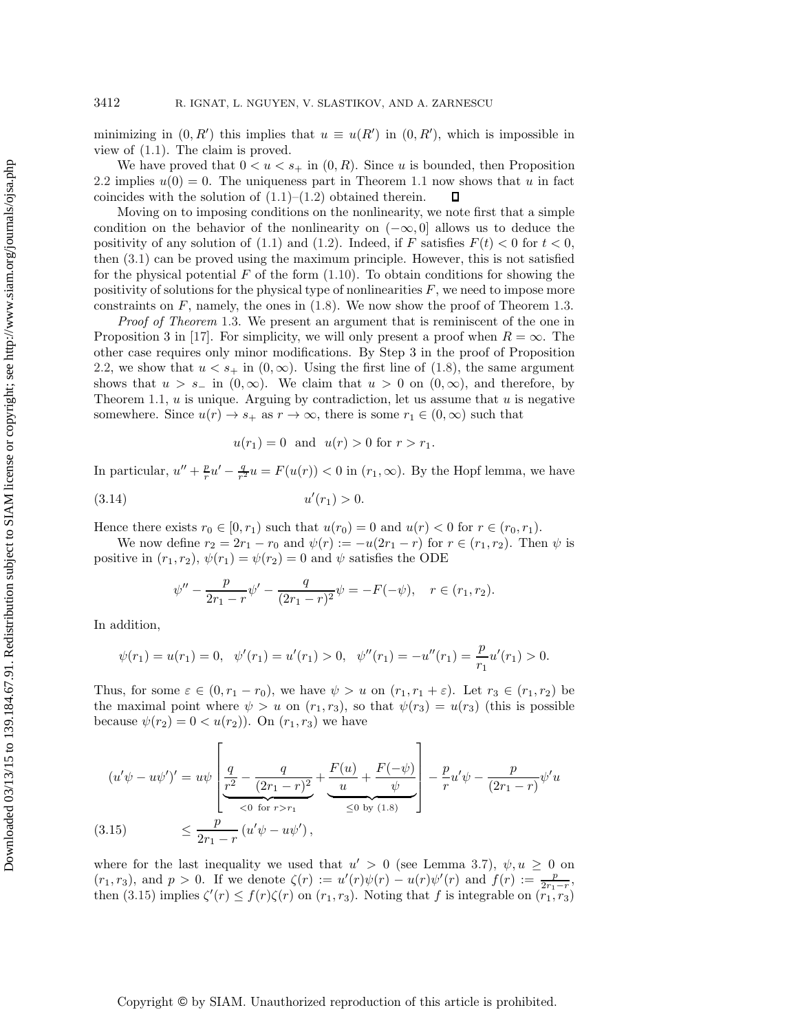minimizing in $(0, R')$ this implies that $u \equiv u(R')$ in $(0, R')$, which is impossible in view of (1.1). The claim is proved.

We have proved that $0 < u < s_+$ in $(0, R)$. Since $u$ is bounded, then Proposition 2.2 implies $u(0) = 0$. The uniqueness part in Theorem 1.1 now shows that $u$ in fact coincides with the solution of (1.1)–(1.2) obtained therein. ∎

Moving on to imposing conditions on the nonlinearity, we note first that a simple condition on the behavior of the nonlinearity on $(-\infty, 0]$ allows us to deduce the positivity of any solution of (1.1) and (1.2). Indeed, if $F$ satisfies $F(t) < 0$ for $t < 0$, then (3.1) can be proved using the maximum principle. However, this is not satisfied for the physical potential $F$ of the form (1.10). To obtain conditions for showing the positivity of solutions for the physical type of nonlinearities $F$, we need to impose more constraints on $F$, namely, the ones in (1.8). We now show the proof of Theorem 1.3.

*Proof of Theorem* 1.3. We present an argument that is reminiscent of the one in Proposition 3 in [17]. For simplicity, we will only present a proof when $R = \infty$. The other case requires only minor modifications. By Step 3 in the proof of Proposition 2.2, we show that $u < s_+$ in $(0, \infty)$. Using the first line of (1.8), the same argument shows that $u > s_-$ in $(0, \infty)$. We claim that $u > 0$ on $(0, \infty)$, and therefore, by Theorem 1.1, $u$ is unique. Arguing by contradiction, let us assume that $u$ is negative somewhere. Since $u(r) \to s_+$ as $r \to \infty$, there is some $r_1 \in (0, \infty)$ such that

$$u(r_1) = 0 \quad \text{and} \quad u(r) > 0 \text{ for } r > r_1.$$

In particular, $u'' + \frac{p}{r}u' - \frac{q}{r^2}u = F(u(r)) < 0$ in $(r_1, \infty)$. By the Hopf lemma, we have

$$u'(r_1) > 0. \tag{3.14}$$

Hence there exists $r_0 \in [0, r_1)$ such that $u(r_0) = 0$ and $u(r) < 0$ for $r \in (r_0, r_1)$.

We now define $r_2 = 2r_1 - r_0$ and $\psi(r) := -u(2r_1 - r)$ for $r \in (r_1, r_2)$. Then $\psi$ is positive in $(r_1, r_2)$, $\psi(r_1) = \psi(r_2) = 0$ and $\psi$ satisfies the ODE

$$\psi'' - \frac{p}{2r_1 - r}\psi' - \frac{q}{(2r_1 - r)^2}\psi = -F(-\psi), \quad r \in (r_1, r_2).$$

In addition,

$$\psi(r_1) = u(r_1) = 0, \quad \psi'(r_1) = u'(r_1) > 0, \quad \psi''(r_1) = -u''(r_1) = \frac{p}{r_1}u'(r_1) > 0.$$

Thus, for some $\varepsilon \in (0, r_1 - r_0)$, we have $\psi > u$ on $(r_1, r_1 + \varepsilon)$. Let $r_3 \in (r_1, r_2)$ be the maximal point where $\psi > u$ on $(r_1, r_3)$, so that $\psi(r_3) = u(r_3)$ (this is possible because $\psi(r_2) = 0 < u(r_2)$). On $(r_1, r_3)$ we have

$$(u'\psi - u\psi')' = u\psi\left[\underbrace{\frac{q}{r^2} - \frac{q}{(2r_1 - r)^2}}_{<0 \text{ for } r > r_1} + \underbrace{\frac{F(u)}{u} + \frac{F(-\psi)}{\psi}}_{\leq 0 \text{ by (1.8)}}\right] - \frac{p}{r}u'\psi - \frac{p}{(2r_1 - r)}\psi' u$$

$$\leq \frac{p}{2r_1 - r}\left(u'\psi - u\psi'\right), \tag{3.15}$$

where for the last inequality we used that $u' > 0$ (see Lemma 3.7), $\psi, u \geq 0$ on $(r_1, r_3)$, and $p > 0$. If we denote $\zeta(r) := u'(r)\psi(r) - u(r)\psi'(r)$ and $f(r) := \frac{p}{2r_1 - r}$, then (3.15) implies $\zeta'(r) \leq f(r)\zeta(r)$ on $(r_1, r_3)$. Noting that $f$ is integrable on $(r_1, r_3)$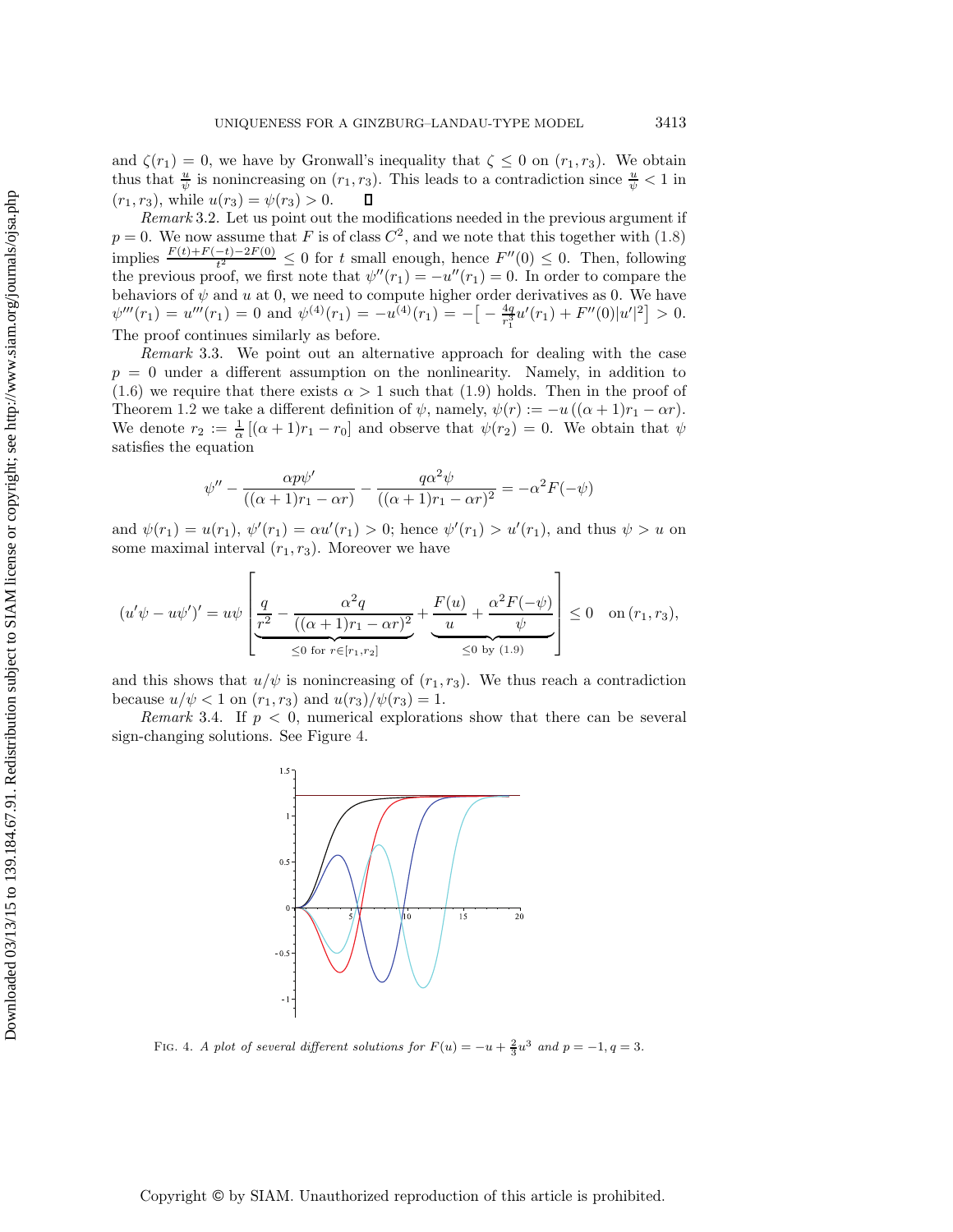and $\zeta(r_1) = 0$, we have by Gronwall's inequality that $\zeta \leq 0$ on $(r_1, r_3)$. We obtain thus that $\frac{u}{\psi}$ is nonincreasing on $(r_1, r_3)$. This leads to a contradiction since $\frac{u}{\psi} < 1$ in $(r_1, r_3)$, while $u(r_3) = \psi(r_3) > 0$. ∎

*Remark* 3.2. Let us point out the modifications needed in the previous argument if $p = 0$. We now assume that $F$ is of class $C^2$, and we note that this together with (1.8) implies $\frac{F(t)+F(-t)-2F(0)}{t^2} \leq 0$ for $t$ small enough, hence $F''(0) \leq 0$. Then, following the previous proof, we first note that $\psi''(r_1) = -u''(r_1) = 0$. In order to compare the behaviors of $\psi$ and $u$ at 0, we need to compute higher order derivatives as 0. We have $\psi'''(r_1) = u'''(r_1) = 0$ and $\psi^{(4)}(r_1) = -u^{(4)}(r_1) = -\big[-\frac{4q}{r_1^3}u'(r_1) + F''(0)|u'|^2\big] > 0$. The proof continues similarly as before.

*Remark* 3.3. We point out an alternative approach for dealing with the case $p = 0$ under a different assumption on the nonlinearity. Namely, in addition to (1.6) we require that there exists $\alpha > 1$ such that (1.9) holds. Then in the proof of Theorem 1.2 we take a different definition of $\psi$, namely, $\psi(r) := -u\,((\alpha+1)r_1 - \alpha r)$. We denote $r_2 := \frac{1}{\alpha}\left[(\alpha+1)r_1 - r_0\right]$ and observe that $\psi(r_2) = 0$. We obtain that $\psi$ satisfies the equation

$$\psi'' - \frac{\alpha p \psi'}{((\alpha+1)r_1 - \alpha r)} - \frac{q\alpha^2\psi}{((\alpha+1)r_1 - \alpha r)^2} = -\alpha^2 F(-\psi)$$

and $\psi(r_1) = u(r_1)$, $\psi'(r_1) = \alpha u'(r_1) > 0$; hence $\psi'(r_1) > u'(r_1)$, and thus $\psi > u$ on some maximal interval $(r_1, r_3)$. Moreover we have

$$(u'\psi - u\psi')' = u\psi\left[\underbrace{\frac{q}{r^2} - \frac{\alpha^2 q}{((\alpha+1)r_1 - \alpha r)^2}}_{\leq 0 \text{ for } r\in[r_1,r_2]} + \underbrace{\frac{F(u)}{u} + \frac{\alpha^2 F(-\psi)}{\psi}}_{\leq 0 \text{ by (1.9)}}\right] \leq 0 \quad \text{on } (r_1, r_3),$$

and this shows that $u/\psi$ is nonincreasing of $(r_1, r_3)$. We thus reach a contradiction because $u/\psi < 1$ on $(r_1, r_3)$ and $u(r_3)/\psi(r_3) = 1$.

*Remark* 3.4. If $p < 0$, numerical explorations show that there can be several sign-changing solutions. See Figure 4.

1.5
1
0.5
0
5
10
15
20
-0.5
-1

Fig. 4. *A plot of several different solutions for $F(u) = -u + \frac{2}{3}u^3$ and $p = -1, q = 3$.*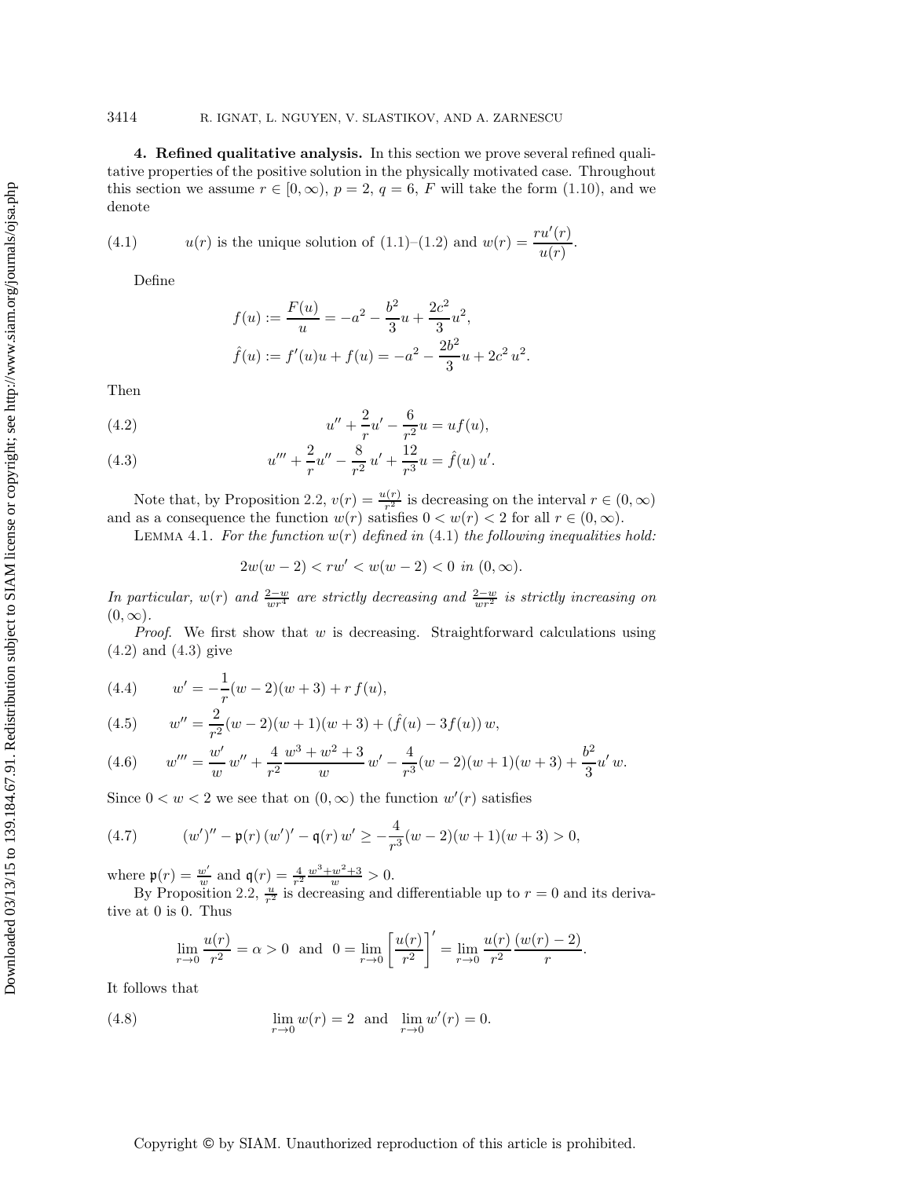**4. Refined qualitative analysis.** In this section we prove several refined qualitative properties of the positive solution in the physically motivated case. Throughout this section we assume $r \in [0,\infty)$, $p = 2$, $q = 6$, $F$ will take the form (1.10), and we denote

$$u(r) \text{ is the unique solution of (1.1)–(1.2) and } w(r) = \frac{ru'(r)}{u(r)}. \tag{4.1}$$

Define

$$f(u) := \frac{F(u)}{u} = -a^2 - \frac{b^2}{3}u + \frac{2c^2}{3}u^2,$$
$$\hat{f}(u) := f'(u)u + f(u) = -a^2 - \frac{2b^2}{3}u + 2c^2\,u^2.$$

Then

$$u'' + \frac{2}{r}u' - \frac{6}{r^2}u = uf(u), \tag{4.2}$$

$$u''' + \frac{2}{r}u'' - \frac{8}{r^2}\,u' + \frac{12}{r^3}u = \hat{f}(u)\,u'. \tag{4.3}$$

Note that, by Proposition 2.2, $v(r) = \frac{u(r)}{r^2}$ is decreasing on the interval $r \in (0,\infty)$ and as a consequence the function $w(r)$ satisfies $0 < w(r) < 2$ for all $r \in (0,\infty)$.

LEMMA 4.1. *For the function $w(r)$ defined in* (4.1) *the following inequalities hold:*

$$2w(w-2) < rw' < w(w-2) < 0 \;\; in \; (0,\infty).$$

*In particular, $w(r)$ and $\frac{2-w}{wr^4}$ are strictly decreasing and $\frac{2-w}{wr^2}$ is strictly increasing on* $(0,\infty)$.

*Proof.* We first show that $w$ is decreasing. Straightforward calculations using (4.2) and (4.3) give

$$w' = -\frac{1}{r}(w-2)(w+3) + r\,f(u), \tag{4.4}$$

$$w'' = \frac{2}{r^2}(w-2)(w+1)(w+3) + (\hat{f}(u) - 3f(u))\,w, \tag{4.5}$$

$$w''' = \frac{w'}{w}\,w'' + \frac{4}{r^2}\frac{w^3+w^2+3}{w}\,w' - \frac{4}{r^3}(w-2)(w+1)(w+3) + \frac{b^2}{3}u'\,w. \tag{4.6}$$

Since $0 < w < 2$ we see that on $(0,\infty)$ the function $w'(r)$ satisfies

$$(w')'' - \mathfrak{p}(r)\,(w')' - \mathfrak{q}(r)\,w' \geq -\frac{4}{r^3}(w-2)(w+1)(w+3) > 0, \tag{4.7}$$

where $\mathfrak{p}(r) = \frac{w'}{w}$ and $\mathfrak{q}(r) = \frac{4}{r^2}\frac{w^3+w^2+3}{w} > 0$.

By Proposition 2.2, $\frac{u}{r^2}$ is decreasing and differentiable up to $r = 0$ and its derivative at 0 is 0. Thus

$$\lim_{r\to 0}\frac{u(r)}{r^2} = \alpha > 0 \;\text{ and }\; 0 = \lim_{r\to 0}\left[\frac{u(r)}{r^2}\right]' = \lim_{r\to 0}\frac{u(r)}{r^2}\frac{(w(r)-2)}{r}.$$

It follows that

$$\lim_{r\to 0} w(r) = 2 \;\text{ and }\; \lim_{r\to 0} w'(r) = 0. \tag{4.8}$$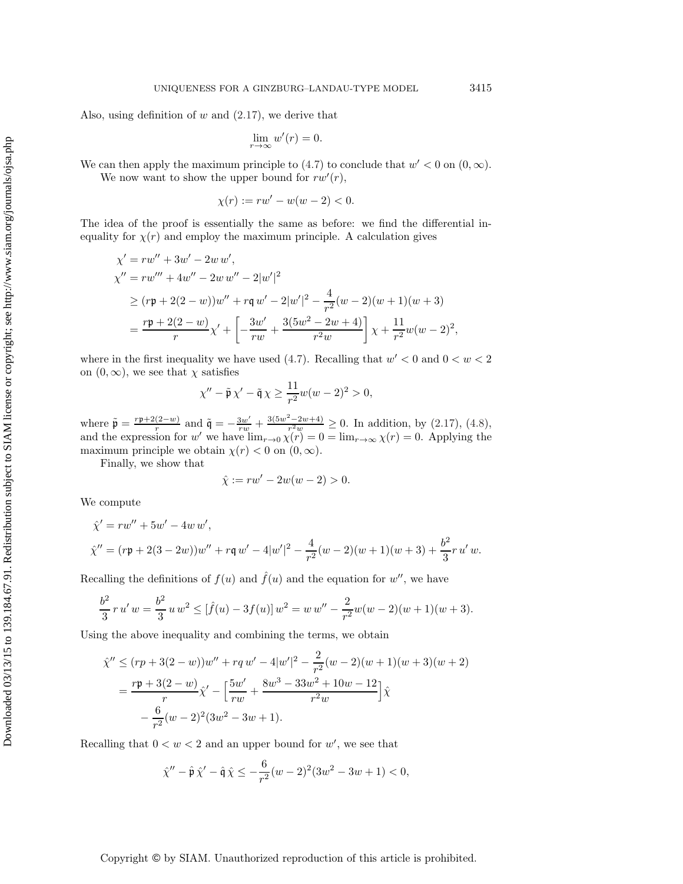Also, using definition of $w$ and (2.17), we derive that

$$\lim_{r\to\infty} w'(r) = 0.$$

We can then apply the maximum principle to (4.7) to conclude that $w' < 0$ on $(0, \infty)$.

We now want to show the upper bound for $rw'(r)$,

$$\chi(r) := rw' - w(w-2) < 0.$$

The idea of the proof is essentially the same as before: we find the differential inequality for $\chi(r)$ and employ the maximum principle. A calculation gives

$$\begin{aligned}
\chi' &= rw'' + 3w' - 2w\, w', \\
\chi'' &= rw''' + 4w'' - 2w\, w'' - 2|w'|^2 \\
&\geq (r\mathfrak{p} + 2(2-w))w'' + r\mathfrak{q}\, w' - 2|w'|^2 - \frac{4}{r^2}(w-2)(w+1)(w+3) \\
&= \frac{r\mathfrak{p} + 2(2-w)}{r}\chi' + \left[-\frac{3w'}{rw} + \frac{3(5w^2 - 2w + 4)}{r^2 w}\right]\chi + \frac{11}{r^2}w(w-2)^2,
\end{aligned}$$

where in the first inequality we have used (4.7). Recalling that $w' < 0$ and $0 < w < 2$ on $(0, \infty)$, we see that $\chi$ satisfies

$$\chi'' - \tilde{\mathfrak{p}}\, \chi' - \tilde{\mathfrak{q}}\, \chi \geq \frac{11}{r^2}w(w-2)^2 > 0,$$

where $\tilde{\mathfrak{p}} = \frac{r\mathfrak{p}+2(2-w)}{r}$ and $\tilde{\mathfrak{q}} = -\frac{3w'}{rw} + \frac{3(5w^2-2w+4)}{r^2 w} \geq 0$. In addition, by (2.17), (4.8), and the expression for $w'$ we have $\lim_{r\to 0}\chi(r) = 0 = \lim_{r\to\infty}\chi(r) = 0$. Applying the maximum principle we obtain $\chi(r) < 0$ on $(0, \infty)$.

Finally, we show that

$$\hat{\chi} := rw' - 2w(w-2) > 0.$$

We compute

$$\begin{aligned}
\hat{\chi}' &= rw'' + 5w' - 4w\, w', \\
\hat{\chi}'' &= (r\mathfrak{p} + 2(3-2w))w'' + r\mathfrak{q}\, w' - 4|w'|^2 - \frac{4}{r^2}(w-2)(w+1)(w+3) + \frac{b^2}{3}r\, u'\, w.
\end{aligned}$$

Recalling the definitions of $f(u)$ and $\hat{f}(u)$ and the equation for $w''$, we have

$$\frac{b^2}{3}\, r\, u'\, w = \frac{b^2}{3}\, u\, w^2 \leq [\hat{f}(u) - 3f(u)]\, w^2 = w\, w'' - \frac{2}{r^2}w(w-2)(w+1)(w+3).$$

Using the above inequality and combining the terms, we obtain

$$\begin{aligned}
\hat{\chi}'' &\leq (rp + 3(2-w))w'' + rq\, w' - 4|w'|^2 - \frac{2}{r^2}(w-2)(w+1)(w+3)(w+2) \\
&= \frac{r\mathfrak{p} + 3(2-w)}{r}\hat{\chi}' - \Big[\frac{5w'}{rw} + \frac{8w^3 - 33w^2 + 10w - 12}{r^2 w}\Big]\hat{\chi} \\
&\quad - \frac{6}{r^2}(w-2)^2(3w^2 - 3w + 1).
\end{aligned}$$

Recalling that $0 < w < 2$ and an upper bound for $w'$, we see that

$$\hat{\chi}'' - \hat{\mathfrak{p}}\, \hat{\chi}' - \hat{\mathfrak{q}}\, \hat{\chi} \leq -\frac{6}{r^2}(w-2)^2(3w^2 - 3w + 1) < 0,$$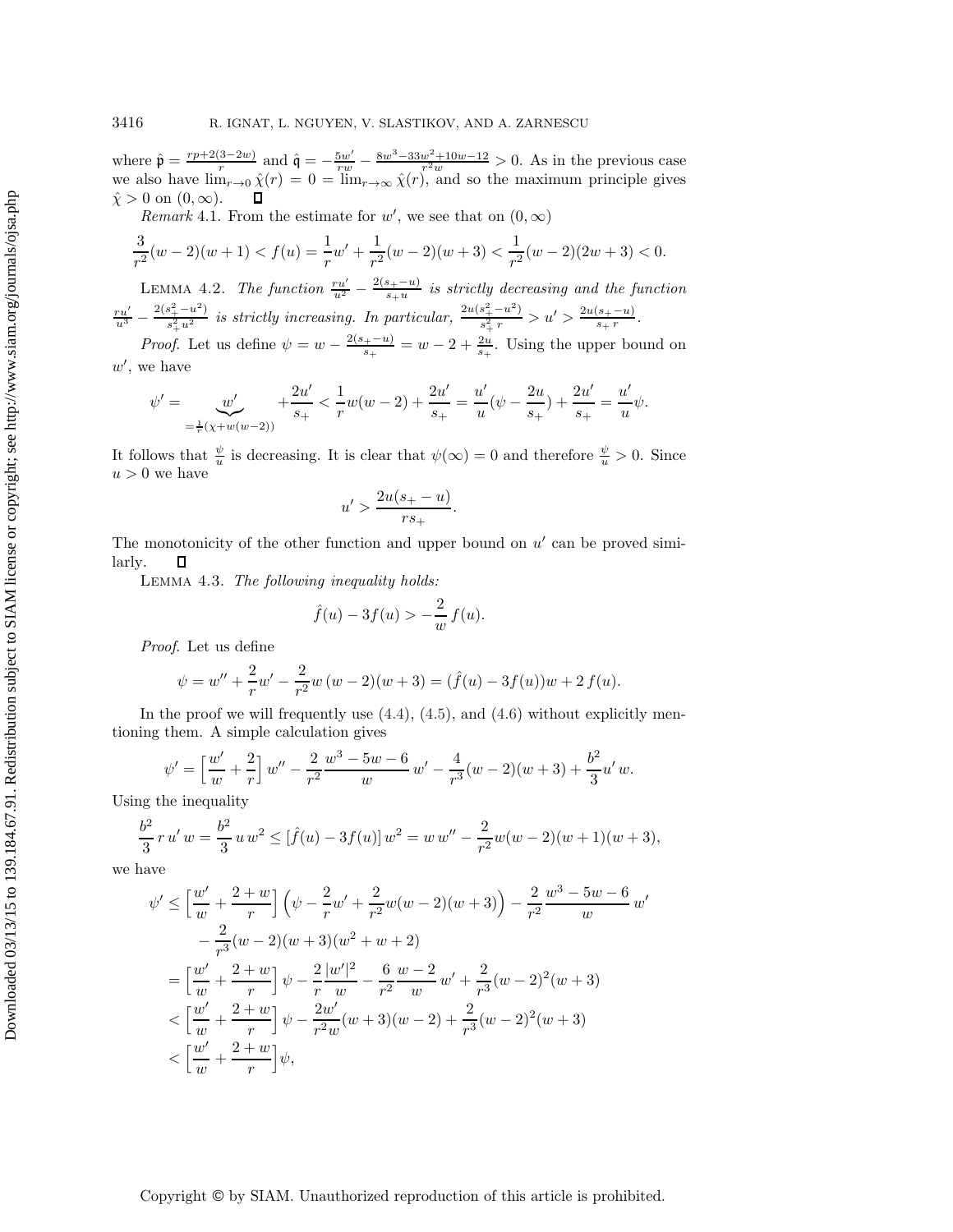where $\hat{\mathfrak{p}} = \frac{rp+2(3-2w)}{r}$ and $\hat{\mathfrak{q}} = -\frac{5w'}{rw} - \frac{8w^3-33w^2+10w-12}{r^2 w} > 0$. As in the previous case we also have $\lim_{r\to 0} \hat{\chi}(r) = 0 = \lim_{r\to\infty} \hat{\chi}(r)$, and so the maximum principle gives $\hat{\chi} > 0$ on $(0,\infty)$. ◻

*Remark* 4.1. From the estimate for $w'$, we see that on $(0,\infty)$

$$\frac{3}{r^2}(w-2)(w+1) < f(u) = \frac{1}{r}w' + \frac{1}{r^2}(w-2)(w+3) < \frac{1}{r^2}(w-2)(2w+3) < 0.$$

LEMMA 4.2. *The function* $\frac{ru'}{u^2} - \frac{2(s_+-u)}{s_+u}$ *is strictly decreasing and the function* $\frac{ru'}{u^3} - \frac{2(s_+^2-u^2)}{s_+^2u^2}$ *is strictly increasing. In particular,* $\frac{2u(s_+^2-u^2)}{s_+^2\, r} > u' > \frac{2u(s_+-u)}{s_+\, r}$.

*Proof*. Let us define $\psi = w - \frac{2(s_+-u)}{s_+} = w - 2 + \frac{2u}{s_+}$. Using the upper bound on $w'$, we have

$$\psi' = \underbrace{w'}_{=\frac{1}{r}(\chi+w(w-2))} + \frac{2u'}{s_+} < \frac{1}{r}w(w-2) + \frac{2u'}{s_+} = \frac{u'}{u}(\psi - \frac{2u}{s_+}) + \frac{2u'}{s_+} = \frac{u'}{u}\psi.$$

It follows that $\frac{\psi}{u}$ is decreasing. It is clear that $\psi(\infty) = 0$ and therefore $\frac{\psi}{u} > 0$. Since $u > 0$ we have

$$u' > \frac{2u(s_+-u)}{rs_+}.$$

The monotonicity of the other function and upper bound on $u'$ can be proved similarly. ◻

LEMMA 4.3. *The following inequality holds:*

$$\hat{f}(u) - 3f(u) > -\frac{2}{w}\, f(u).$$

*Proof*. Let us define

$$\psi = w'' + \frac{2}{r}w' - \frac{2}{r^2}w\,(w-2)(w+3) = (\hat{f}(u) - 3f(u))w + 2\,f(u).$$

In the proof we will frequently use (4.4), (4.5), and (4.6) without explicitly mentioning them. A simple calculation gives

$$\psi' = \Big[\frac{w'}{w} + \frac{2}{r}\Big]\, w'' - \frac{2}{r^2}\frac{w^3-5w-6}{w}\, w' - \frac{4}{r^3}(w-2)(w+3) + \frac{b^2}{3}u'\, w.$$

Using the inequality

$$\frac{b^2}{3}\, r\, u'\, w = \frac{b^2}{3}\, u\, w^2 \le [\hat{f}(u) - 3f(u)]\, w^2 = w\, w'' - \frac{2}{r^2}w(w-2)(w+1)(w+3),$$

we have

$$\begin{aligned}
\psi' &\le \Big[\frac{w'}{w} + \frac{2+w}{r}\Big]\Big(\psi - \frac{2}{r}w' + \frac{2}{r^2}w(w-2)(w+3)\Big) - \frac{2}{r^2}\frac{w^3-5w-6}{w}\, w' \\
&\quad - \frac{2}{r^3}(w-2)(w+3)(w^2+w+2) \\
&= \Big[\frac{w'}{w} + \frac{2+w}{r}\Big]\psi - \frac{2}{r}\frac{|w'|^2}{w} - \frac{6}{r^2}\frac{w-2}{w}\, w' + \frac{2}{r^3}(w-2)^2(w+3) \\
&< \Big[\frac{w'}{w} + \frac{2+w}{r}\Big]\psi - \frac{2w'}{r^2 w}(w+3)(w-2) + \frac{2}{r^3}(w-2)^2(w+3) \\
&< \Big[\frac{w'}{w} + \frac{2+w}{r}\Big]\psi,
\end{aligned}$$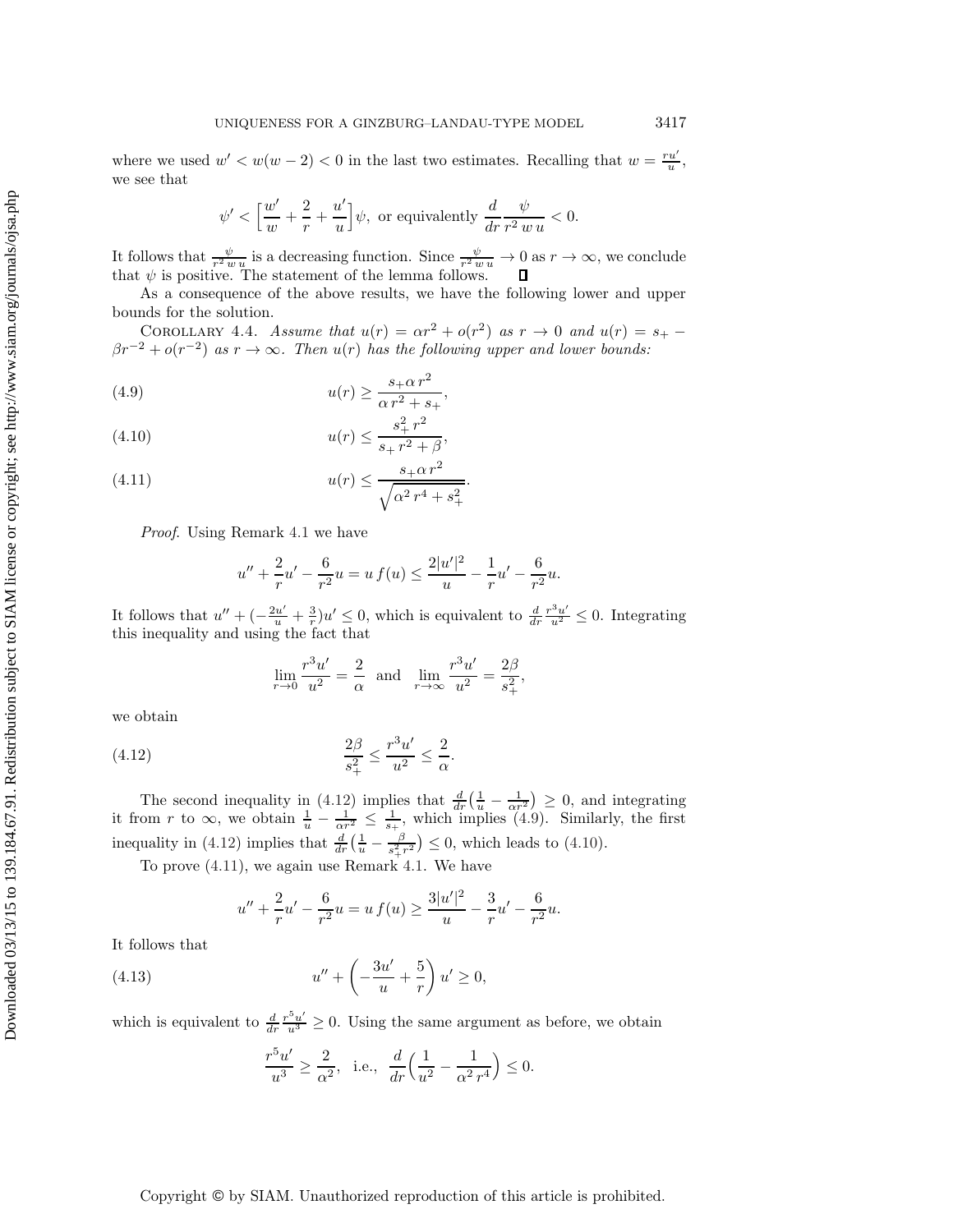where we used $w' < w(w-2) < 0$ in the last two estimates. Recalling that $w = \frac{ru'}{u}$, we see that

$$\psi' < \Big[\frac{w'}{w} + \frac{2}{r} + \frac{u'}{u}\Big]\psi, \text{ or equivalently } \frac{d}{dr}\frac{\psi}{r^2\, w\, u} < 0.$$

It follows that $\frac{\psi}{r^2 w u}$ is a decreasing function. Since $\frac{\psi}{r^2 w u} \to 0$ as $r \to \infty$, we conclude that $\psi$ is positive. The statement of the lemma follows. ∎

As a consequence of the above results, we have the following lower and upper bounds for the solution.

Corollary 4.4. *Assume that $u(r) = \alpha r^2 + o(r^2)$ as $r \to 0$ and $u(r) = s_+ - \beta r^{-2} + o(r^{-2})$ as $r \to \infty$. Then $u(r)$ has the following upper and lower bounds:*

$$u(r) \geq \frac{s_+ \alpha\, r^2}{\alpha\, r^2 + s_+}, \tag{4.9}$$

$$u(r) \leq \frac{s_+^2\, r^2}{s_+\, r^2 + \beta}, \tag{4.10}$$

$$u(r) \leq \frac{s_+ \alpha\, r^2}{\sqrt{\alpha^2\, r^4 + s_+^2}}. \tag{4.11}$$

*Proof.* Using Remark 4.1 we have

$$u'' + \frac{2}{r}u' - \frac{6}{r^2}u = u\, f(u) \leq \frac{2|u'|^2}{u} - \frac{1}{r}u' - \frac{6}{r^2}u.$$

It follows that $u'' + (-\frac{2u'}{u} + \frac{3}{r})u' \leq 0$, which is equivalent to $\frac{d}{dr}\frac{r^3 u'}{u^2} \leq 0$. Integrating this inequality and using the fact that

$$\lim_{r\to 0} \frac{r^3 u'}{u^2} = \frac{2}{\alpha} \text{ and } \lim_{r\to\infty} \frac{r^3 u'}{u^2} = \frac{2\beta}{s_+^2},$$

we obtain

$$\frac{2\beta}{s_+^2} \leq \frac{r^3 u'}{u^2} \leq \frac{2}{\alpha}. \tag{4.12}$$

The second inequality in (4.12) implies that $\frac{d}{dr}\big(\frac{1}{u} - \frac{1}{\alpha r^2}\big) \geq 0$, and integrating it from $r$ to $\infty$, we obtain $\frac{1}{u} - \frac{1}{\alpha r^2} \leq \frac{1}{s_+}$, which implies (4.9). Similarly, the first inequality in (4.12) implies that $\frac{d}{dr}\big(\frac{1}{u} - \frac{\beta}{s_+^2 r^2}\big) \leq 0$, which leads to (4.10).

To prove (4.11), we again use Remark 4.1. We have

$$u'' + \frac{2}{r}u' - \frac{6}{r^2}u = u\, f(u) \geq \frac{3|u'|^2}{u} - \frac{3}{r}u' - \frac{6}{r^2}u.$$

It follows that

$$u'' + \left(-\frac{3u'}{u} + \frac{5}{r}\right)u' \geq 0, \tag{4.13}$$

which is equivalent to $\frac{d}{dr}\frac{r^5 u'}{u^3} \geq 0$. Using the same argument as before, we obtain

$$\frac{r^5 u'}{u^3} \geq \frac{2}{\alpha^2}, \text{ i.e., } \frac{d}{dr}\Big(\frac{1}{u^2} - \frac{1}{\alpha^2\, r^4}\Big) \leq 0.$$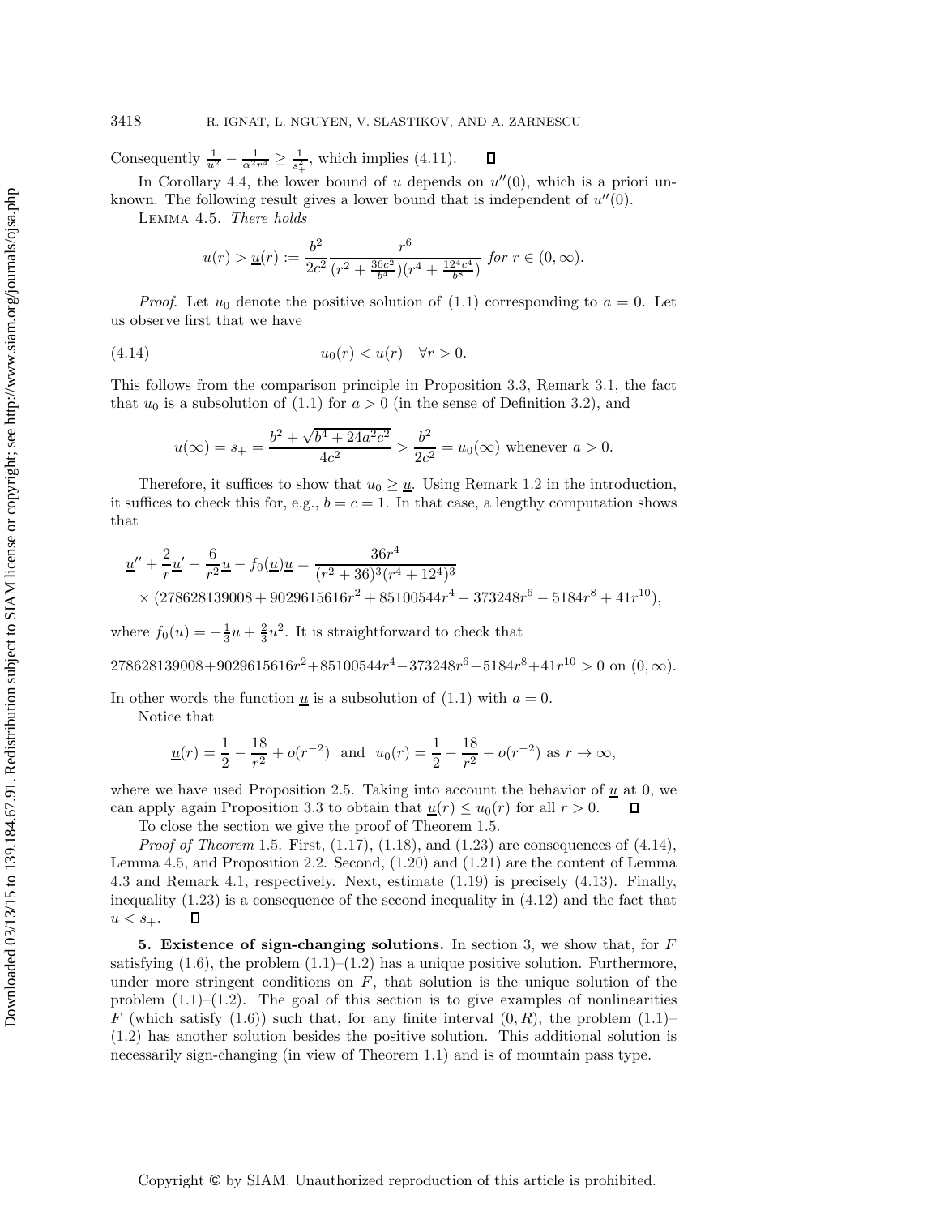Consequently $\frac{1}{u^2} - \frac{1}{\alpha^2 r^4} \geq \frac{1}{s_+^2}$, which implies (4.11). ∎

In Corollary 4.4, the lower bound of $u$ depends on $u''(0)$, which is a priori unknown. The following result gives a lower bound that is independent of $u''(0)$.

LEMMA 4.5. *There holds*

$$u(r) > \underline{u}(r) := \frac{b^2}{2c^2} \frac{r^6}{(r^2 + \frac{36c^2}{b^4})(r^4 + \frac{12^4 c^4}{b^8})} \text{ for } r \in (0, \infty).$$

*Proof.* Let $u_0$ denote the positive solution of (1.1) corresponding to $a = 0$. Let us observe first that we have

$$u_0(r) < u(r) \quad \forall r > 0. \tag{4.14}$$

This follows from the comparison principle in Proposition 3.3, Remark 3.1, the fact that $u_0$ is a subsolution of (1.1) for $a > 0$ (in the sense of Definition 3.2), and

$$u(\infty) = s_+ = \frac{b^2 + \sqrt{b^4 + 24a^2c^2}}{4c^2} > \frac{b^2}{2c^2} = u_0(\infty) \text{ whenever } a > 0.$$

Therefore, it suffices to show that $u_0 \geq \underline{u}$. Using Remark 1.2 in the introduction, it suffices to check this for, e.g., $b = c = 1$. In that case, a lengthy computation shows that

$$\underline{u}'' + \frac{2}{r}\underline{u}' - \frac{6}{r^2}\underline{u} - f_0(\underline{u})\underline{u} = \frac{36r^4}{(r^2+36)^3(r^4+12^4)^3}$$
$$\times (278628139008 + 9029615616r^2 + 85100544r^4 - 373248r^6 - 5184r^8 + 41r^{10}),$$

where $f_0(u) = -\frac{1}{3}u + \frac{2}{3}u^2$. It is straightforward to check that

$$278628139008 + 9029615616r^2 + 85100544r^4 - 373248r^6 - 5184r^8 + 41r^{10} > 0 \text{ on } (0, \infty).$$

In other words the function $\underline{u}$ is a subsolution of (1.1) with $a = 0$.

Notice that

$$\underline{u}(r) = \frac{1}{2} - \frac{18}{r^2} + o(r^{-2}) \text{ and } u_0(r) = \frac{1}{2} - \frac{18}{r^2} + o(r^{-2}) \text{ as } r \to \infty,$$

where we have used Proposition 2.5. Taking into account the behavior of $\underline{u}$ at 0, we can apply again Proposition 3.3 to obtain that $\underline{u}(r) \leq u_0(r)$ for all $r > 0$. ∎

To close the section we give the proof of Theorem 1.5.

*Proof of Theorem* 1.5. First, (1.17), (1.18), and (1.23) are consequences of (4.14), Lemma 4.5, and Proposition 2.2. Second, (1.20) and (1.21) are the content of Lemma 4.3 and Remark 4.1, respectively. Next, estimate (1.19) is precisely (4.13). Finally, inequality (1.23) is a consequence of the second inequality in (4.12) and the fact that $u < s_+$. ∎

**5. Existence of sign-changing solutions.** In section 3, we show that, for $F$ satisfying (1.6), the problem (1.1)–(1.2) has a unique positive solution. Furthermore, under more stringent conditions on $F$, that solution is the unique solution of the problem (1.1)–(1.2). The goal of this section is to give examples of nonlinearities $F$ (which satisfy (1.6)) such that, for any finite interval $(0, R)$, the problem (1.1)–(1.2) has another solution besides the positive solution. This additional solution is necessarily sign-changing (in view of Theorem 1.1) and is of mountain pass type.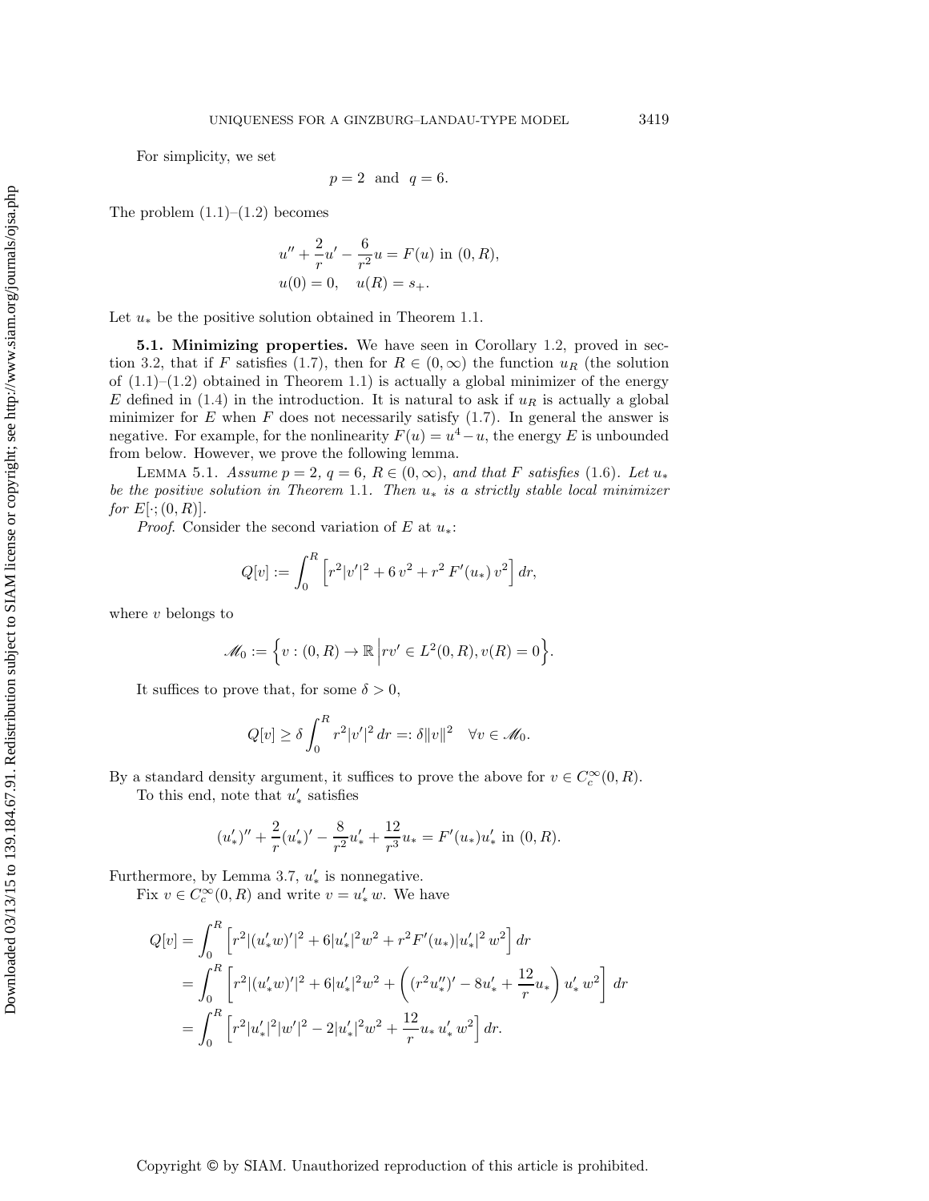For simplicity, we set

$$p = 2 \quad \text{and} \quad q = 6.$$

The problem (1.1)–(1.2) becomes

$$u'' + \frac{2}{r}u' - \frac{6}{r^2}u = F(u) \text{ in } (0, R),$$
$$u(0) = 0, \quad u(R) = s_+.$$

Let $u_*$ be the positive solution obtained in Theorem 1.1.

**5.1. Minimizing properties.** We have seen in Corollary 1.2, proved in section 3.2, that if $F$ satisfies (1.7), then for $R \in (0, \infty)$ the function $u_R$ (the solution of (1.1)–(1.2) obtained in Theorem 1.1) is actually a global minimizer of the energy $E$ defined in (1.4) in the introduction. It is natural to ask if $u_R$ is actually a global minimizer for $E$ when $F$ does not necessarily satisfy (1.7). In general the answer is negative. For example, for the nonlinearity $F(u) = u^4 - u$, the energy $E$ is unbounded from below. However, we prove the following lemma.

Lemma 5.1. *Assume $p = 2$, $q = 6$, $R \in (0, \infty)$, and that $F$ satisfies* (1.6). *Let $u_*$ be the positive solution in Theorem* 1.1. *Then $u_*$ is a strictly stable local minimizer for $E[\cdot; (0, R)]$.*

*Proof*. Consider the second variation of $E$ at $u_*$:

$$Q[v] := \int_0^R \Big[ r^2 |v'|^2 + 6\, v^2 + r^2\, F'(u_*)\, v^2 \Big]\, dr,$$

where $v$ belongs to

$$\mathscr{M}_0 := \Big\{ v : (0, R) \to \mathbb{R} \,\Big|\, rv' \in L^2(0, R), v(R) = 0 \Big\}.$$

It suffices to prove that, for some $\delta > 0$,

$$Q[v] \geq \delta \int_0^R r^2 |v'|^2\, dr =: \delta \|v\|^2 \quad \forall v \in \mathscr{M}_0.$$

By a standard density argument, it suffices to prove the above for $v \in C_c^\infty(0, R)$.

To this end, note that $u_*'$ satisfies

$$(u_*')'' + \frac{2}{r}(u_*')' - \frac{8}{r^2}u_*' + \frac{12}{r^3}u_* = F'(u_*)u_*' \text{ in } (0, R).$$

Furthermore, by Lemma 3.7, $u_*'$ is nonnegative.

Fix $v \in C_c^\infty(0, R)$ and write $v = u_*'\, w$. We have

$$\begin{aligned}
Q[v] &= \int_0^R \Big[ r^2 |(u_*' w)'|^2 + 6 |u_*'|^2 w^2 + r^2 F'(u_*) |u_*'|^2\, w^2 \Big]\, dr \\
&= \int_0^R \Big[ r^2 |(u_*' w)'|^2 + 6 |u_*'|^2 w^2 + \Big( (r^2 u_*'')' - 8 u_*' + \frac{12}{r} u_* \Big)\, u_*'\, w^2 \Big]\, dr \\
&= \int_0^R \Big[ r^2 |u_*'|^2 |w'|^2 - 2 |u_*'|^2 w^2 + \frac{12}{r} u_*\, u_*'\, w^2 \Big]\, dr.
\end{aligned}$$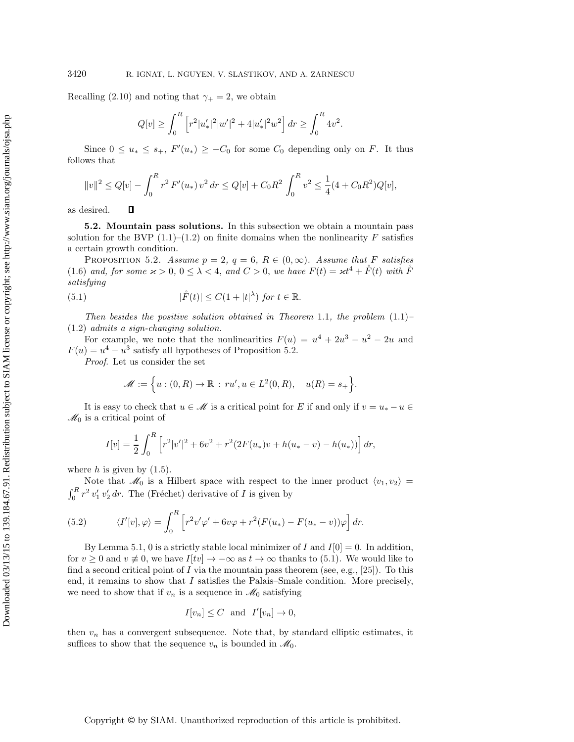Recalling (2.10) and noting that $\gamma_+ = 2$, we obtain

$$Q[v] \geq \int_0^R \Big[ r^2 |u_*'|^2 |w'|^2 + 4|u_*'|^2 w^2 \Big]\, dr \geq \int_0^R 4v^2.$$

Since $0 \leq u_* \leq s_+$, $F'(u_*) \geq -C_0$ for some $C_0$ depending only on $F$. It thus follows that

$$\|v\|^2 \leq Q[v] - \int_0^R r^2\, F'(u_*)\, v^2\, dr \leq Q[v] + C_0 R^2 \int_0^R v^2 \leq \frac{1}{4}(4 + C_0 R^2) Q[v],$$

as desired. $\square$

**5.2. Mountain pass solutions.** In this subsection we obtain a mountain pass solution for the BVP (1.1)–(1.2) on finite domains when the nonlinearity $F$ satisfies a certain growth condition.

PROPOSITION 5.2. *Assume $p = 2$, $q = 6$, $R \in (0, \infty)$. Assume that $F$ satisfies* (1.6) *and, for some $\varkappa > 0$, $0 \leq \lambda < 4$, and $C > 0$, we have $F(t) = \varkappa t^4 + \mathring{F}(t)$ with $\mathring{F}$ satisfying*

$$|\mathring{F}(t)| \leq C(1 + |t|^\lambda) \text{ for } t \in \mathbb{R}. \tag{5.1}$$

*Then besides the positive solution obtained in Theorem* 1.1*, the problem* (1.1)–(1.2) *admits a sign-changing solution.*

For example, we note that the nonlinearities $F(u) = u^4 + 2u^3 - u^2 - 2u$ and $F(u) = u^4 - u^3$ satisfy all hypotheses of Proposition 5.2.

*Proof.* Let us consider the set

$$\mathscr{M} := \Big\{ u : (0, R) \to \mathbb{R} \,:\, ru', u \in L^2(0, R), \quad u(R) = s_+ \Big\}.$$

It is easy to check that $u \in \mathscr{M}$ is a critical point for $E$ if and only if $v = u_* - u \in \mathscr{M}_0$ is a critical point of

$$I[v] = \frac{1}{2}\int_0^R \Big[ r^2 |v'|^2 + 6v^2 + r^2 (2F(u_*)v + h(u_* - v) - h(u_*)) \Big]\, dr,$$

where $h$ is given by (1.5).

Note that $\mathscr{M}_0$ is a Hilbert space with respect to the inner product $\langle v_1, v_2 \rangle = \int_0^R r^2\, v_1'\, v_2'\, dr$. The (Fréchet) derivative of $I$ is given by

$$\langle I'[v], \varphi \rangle = \int_0^R \Big[ r^2 v' \varphi' + 6v\varphi + r^2 (F(u_*) - F(u_* - v))\varphi \Big]\, dr. \tag{5.2}$$

By Lemma 5.1, 0 is a strictly stable local minimizer of $I$ and $I[0] = 0$. In addition, for $v \geq 0$ and $v \not\equiv 0$, we have $I[tv] \to -\infty$ as $t \to \infty$ thanks to (5.1). We would like to find a second critical point of $I$ via the mountain pass theorem (see, e.g., [25]). To this end, it remains to show that $I$ satisfies the Palais–Smale condition. More precisely, we need to show that if $v_n$ is a sequence in $\mathscr{M}_0$ satisfying

$$I[v_n] \leq C \quad \text{and} \quad I'[v_n] \to 0,$$

then $v_n$ has a convergent subsequence. Note that, by standard elliptic estimates, it suffices to show that the sequence $v_n$ is bounded in $\mathscr{M}_0$.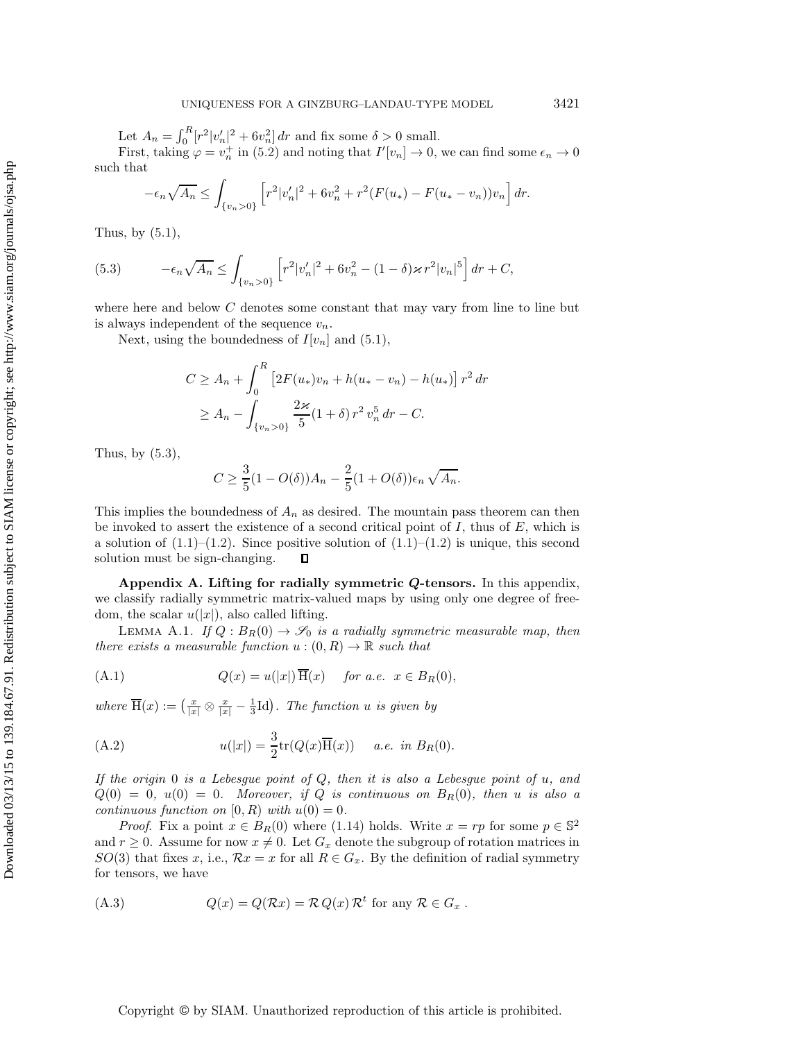Let $A_n = \int_0^R [r^2|v_n'|^2 + 6v_n^2]\,dr$ and fix some $\delta > 0$ small.

First, taking $\varphi = v_n^+$ in (5.2) and noting that $I'[v_n] \to 0$, we can find some $\epsilon_n \to 0$ such that

$$-\epsilon_n \sqrt{A_n} \le \int_{\{v_n>0\}} \Big[ r^2|v_n'|^2 + 6v_n^2 + r^2(F(u_*) - F(u_* - v_n))v_n \Big]\,dr.$$

Thus, by (5.1),

$$-\epsilon_n \sqrt{A_n} \le \int_{\{v_n>0\}} \Big[ r^2|v_n'|^2 + 6v_n^2 - (1-\delta)\varkappa\, r^2 |v_n|^5 \Big]\,dr + C, \tag{5.3}$$

where here and below $C$ denotes some constant that may vary from line to line but is always independent of the sequence $v_n$.

Next, using the boundedness of $I[v_n]$ and (5.1),

$$\begin{aligned} C &\ge A_n + \int_0^R \big[ 2F(u_*)v_n + h(u_* - v_n) - h(u_*) \big]\, r^2\,dr \\ &\ge A_n - \int_{\{v_n>0\}} \frac{2\varkappa}{5}(1+\delta)\, r^2\, v_n^5\,dr - C. \end{aligned}$$

Thus, by (5.3),

$$C \ge \frac{3}{5}(1 - O(\delta))A_n - \frac{2}{5}(1+O(\delta))\epsilon_n \sqrt{A_n}.$$

This implies the boundedness of $A_n$ as desired. The mountain pass theorem can then be invoked to assert the existence of a second critical point of $I$, thus of $E$, which is a solution of (1.1)–(1.2). Since positive solution of (1.1)–(1.2) is unique, this second solution must be sign-changing. ∎

## Appendix A. Lifting for radially symmetric Q-tensors.

In this appendix, we classify radially symmetric matrix-valued maps by using only one degree of freedom, the scalar $u(|x|)$, also called lifting.

**Lemma A.1.** *If $Q : B_R(0) \to \mathscr{S}_0$ is a radially symmetric measurable map, then there exists a measurable function $u : (0,R) \to \mathbb{R}$ such that*

$$Q(x) = u(|x|)\,\overline{\mathrm{H}}(x) \quad \text{for a.e. } x \in B_R(0), \tag{A.1}$$

*where $\overline{\mathrm{H}}(x) := \big(\frac{x}{|x|} \otimes \frac{x}{|x|} - \frac{1}{3}\mathrm{Id}\big)$. The function $u$ is given by*

$$u(|x|) = \frac{3}{2}\mathrm{tr}(Q(x)\overline{\mathrm{H}}(x)) \quad \text{a.e. in } B_R(0). \tag{A.2}$$

*If the origin $0$ is a Lebesgue point of $Q$, then it is also a Lebesgue point of $u$, and $Q(0) = 0$, $u(0) = 0$. Moreover, if $Q$ is continuous on $B_R(0)$, then $u$ is also a continuous function on $[0,R)$ with $u(0) = 0$.*

*Proof.* Fix a point $x \in B_R(0)$ where (1.14) holds. Write $x = rp$ for some $p \in \mathbb{S}^2$ and $r \ge 0$. Assume for now $x \neq 0$. Let $G_x$ denote the subgroup of rotation matrices in $SO(3)$ that fixes $x$, i.e., $\mathcal{R}x = x$ for all $R \in G_x$. By the definition of radial symmetry for tensors, we have

$$Q(x) = Q(\mathcal{R}x) = \mathcal{R}\,Q(x)\,\mathcal{R}^t \text{ for any } \mathcal{R} \in G_x\,. \tag{A.3}$$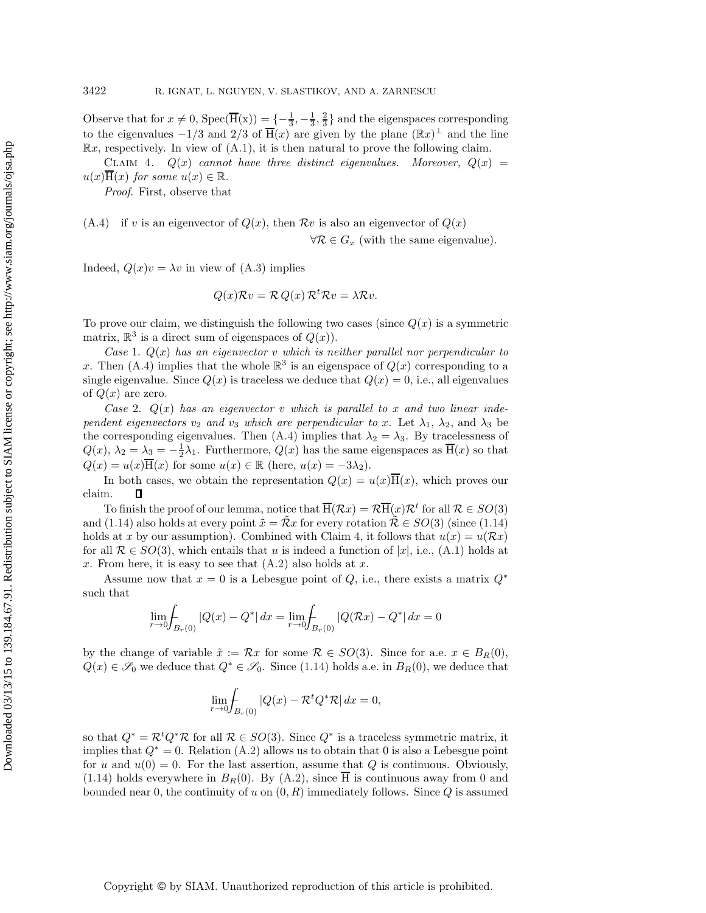Observe that for $x \neq 0$, $\mathrm{Spec}(\overline{\mathrm{H}}(x)) = \{-\frac{1}{3}, -\frac{1}{3}, \frac{2}{3}\}$ and the eigenspaces corresponding to the eigenvalues $-1/3$ and $2/3$ of $\overline{\mathrm{H}}(x)$ are given by the plane $(\mathbb{R}x)^\perp$ and the line $\mathbb{R}x$, respectively. In view of (A.1), it is then natural to prove the following claim.

Claim 4. *$Q(x)$ cannot have three distinct eigenvalues. Moreover, $Q(x) = u(x)\overline{\mathrm{H}}(x)$ for some $u(x) \in \mathbb{R}$.*

*Proof.* First, observe that

$$\text{(A.4)} \quad \text{if } v \text{ is an eigenvector of } Q(x), \text{ then } \mathcal{R}v \text{ is also an eigenvector of } Q(x) \quad \forall \mathcal{R} \in G_x \text{ (with the same eigenvalue).}$$

Indeed, $Q(x)v = \lambda v$ in view of (A.3) implies

$$Q(x)\mathcal{R}v = \mathcal{R}\, Q(x)\, \mathcal{R}^t \mathcal{R}v = \lambda \mathcal{R}v.$$

To prove our claim, we distinguish the following two cases (since $Q(x)$ is a symmetric matrix, $\mathbb{R}^3$ is a direct sum of eigenspaces of $Q(x)$).

*Case* 1. *$Q(x)$ has an eigenvector $v$ which is neither parallel nor perpendicular to $x$.* Then (A.4) implies that the whole $\mathbb{R}^3$ is an eigenspace of $Q(x)$ corresponding to a single eigenvalue. Since $Q(x)$ is traceless we deduce that $Q(x) = 0$, i.e., all eigenvalues of $Q(x)$ are zero.

*Case* 2. *$Q(x)$ has an eigenvector $v$ which is parallel to $x$ and two linear independent eigenvectors $v_2$ and $v_3$ which are perpendicular to $x$.* Let $\lambda_1$, $\lambda_2$, and $\lambda_3$ be the corresponding eigenvalues. Then (A.4) implies that $\lambda_2 = \lambda_3$. By tracelessness of $Q(x)$, $\lambda_2 = \lambda_3 = -\frac{1}{2}\lambda_1$. Furthermore, $Q(x)$ has the same eigenspaces as $\overline{\mathrm{H}}(x)$ so that $Q(x) = u(x)\overline{\mathrm{H}}(x)$ for some $u(x) \in \mathbb{R}$ (here, $u(x) = -3\lambda_2$).

In both cases, we obtain the representation $Q(x) = u(x)\overline{\mathrm{H}}(x)$, which proves our claim. ∎

To finish the proof of our lemma, notice that $\overline{\mathrm{H}}(\mathcal{R}x) = \mathcal{R}\overline{\mathrm{H}}(x)\mathcal{R}^t$ for all $\mathcal{R} \in SO(3)$ and (1.14) also holds at every point $\tilde{x} = \tilde{\mathcal{R}}x$ for every rotation $\tilde{\mathcal{R}} \in SO(3)$ (since (1.14) holds at $x$ by our assumption). Combined with Claim 4, it follows that $u(x) = u(\mathcal{R}x)$ for all $\mathcal{R} \in SO(3)$, which entails that $u$ is indeed a function of $|x|$, i.e., (A.1) holds at $x$. From here, it is easy to see that (A.2) also holds at $x$.

Assume now that $x = 0$ is a Lebesgue point of $Q$, i.e., there exists a matrix $Q^*$ such that

$$\lim_{r\to 0} \fint_{B_r(0)} |Q(x) - Q^*|\, dx = \lim_{r\to 0} \fint_{B_r(0)} |Q(\mathcal{R}x) - Q^*|\, dx = 0$$

by the change of variable $\tilde{x} := \mathcal{R}x$ for some $\mathcal{R} \in SO(3)$. Since for a.e. $x \in B_R(0)$, $Q(x) \in \mathscr{S}_0$ we deduce that $Q^* \in \mathscr{S}_0$. Since (1.14) holds a.e. in $B_R(0)$, we deduce that

$$\lim_{r\to 0} \fint_{B_r(0)} |Q(x) - \mathcal{R}^t Q^* \mathcal{R}|\, dx = 0,$$

so that $Q^* = \mathcal{R}^t Q^* \mathcal{R}$ for all $\mathcal{R} \in SO(3)$. Since $Q^*$ is a traceless symmetric matrix, it implies that $Q^* = 0$. Relation (A.2) allows us to obtain that 0 is also a Lebesgue point for $u$ and $u(0) = 0$. For the last assertion, assume that $Q$ is continuous. Obviously, (1.14) holds everywhere in $B_R(0)$. By (A.2), since $\overline{\mathrm{H}}$ is continuous away from 0 and bounded near 0, the continuity of $u$ on $(0, R)$ immediately follows. Since $Q$ is assumed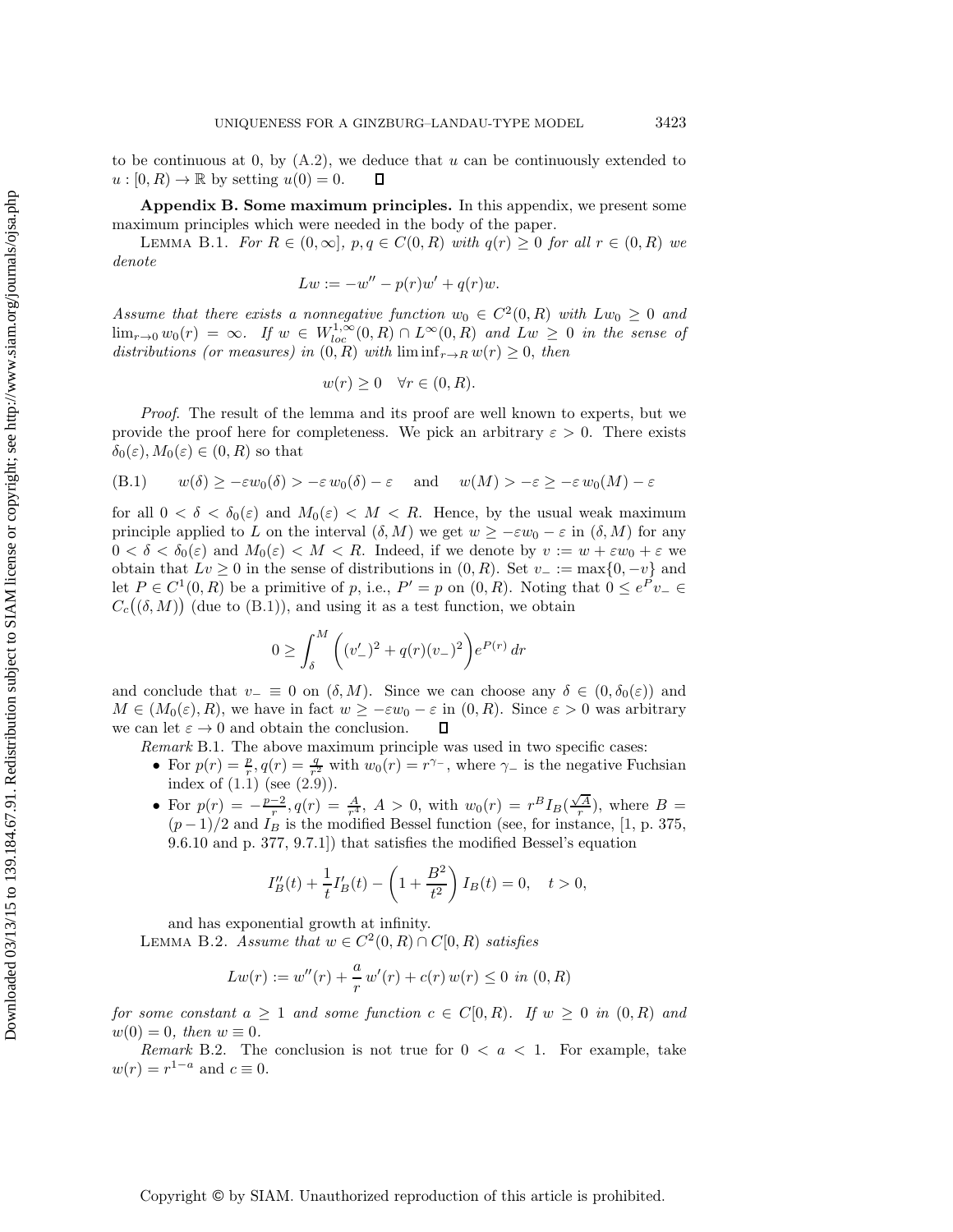to be continuous at 0, by (A.2), we deduce that $u$ can be continuously extended to $u : [0, R) \to \mathbb{R}$ by setting $u(0) = 0$. $\square$

**Appendix B. Some maximum principles.** In this appendix, we present some maximum principles which were needed in the body of the paper.

Lemma B.1. *For $R \in (0, \infty]$, $p, q \in C(0, R)$ with $q(r) \geq 0$ for all $r \in (0, R)$ we denote*

$$Lw := -w'' - p(r)w' + q(r)w.$$

*Assume that there exists a nonnegative function $w_0 \in C^2(0, R)$ with $Lw_0 \geq 0$ and $\lim_{r\to 0} w_0(r) = \infty$. If $w \in W^{1,\infty}_{loc}(0, R) \cap L^\infty(0, R)$ and $Lw \geq 0$ in the sense of distributions (or measures) in $(0, R)$ with $\liminf_{r\to R} w(r) \geq 0$, then*

$$w(r) \geq 0 \quad \forall r \in (0, R).$$

*Proof*. The result of the lemma and its proof are well known to experts, but we provide the proof here for completeness. We pick an arbitrary $\varepsilon > 0$. There exists $\delta_0(\varepsilon), M_0(\varepsilon) \in (0, R)$ so that

$$w(\delta) \geq -\varepsilon w_0(\delta) > -\varepsilon\, w_0(\delta) - \varepsilon \quad \text{and} \quad w(M) > -\varepsilon \geq -\varepsilon\, w_0(M) - \varepsilon \tag{B.1}$$

for all $0 < \delta < \delta_0(\varepsilon)$ and $M_0(\varepsilon) < M < R$. Hence, by the usual weak maximum principle applied to $L$ on the interval $(\delta, M)$ we get $w \geq -\varepsilon w_0 - \varepsilon$ in $(\delta, M)$ for any $0 < \delta < \delta_0(\varepsilon)$ and $M_0(\varepsilon) < M < R$. Indeed, if we denote by $v := w + \varepsilon w_0 + \varepsilon$ we obtain that $Lv \geq 0$ in the sense of distributions in $(0, R)$. Set $v_- := \max\{0, -v\}$ and let $P \in C^1(0, R)$ be a primitive of $p$, i.e., $P' = p$ on $(0, R)$. Noting that $0 \leq e^P v_- \in C_c\big((\delta, M)\big)$ (due to (B.1)), and using it as a test function, we obtain

$$0 \geq \int_\delta^M \bigg( (v_-')^2 + q(r)(v_-)^2 \bigg) e^{P(r)}\, dr$$

and conclude that $v_- \equiv 0$ on $(\delta, M)$. Since we can choose any $\delta \in (0, \delta_0(\varepsilon))$ and $M \in (M_0(\varepsilon), R)$, we have in fact $w \geq -\varepsilon w_0 - \varepsilon$ in $(0, R)$. Since $\varepsilon > 0$ was arbitrary we can let $\varepsilon \to 0$ and obtain the conclusion. $\square$

*Remark* B.1. The above maximum principle was used in two specific cases:

- For $p(r) = \frac{p}{r}, q(r) = \frac{q}{r^2}$ with $w_0(r) = r^{\gamma_-}$, where $\gamma_-$ is the negative Fuchsian index of (1.1) (see (2.9)).
- For $p(r) = -\frac{p-2}{r}, q(r) = \frac{A}{r^4}$, $A > 0$, with $w_0(r) = r^B I_B(\frac{\sqrt{A}}{r})$, where $B = (p-1)/2$ and $I_B$ is the modified Bessel function (see, for instance, [1, p. 375, 9.6.10 and p. 377, 9.7.1]) that satisfies the modified Bessel's equation

$$I_B''(t) + \frac{1}{t} I_B'(t) - \left(1 + \frac{B^2}{t^2}\right) I_B(t) = 0, \quad t > 0,$$

and has exponential growth at infinity.

Lemma B.2. *Assume that $w \in C^2(0, R) \cap C[0, R)$ satisfies*

$$Lw(r) := w''(r) + \frac{a}{r}\, w'(r) + c(r)\, w(r) \leq 0 \text{ in } (0, R)$$

*for some constant $a \geq 1$ and some function $c \in C[0, R)$. If $w \geq 0$ in $(0, R)$ and $w(0) = 0$, then $w \equiv 0$.*

*Remark* B.2. The conclusion is not true for $0 < a < 1$. For example, take $w(r) = r^{1-a}$ and $c \equiv 0$.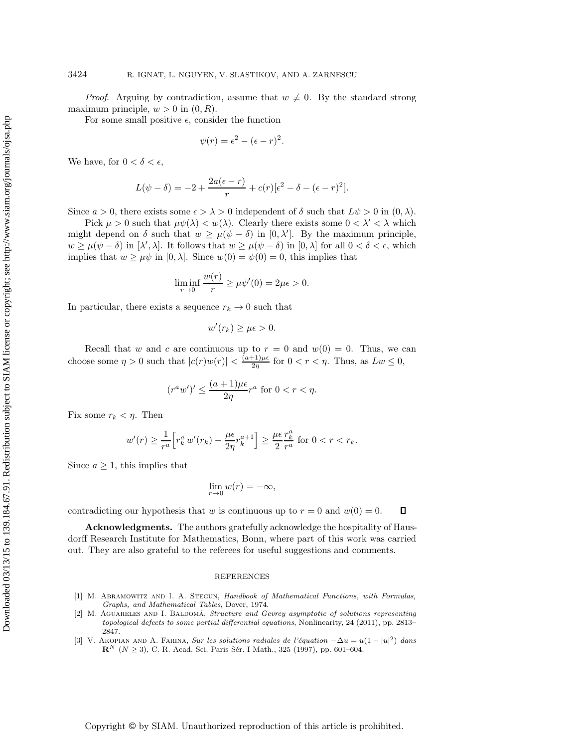*Proof*. Arguing by contradiction, assume that $w \not\equiv 0$. By the standard strong maximum principle, $w > 0$ in $(0, R)$.

For some small positive $\epsilon$, consider the function

$$\psi(r) = \epsilon^2 - (\epsilon - r)^2.$$

We have, for $0 < \delta < \epsilon$,

$$L(\psi - \delta) = -2 + \frac{2a(\epsilon - r)}{r} + c(r)[\epsilon^2 - \delta - (\epsilon - r)^2].$$

Since $a > 0$, there exists some $\epsilon > \lambda > 0$ independent of $\delta$ such that $L\psi > 0$ in $(0, \lambda)$.

Pick $\mu > 0$ such that $\mu\psi(\lambda) < w(\lambda)$. Clearly there exists some $0 < \lambda' < \lambda$ which might depend on $\delta$ such that $w \geq \mu(\psi - \delta)$ in $[0, \lambda']$. By the maximum principle, $w \geq \mu(\psi - \delta)$ in $[\lambda', \lambda]$. It follows that $w \geq \mu(\psi - \delta)$ in $[0, \lambda]$ for all $0 < \delta < \epsilon$, which implies that $w \geq \mu\psi$ in $[0, \lambda]$. Since $w(0) = \psi(0) = 0$, this implies that

$$\liminf_{r \to 0} \frac{w(r)}{r} \geq \mu\psi'(0) = 2\mu\epsilon > 0.$$

In particular, there exists a sequence $r_k \to 0$ such that

$$w'(r_k) \geq \mu\epsilon > 0.$$

Recall that $w$ and $c$ are continuous up to $r = 0$ and $w(0) = 0$. Thus, we can choose some $\eta > 0$ such that $|c(r)w(r)| < \frac{(a+1)\mu\epsilon}{2\eta}$ for $0 < r < \eta$. Thus, as $Lw \leq 0$,

$$(r^a w')' \leq \frac{(a+1)\mu\epsilon}{2\eta} r^a \text{ for } 0 < r < \eta.$$

Fix some $r_k < \eta$. Then

$$w'(r) \geq \frac{1}{r^a}\Big[r_k^a\, w'(r_k) - \frac{\mu\epsilon}{2\eta} r_k^{a+1}\Big] \geq \frac{\mu\epsilon}{2}\frac{r_k^a}{r^a} \text{ for } 0 < r < r_k.$$

Since $a \geq 1$, this implies that

$$\lim_{r \to 0} w(r) = -\infty,$$

contradicting our hypothesis that $w$ is continuous up to $r = 0$ and $w(0) = 0$. ∎

**Acknowledgments.** The authors gratefully acknowledge the hospitality of Hausdorff Research Institute for Mathematics, Bonn, where part of this work was carried out. They are also grateful to the referees for useful suggestions and comments.

## REFERENCES

[1] M. Abramowitz and I. A. Stegun, *Handbook of Mathematical Functions, with Formulas, Graphs, and Mathematical Tables*, Dover, 1974.

[2] M. Aguareles and I. Baldomá, *Structure and Gevrey asymptotic of solutions representing topological defects to some partial differential equations*, Nonlinearity, 24 (2011), pp. 2813–2847.

[3] V. Akopian and A. Farina, *Sur les solutions radiales de l'équation $-\Delta u = u(1 - |u|^2)$ dans $\mathbf{R}^N$ $(N \geq 3)$*, C. R. Acad. Sci. Paris Sér. I Math., 325 (1997), pp. 601–604.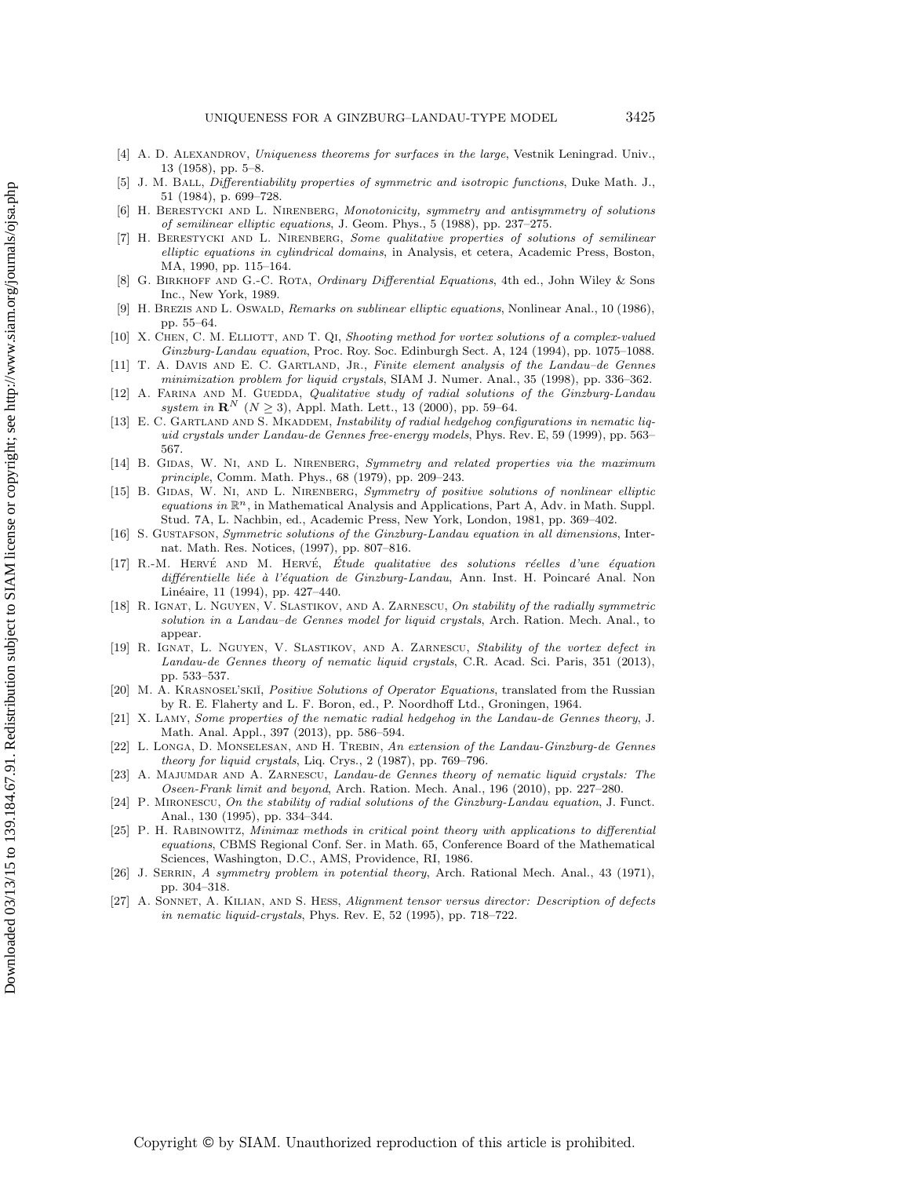[4] A. D. Alexandrov, *Uniqueness theorems for surfaces in the large*, Vestnik Leningrad. Univ., 13 (1958), pp. 5–8.

[5] J. M. Ball, *Differentiability properties of symmetric and isotropic functions*, Duke Math. J., 51 (1984), p. 699–728.

[6] H. Berestycki and L. Nirenberg, *Monotonicity, symmetry and antisymmetry of solutions of semilinear elliptic equations*, J. Geom. Phys., 5 (1988), pp. 237–275.

[7] H. Berestycki and L. Nirenberg, *Some qualitative properties of solutions of semilinear elliptic equations in cylindrical domains*, in Analysis, et cetera, Academic Press, Boston, MA, 1990, pp. 115–164.

[8] G. Birkhoff and G.-C. Rota, *Ordinary Differential Equations*, 4th ed., John Wiley & Sons Inc., New York, 1989.

[9] H. Brezis and L. Oswald, *Remarks on sublinear elliptic equations*, Nonlinear Anal., 10 (1986), pp. 55–64.

[10] X. Chen, C. M. Elliott, and T. Qi, *Shooting method for vortex solutions of a complex-valued Ginzburg-Landau equation*, Proc. Roy. Soc. Edinburgh Sect. A, 124 (1994), pp. 1075–1088.

[11] T. A. Davis and E. C. Gartland, Jr., *Finite element analysis of the Landau–de Gennes minimization problem for liquid crystals*, SIAM J. Numer. Anal., 35 (1998), pp. 336–362.

[12] A. Farina and M. Guedda, *Qualitative study of radial solutions of the Ginzburg-Landau system in* $\mathbf{R}^N$ ($N \geq 3$), Appl. Math. Lett., 13 (2000), pp. 59–64.

[13] E. C. Gartland and S. Mkaddem, *Instability of radial hedgehog configurations in nematic liquid crystals under Landau-de Gennes free-energy models*, Phys. Rev. E, 59 (1999), pp. 563–567.

[14] B. Gidas, W. Ni, and L. Nirenberg, *Symmetry and related properties via the maximum principle*, Comm. Math. Phys., 68 (1979), pp. 209–243.

[15] B. Gidas, W. Ni, and L. Nirenberg, *Symmetry of positive solutions of nonlinear elliptic equations in* $\mathbb{R}^n$, in Mathematical Analysis and Applications, Part A, Adv. in Math. Suppl. Stud. 7A, L. Nachbin, ed., Academic Press, New York, London, 1981, pp. 369–402.

[16] S. Gustafson, *Symmetric solutions of the Ginzburg-Landau equation in all dimensions*, Internat. Math. Res. Notices, (1997), pp. 807–816.

[17] R.-M. Hervé and M. Hervé, *Étude qualitative des solutions réelles d'une équation différentielle liée à l'équation de Ginzburg-Landau*, Ann. Inst. H. Poincaré Anal. Non Linéaire, 11 (1994), pp. 427–440.

[18] R. Ignat, L. Nguyen, V. Slastikov, and A. Zarnescu, *On stability of the radially symmetric solution in a Landau–de Gennes model for liquid crystals*, Arch. Ration. Mech. Anal., to appear.

[19] R. Ignat, L. Nguyen, V. Slastikov, and A. Zarnescu, *Stability of the vortex defect in Landau-de Gennes theory of nematic liquid crystals*, C.R. Acad. Sci. Paris, 351 (2013), pp. 533–537.

[20] M. A. Krasnosel'skiĭ, *Positive Solutions of Operator Equations*, translated from the Russian by R. E. Flaherty and L. F. Boron, ed., P. Noordhoff Ltd., Groningen, 1964.

[21] X. Lamy, *Some properties of the nematic radial hedgehog in the Landau-de Gennes theory*, J. Math. Anal. Appl., 397 (2013), pp. 586–594.

[22] L. Longa, D. Monselesan, and H. Trebin, *An extension of the Landau-Ginzburg-de Gennes theory for liquid crystals*, Liq. Crys., 2 (1987), pp. 769–796.

[23] A. Majumdar and A. Zarnescu, *Landau-de Gennes theory of nematic liquid crystals: The Oseen-Frank limit and beyond*, Arch. Ration. Mech. Anal., 196 (2010), pp. 227–280.

[24] P. Mironescu, *On the stability of radial solutions of the Ginzburg-Landau equation*, J. Funct. Anal., 130 (1995), pp. 334–344.

[25] P. H. Rabinowitz, *Minimax methods in critical point theory with applications to differential equations*, CBMS Regional Conf. Ser. in Math. 65, Conference Board of the Mathematical Sciences, Washington, D.C., AMS, Providence, RI, 1986.

[26] J. Serrin, *A symmetry problem in potential theory*, Arch. Rational Mech. Anal., 43 (1971), pp. 304–318.

[27] A. Sonnet, A. Kilian, and S. Hess, *Alignment tensor versus director: Description of defects in nematic liquid-crystals*, Phys. Rev. E, 52 (1995), pp. 718–722.